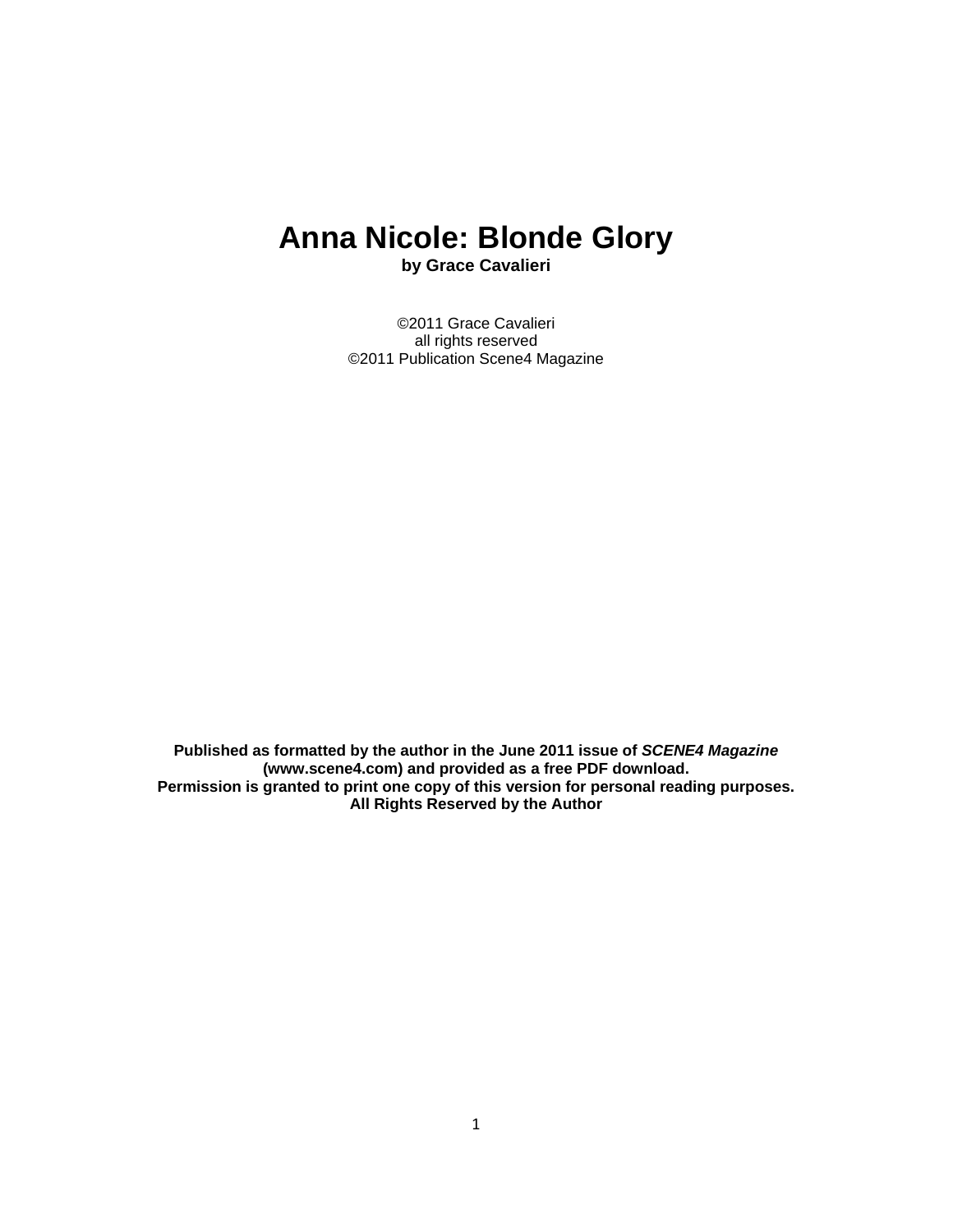# Anna Nicole: Blonde Glory

**by Grace Cavalieri**

©2011 Grace Cavalieri
all rights reserved
©2011 Publication Scene4 Magazine

**Published as formatted by the author in the June 2011 issue of *SCENE4 Magazine* (www.scene4.com) and provided as a free PDF download.**
**Permission is granted to print one copy of this version for personal reading purposes.**
**All Rights Reserved by the Author**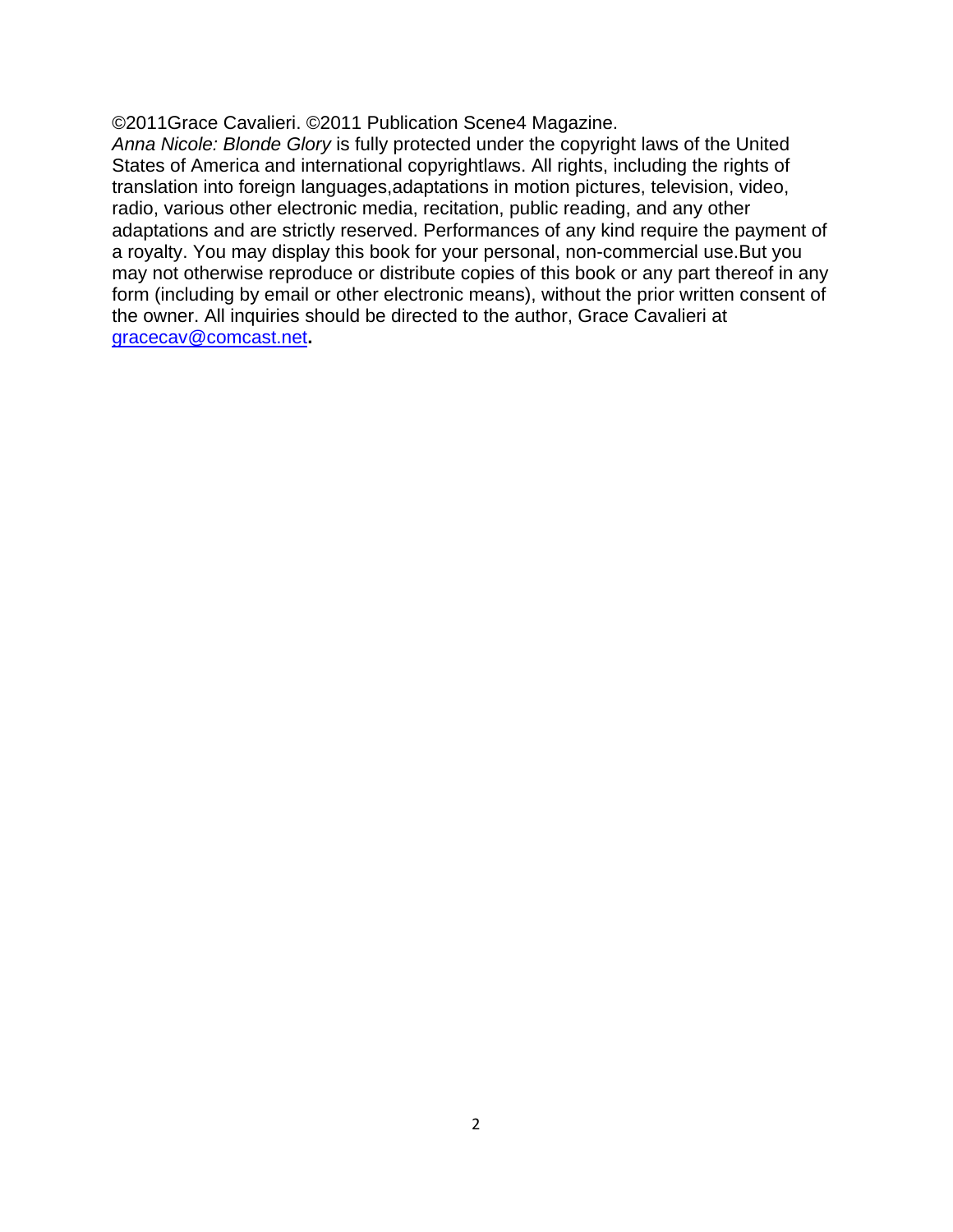©2011Grace Cavalieri. ©2011 Publication Scene4 Magazine.
*Anna Nicole: Blonde Glory* is fully protected under the copyright laws of the United States of America and international copyrightlaws. All rights, including the rights of translation into foreign languages,adaptations in motion pictures, television, video, radio, various other electronic media, recitation, public reading, and any other adaptations and are strictly reserved. Performances of any kind require the payment of a royalty. You may display this book for your personal, non-commercial use.But you may not otherwise reproduce or distribute copies of this book or any part thereof in any form (including by email or other electronic means), without the prior written consent of the owner. All inquiries should be directed to the author, Grace Cavalieri at gracecav@comcast.net**.**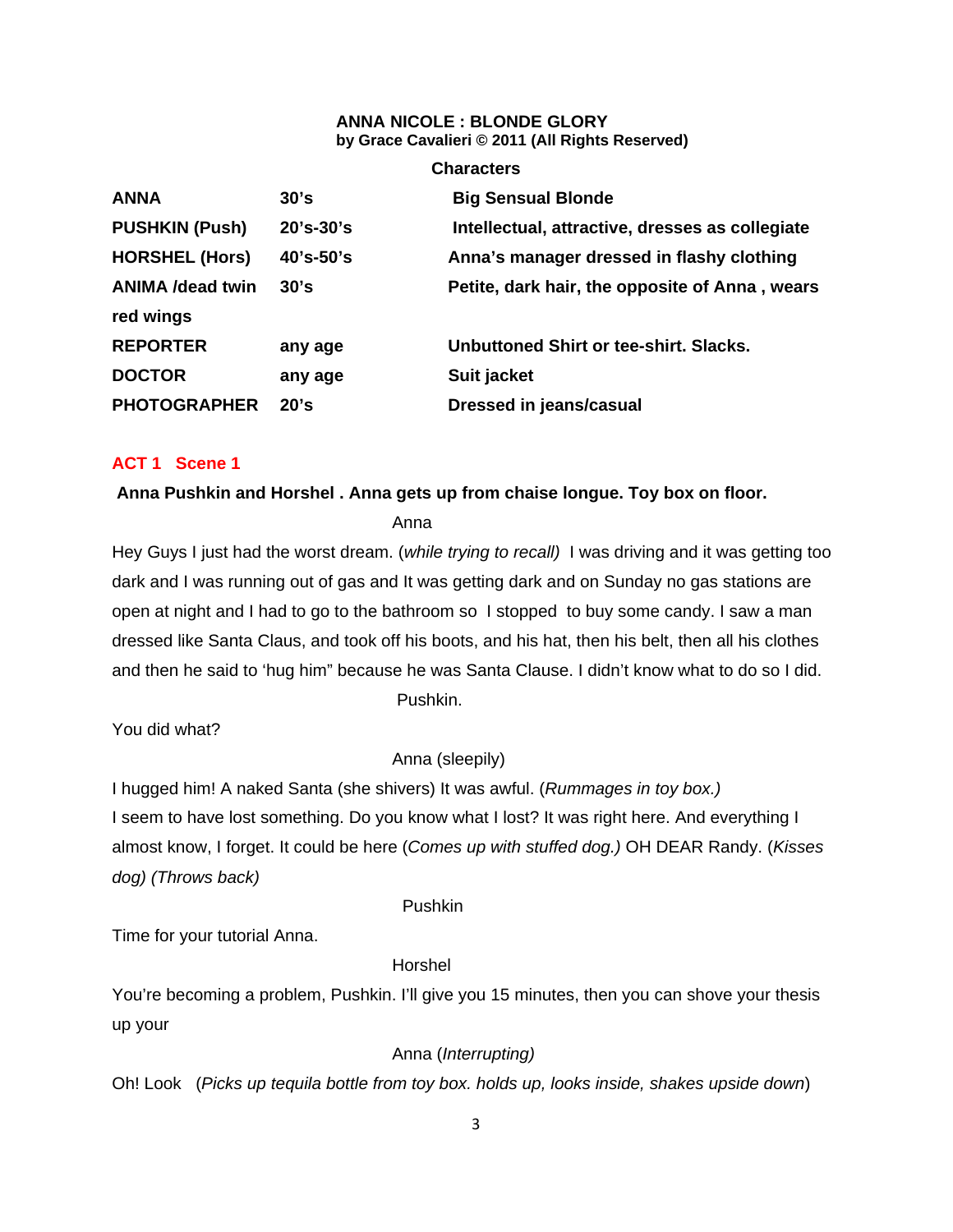**ANNA NICOLE : BLONDE GLORY**
**by Grace Cavalieri © 2011 (All Rights Reserved)**

**Characters**

| | | |
|---|---|---|
| **ANNA** | **30's** | **Big Sensual Blonde** |
| **PUSHKIN (Push)** | **20's-30's** | **Intellectual, attractive, dresses as collegiate** |
| **HORSHEL (Hors)** | **40's-50's** | **Anna's manager dressed in flashy clothing** |
| **ANIMA /dead twin** | **30's** | **Petite, dark hair, the opposite of Anna , wears red wings** |
| **REPORTER** | **any age** | **Unbuttoned Shirt or tee-shirt. Slacks.** |
| **DOCTOR** | **any age** | **Suit jacket** |
| **PHOTOGRAPHER** | **20's** | **Dressed in jeans/casual** |

## ACT 1 Scene 1

**Anna Pushkin and Horshel . Anna gets up from chaise longue. Toy box on floor.**

Anna

Hey Guys I just had the worst dream. (*while trying to recall*) I was driving and it was getting too dark and I was running out of gas and It was getting dark and on Sunday no gas stations are open at night and I had to go to the bathroom so I stopped to buy some candy. I saw a man dressed like Santa Claus, and took off his boots, and his hat, then his belt, then all his clothes and then he said to 'hug him" because he was Santa Clause. I didn't know what to do so I did.

Pushkin.

You did what?

Anna (sleepily)

I hugged him! A naked Santa (she shivers) It was awful. (*Rummages in toy box.)*
I seem to have lost something. Do you know what I lost? It was right here. And everything I almost know, I forget. It could be here (*Comes up with stuffed dog.)* OH DEAR Randy. (*Kisses dog) (Throws back)*

Pushkin

Time for your tutorial Anna.

Horshel

You're becoming a problem, Pushkin. I'll give you 15 minutes, then you can shove your thesis up your

Anna (*Interrupting)*

Oh! Look (*Picks up tequila bottle from toy box. holds up, looks inside, shakes upside down*)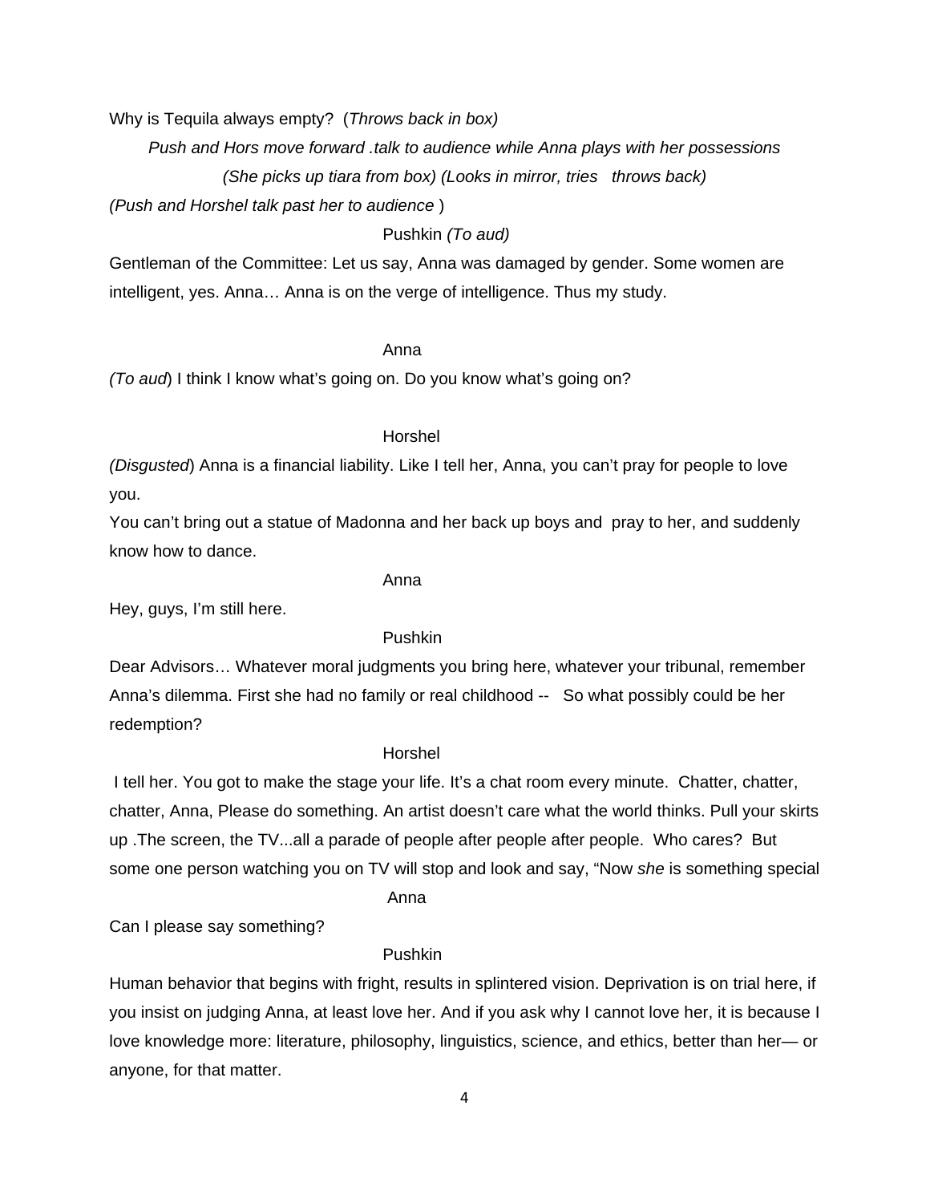Why is Tequila always empty? (*Throws back in box)*

*Push and Hors move forward .talk to audience while Anna plays with her possessions*

*(She picks up tiara from box) (Looks in mirror, tries throws back)*

*(Push and Horshel talk past her to audience* )

Pushkin *(To aud)*

Gentleman of the Committee: Let us say, Anna was damaged by gender. Some women are intelligent, yes. Anna… Anna is on the verge of intelligence. Thus my study.

Anna

*(To aud*) I think I know what's going on. Do you know what's going on?

Horshel

*(Disgusted*) Anna is a financial liability. Like I tell her, Anna, you can't pray for people to love you.

You can't bring out a statue of Madonna and her back up boys and pray to her, and suddenly know how to dance.

Anna

Hey, guys, I'm still here.

Pushkin

Dear Advisors… Whatever moral judgments you bring here, whatever your tribunal, remember Anna's dilemma. First she had no family or real childhood -- So what possibly could be her redemption?

Horshel

I tell her. You got to make the stage your life. It's a chat room every minute. Chatter, chatter, chatter, Anna, Please do something. An artist doesn't care what the world thinks. Pull your skirts up .The screen, the TV...all a parade of people after people after people. Who cares? But some one person watching you on TV will stop and look and say, "Now *she* is something special

Anna

Can I please say something?

Pushkin

Human behavior that begins with fright, results in splintered vision. Deprivation is on trial here, if you insist on judging Anna, at least love her. And if you ask why I cannot love her, it is because I love knowledge more: literature, philosophy, linguistics, science, and ethics, better than her— or anyone, for that matter.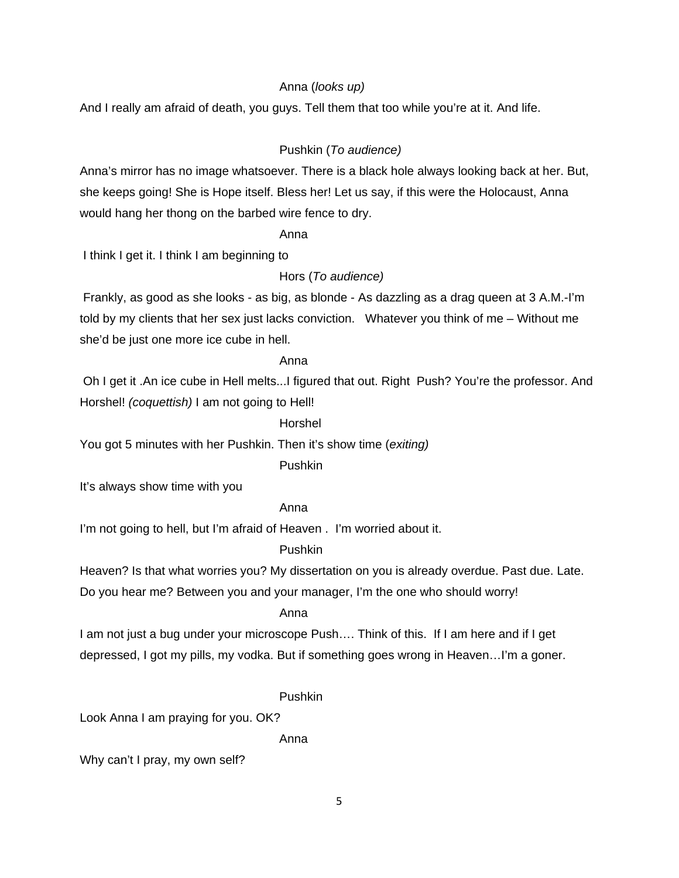Anna (*looks up)*

And I really am afraid of death, you guys. Tell them that too while you're at it. And life.

Pushkin (*To audience)*

Anna's mirror has no image whatsoever. There is a black hole always looking back at her. But, she keeps going! She is Hope itself. Bless her! Let us say, if this were the Holocaust, Anna would hang her thong on the barbed wire fence to dry.

Anna

I think I get it. I think I am beginning to

Hors (*To audience)*

Frankly, as good as she looks - as big, as blonde - As dazzling as a drag queen at 3 A.M.-I'm told by my clients that her sex just lacks conviction. Whatever you think of me – Without me she'd be just one more ice cube in hell.

Anna

Oh I get it .An ice cube in Hell melts...I figured that out. Right Push? You're the professor. And Horshel! *(coquettish)* I am not going to Hell!

Horshel

You got 5 minutes with her Pushkin. Then it's show time (*exiting)*

Pushkin

It's always show time with you

Anna

I'm not going to hell, but I'm afraid of Heaven . I'm worried about it.

Pushkin

Heaven? Is that what worries you? My dissertation on you is already overdue. Past due. Late. Do you hear me? Between you and your manager, I'm the one who should worry!

Anna

I am not just a bug under your microscope Push…. Think of this. If I am here and if I get depressed, I got my pills, my vodka. But if something goes wrong in Heaven…I'm a goner.

Pushkin

Look Anna I am praying for you. OK?

Anna

Why can't I pray, my own self?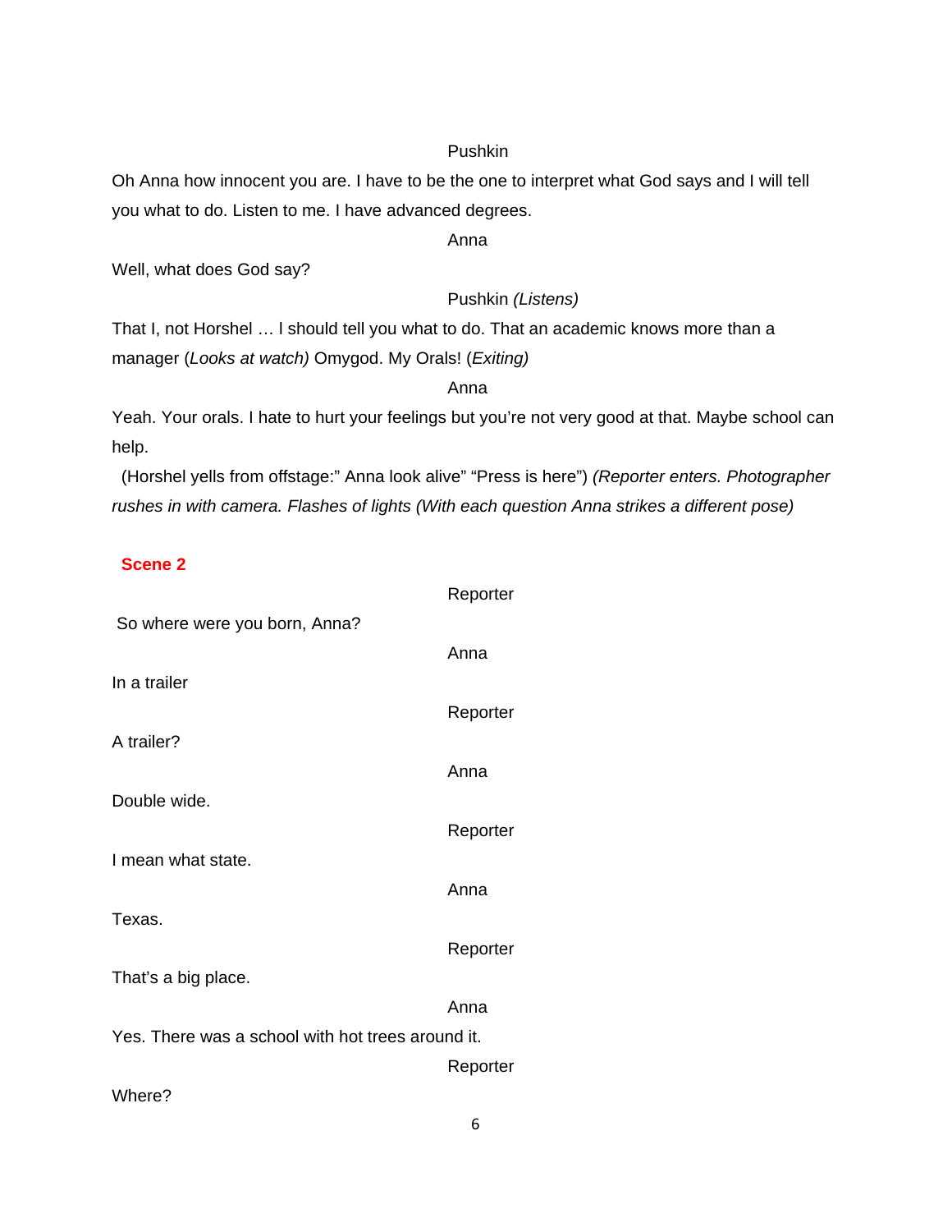Pushkin

Oh Anna how innocent you are. I have to be the one to interpret what God says and I will tell you what to do. Listen to me. I have advanced degrees.

Anna

Well, what does God say?

Pushkin *(Listens)*

That I, not Horshel … I should tell you what to do. That an academic knows more than a manager (*Looks at watch)* Omygod. My Orals! (*Exiting)*

Anna

Yeah. Your orals. I hate to hurt your feelings but you're not very good at that. Maybe school can help.

(Horshel yells from offstage:" Anna look alive" "Press is here") *(Reporter enters. Photographer rushes in with camera. Flashes of lights (With each question Anna strikes a different pose)*

**Scene 2**

Reporter

So where were you born, Anna?

Anna

In a trailer

Reporter

A trailer?

Anna

Double wide.

Reporter

I mean what state.

Anna

Texas.

Reporter

That's a big place.

Anna

Yes. There was a school with hot trees around it.

Reporter

Where?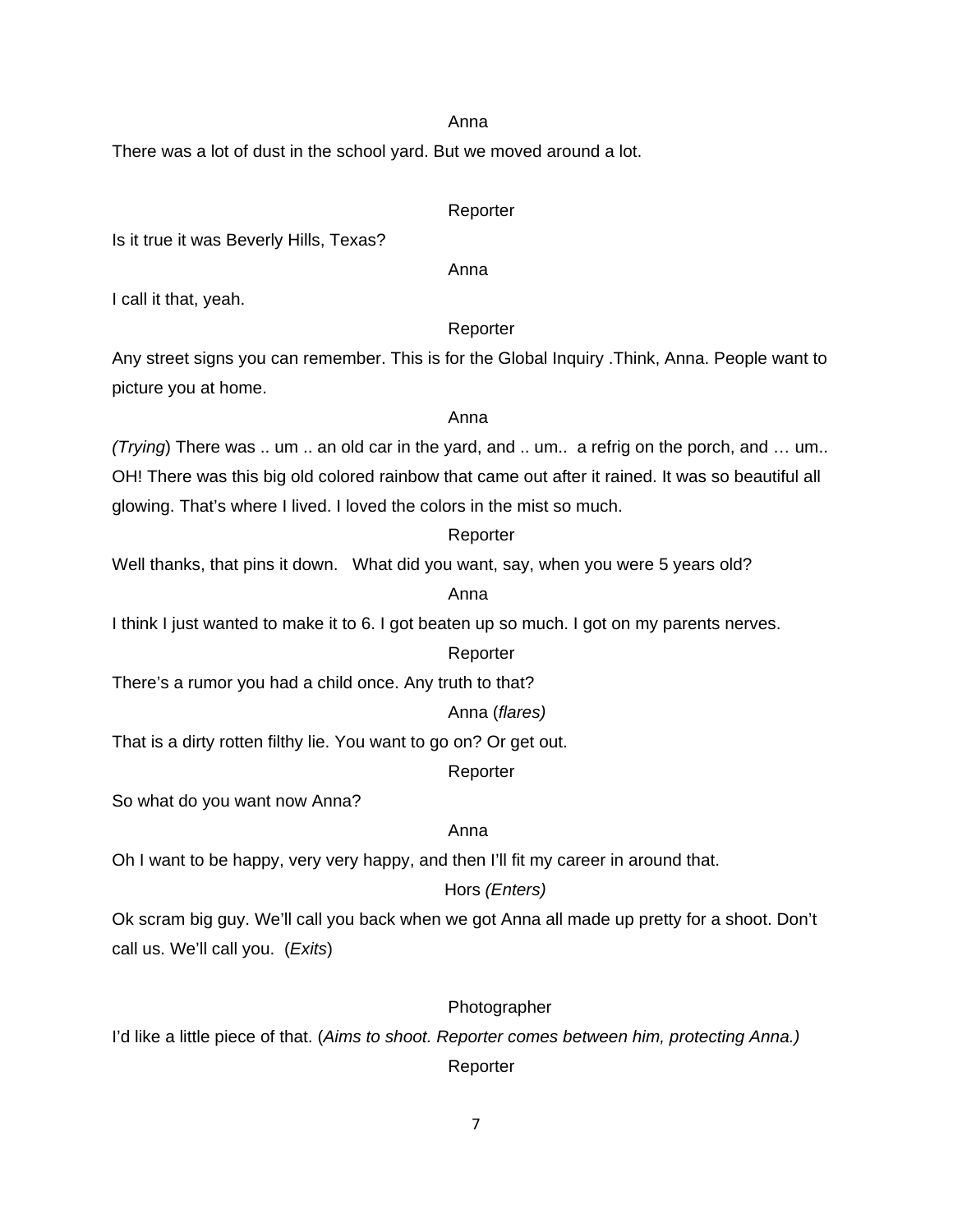Anna

There was a lot of dust in the school yard. But we moved around a lot.

Reporter

Is it true it was Beverly Hills, Texas?

Anna

I call it that, yeah.

Reporter

Any street signs you can remember. This is for the Global Inquiry .Think, Anna. People want to picture you at home.

Anna

*(Trying*) There was .. um .. an old car in the yard, and .. um.. a refrig on the porch, and … um.. OH! There was this big old colored rainbow that came out after it rained. It was so beautiful all glowing. That's where I lived. I loved the colors in the mist so much.

Reporter

Well thanks, that pins it down. What did you want, say, when you were 5 years old?

Anna

I think I just wanted to make it to 6. I got beaten up so much. I got on my parents nerves.

Reporter

There's a rumor you had a child once. Any truth to that?

Anna (*flares)*

That is a dirty rotten filthy lie. You want to go on? Or get out.

Reporter

So what do you want now Anna?

Anna

Oh I want to be happy, very very happy, and then I'll fit my career in around that.

Hors *(Enters)*

Ok scram big guy. We'll call you back when we got Anna all made up pretty for a shoot. Don't call us. We'll call you. (*Exits*)

Photographer

I'd like a little piece of that. (*Aims to shoot. Reporter comes between him, protecting Anna.)*

Reporter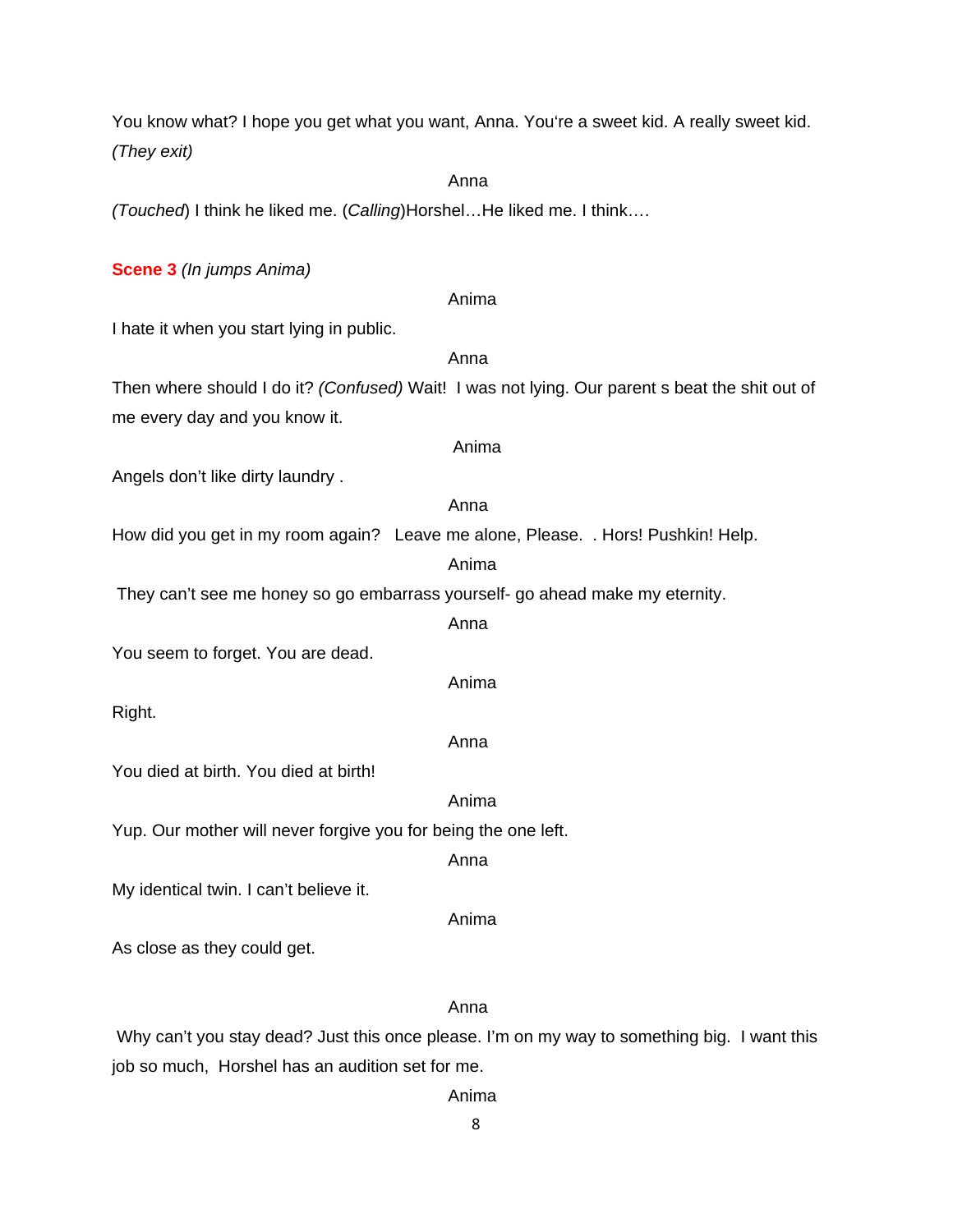You know what? I hope you get what you want, Anna. You're a sweet kid. A really sweet kid. *(They exit)*

Anna

*(Touched*) I think he liked me. (*Calling*)Horshel…He liked me. I think….

**Scene 3** *(In jumps Anima)*

Anima

I hate it when you start lying in public.

Anna

Then where should I do it? *(Confused)* Wait! I was not lying. Our parent s beat the shit out of me every day and you know it.

Anima

Angels don't like dirty laundry .

Anna

How did you get in my room again? Leave me alone, Please. . Hors! Pushkin! Help.

Anima

They can't see me honey so go embarrass yourself- go ahead make my eternity.

Anna

You seem to forget. You are dead.

Anima

Right.

Anna

You died at birth. You died at birth!

Anima

Yup. Our mother will never forgive you for being the one left.

Anna

My identical twin. I can't believe it.

Anima

As close as they could get.

Anna

Why can't you stay dead? Just this once please. I'm on my way to something big. I want this job so much, Horshel has an audition set for me.

Anima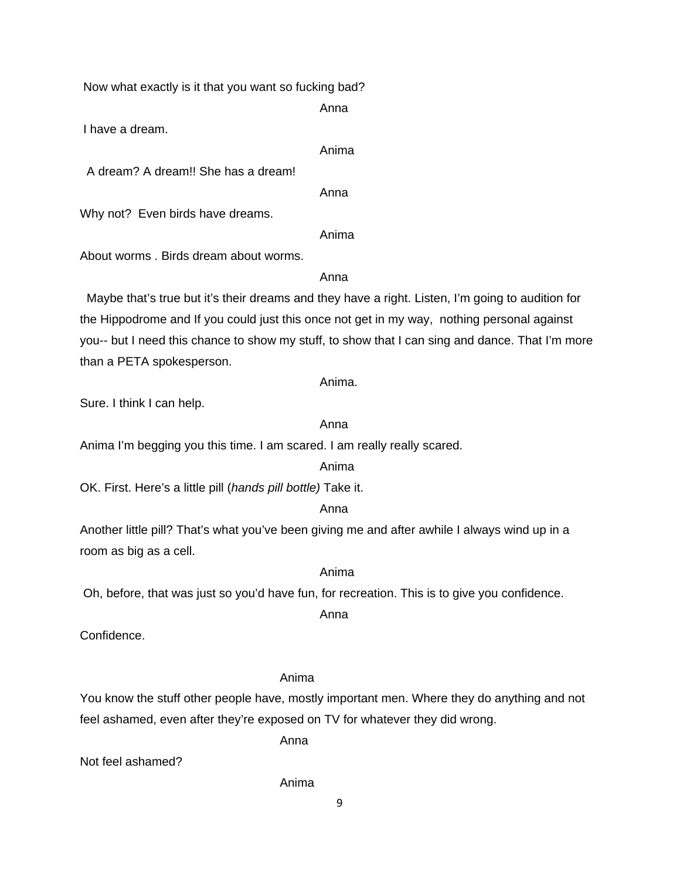Now what exactly is it that you want so fucking bad?

Anna

I have a dream.

Anima

A dream? A dream!! She has a dream!

Anna

Why not? Even birds have dreams.

Anima

About worms . Birds dream about worms.

Anna

Maybe that's true but it's their dreams and they have a right. Listen, I'm going to audition for the Hippodrome and If you could just this once not get in my way, nothing personal against you-- but I need this chance to show my stuff, to show that I can sing and dance. That I'm more than a PETA spokesperson.

Anima.

Sure. I think I can help.

Anna

Anima I'm begging you this time. I am scared. I am really really scared.

Anima

OK. First. Here's a little pill (*hands pill bottle)* Take it.

Anna

Another little pill? That's what you've been giving me and after awhile I always wind up in a room as big as a cell.

Anima

Oh, before, that was just so you'd have fun, for recreation. This is to give you confidence.

Anna

Confidence.

Anima

You know the stuff other people have, mostly important men. Where they do anything and not feel ashamed, even after they're exposed on TV for whatever they did wrong.

Anna

Not feel ashamed?

Anima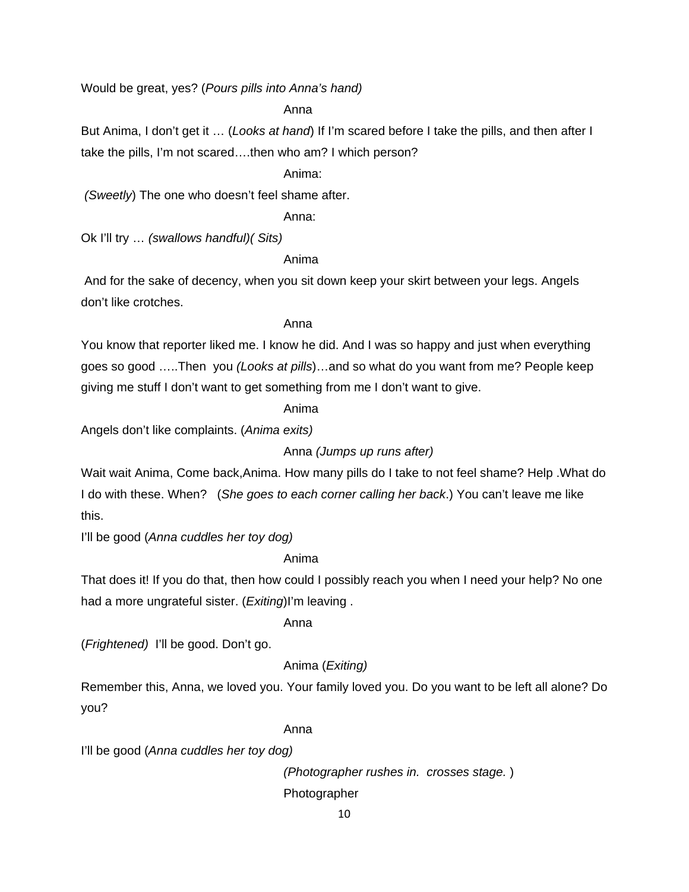Would be great, yes? (*Pours pills into Anna's hand)*

Anna

But Anima, I don't get it … (*Looks at hand*) If I'm scared before I take the pills, and then after I take the pills, I'm not scared….then who am? I which person?

Anima:

*(Sweetly*) The one who doesn't feel shame after.

Anna:

Ok I'll try … *(swallows handful)( Sits)*

Anima

And for the sake of decency, when you sit down keep your skirt between your legs. Angels don't like crotches.

Anna

You know that reporter liked me. I know he did. And I was so happy and just when everything goes so good …..Then you *(Looks at pills*)…and so what do you want from me? People keep giving me stuff I don't want to get something from me I don't want to give.

Anima

Angels don't like complaints. (*Anima exits)*

Anna *(Jumps up runs after)*

Wait wait Anima, Come back,Anima. How many pills do I take to not feel shame? Help .What do I do with these. When? (*She goes to each corner calling her back*.) You can't leave me like this.

I'll be good (*Anna cuddles her toy dog)*

Anima

That does it! If you do that, then how could I possibly reach you when I need your help? No one had a more ungrateful sister. (*Exiting*)I'm leaving .

Anna

(*Frightened)* I'll be good. Don't go.

Anima (*Exiting)*

Remember this, Anna, we loved you. Your family loved you. Do you want to be left all alone? Do you?

Anna

I'll be good (*Anna cuddles her toy dog)*

*(Photographer rushes in. crosses stage.* )

Photographer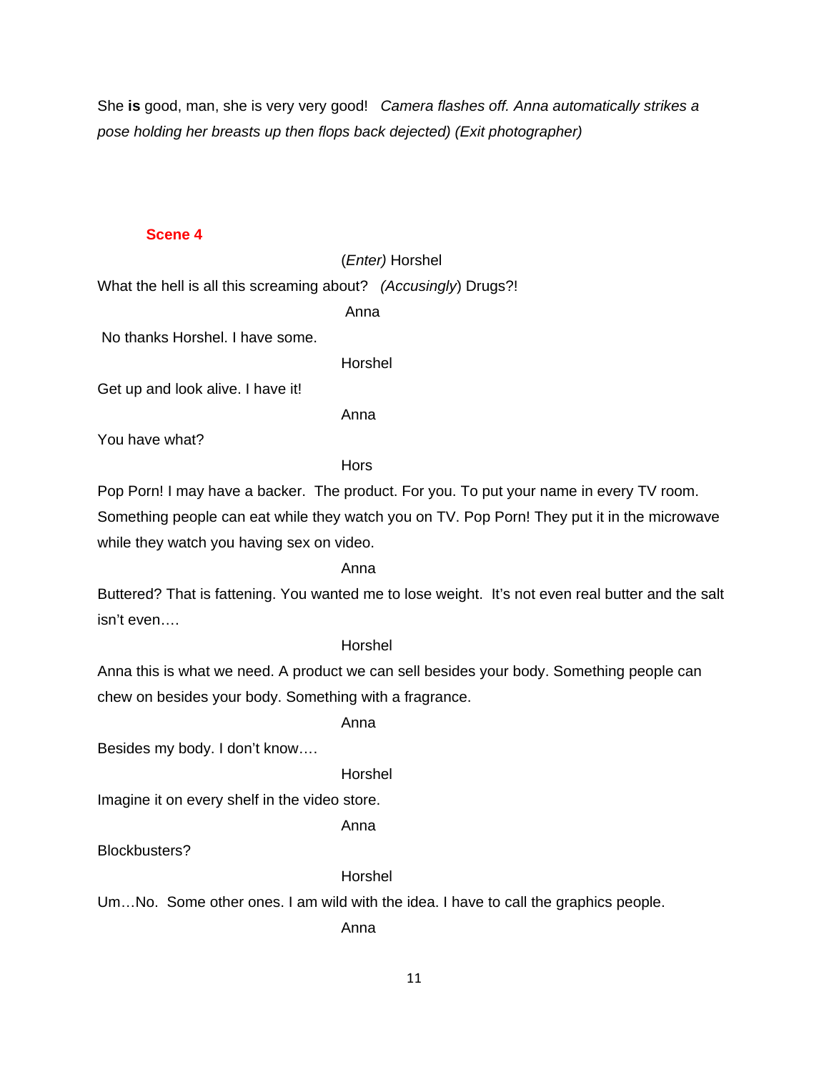She **is** good, man, she is very very good! *Camera flashes off. Anna automatically strikes a pose holding her breasts up then flops back dejected) (Exit photographer)*

## Scene 4

(*Enter)* Horshel

What the hell is all this screaming about? (*Accusingly*) Drugs?!

Anna

No thanks Horshel. I have some.

Horshel

Get up and look alive. I have it!

Anna

You have what?

Hors

Pop Porn! I may have a backer. The product. For you. To put your name in every TV room. Something people can eat while they watch you on TV. Pop Porn! They put it in the microwave while they watch you having sex on video.

Anna

Buttered? That is fattening. You wanted me to lose weight. It's not even real butter and the salt isn't even….

Horshel

Anna this is what we need. A product we can sell besides your body. Something people can chew on besides your body. Something with a fragrance.

Anna

Besides my body. I don't know….

Horshel

Imagine it on every shelf in the video store.

Anna

Blockbusters?

Horshel

Um…No. Some other ones. I am wild with the idea. I have to call the graphics people.

Anna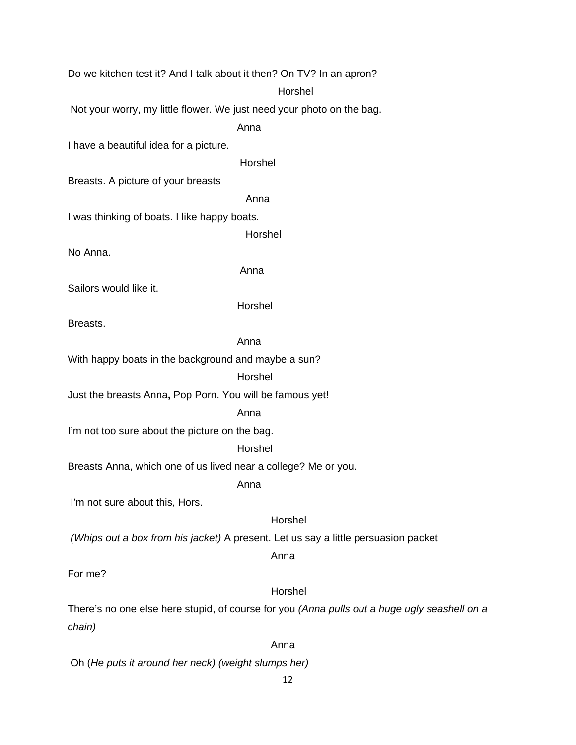Do we kitchen test it? And I talk about it then? On TV? In an apron?

Horshel

Not your worry, my little flower. We just need your photo on the bag.

Anna

I have a beautiful idea for a picture.

Horshel

Breasts. A picture of your breasts

Anna

I was thinking of boats. I like happy boats.

Horshel

No Anna.

Anna

Sailors would like it.

Horshel

Breasts.

Anna

With happy boats in the background and maybe a sun?

Horshel

Just the breasts Anna**,** Pop Porn. You will be famous yet!

Anna

I'm not too sure about the picture on the bag.

Horshel

Breasts Anna, which one of us lived near a college? Me or you.

Anna

I'm not sure about this, Hors.

Horshel

*(Whips out a box from his jacket)* A present. Let us say a little persuasion packet

Anna

For me?

Horshel

There's no one else here stupid, of course for you *(Anna pulls out a huge ugly seashell on a chain)*

Anna

Oh (*He puts it around her neck) (weight slumps her)*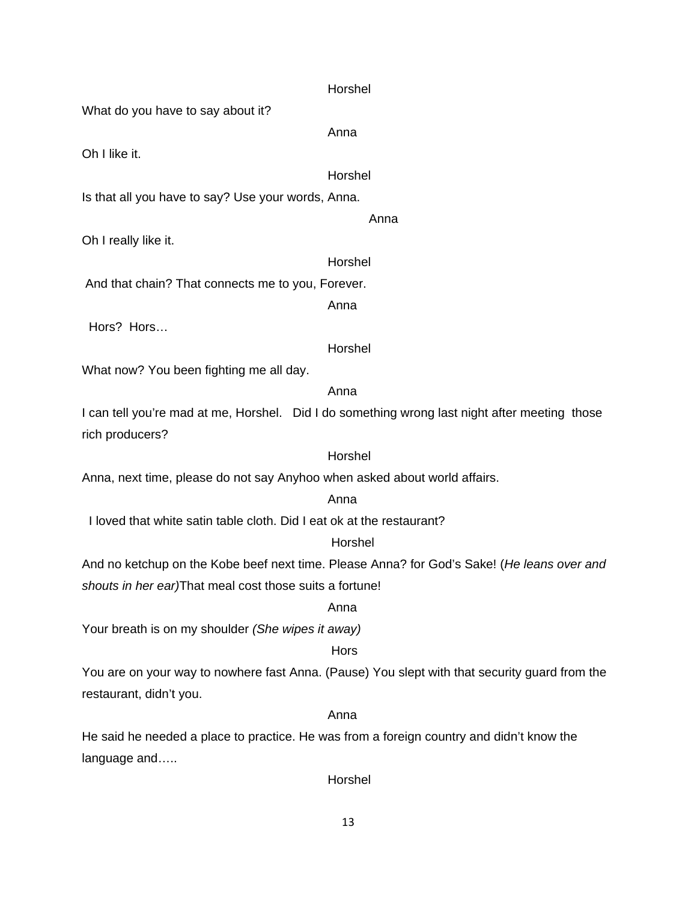Horshel

What do you have to say about it?

Anna

Oh I like it.

Horshel

Is that all you have to say? Use your words, Anna.

Anna

Oh I really like it.

Horshel

And that chain? That connects me to you, Forever.

Anna

Hors? Hors…

Horshel

What now? You been fighting me all day.

Anna

I can tell you're mad at me, Horshel. Did I do something wrong last night after meeting those rich producers?

Horshel

Anna, next time, please do not say Anyhoo when asked about world affairs.

Anna

I loved that white satin table cloth. Did I eat ok at the restaurant?

Horshel

And no ketchup on the Kobe beef next time. Please Anna? for God's Sake! (*He leans over and shouts in her ear)*That meal cost those suits a fortune!

Anna

Your breath is on my shoulder *(She wipes it away)*

Hors

You are on your way to nowhere fast Anna. (Pause) You slept with that security guard from the restaurant, didn't you.

Anna

He said he needed a place to practice. He was from a foreign country and didn't know the language and…..

Horshel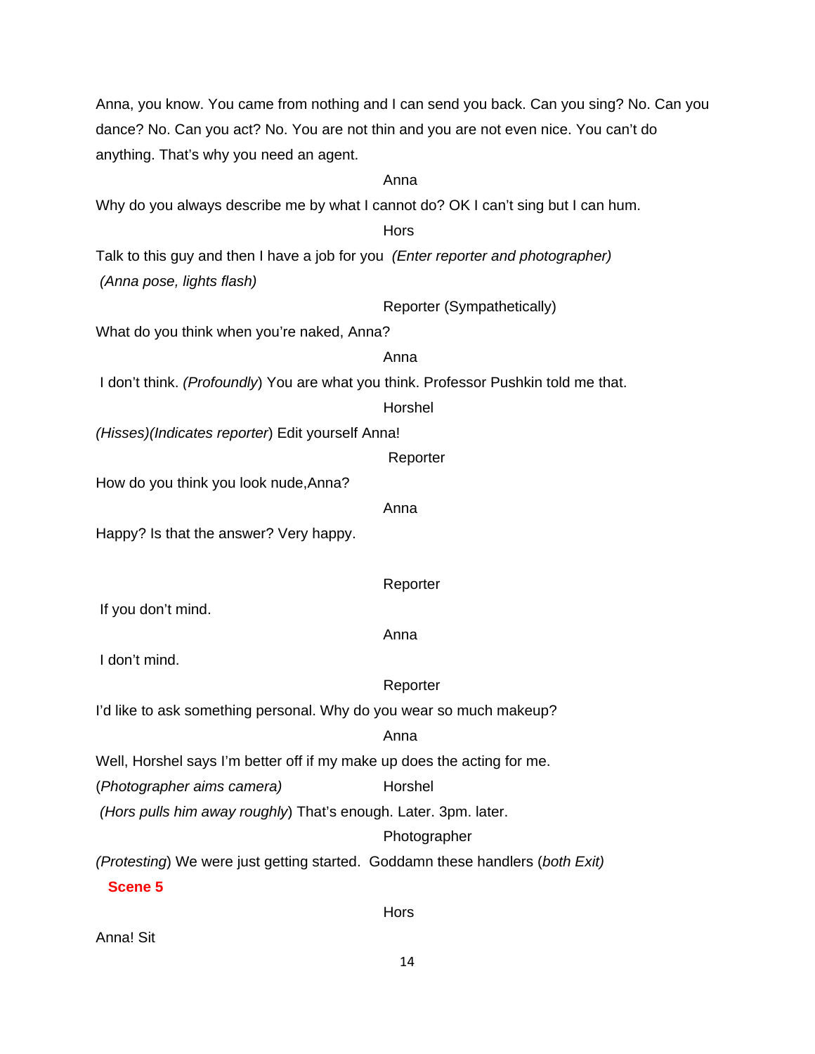Anna, you know. You came from nothing and I can send you back. Can you sing? No. Can you dance? No. Can you act? No. You are not thin and you are not even nice. You can't do anything. That's why you need an agent.

Anna

Why do you always describe me by what I cannot do? OK I can't sing but I can hum.

Hors

Talk to this guy and then I have a job for you *(Enter reporter and photographer)* *(Anna pose, lights flash)*

Reporter (Sympathetically)

What do you think when you're naked, Anna?

Anna

I don't think. *(Profoundly*) You are what you think. Professor Pushkin told me that.

Horshel

*(Hisses)(Indicates reporter*) Edit yourself Anna!

Reporter

How do you think you look nude,Anna?

Anna

Happy? Is that the answer? Very happy.

Reporter

If you don't mind.

Anna

I don't mind.

Reporter

I'd like to ask something personal. Why do you wear so much makeup?

Anna

Well, Horshel says I'm better off if my make up does the acting for me.

(*Photographer aims camera)*

Horshel

*(Hors pulls him away roughly*) That's enough. Later. 3pm. later.

Photographer

*(Protesting*) We were just getting started. Goddamn these handlers (*both Exit)*

**Scene 5**

Hors

Anna! Sit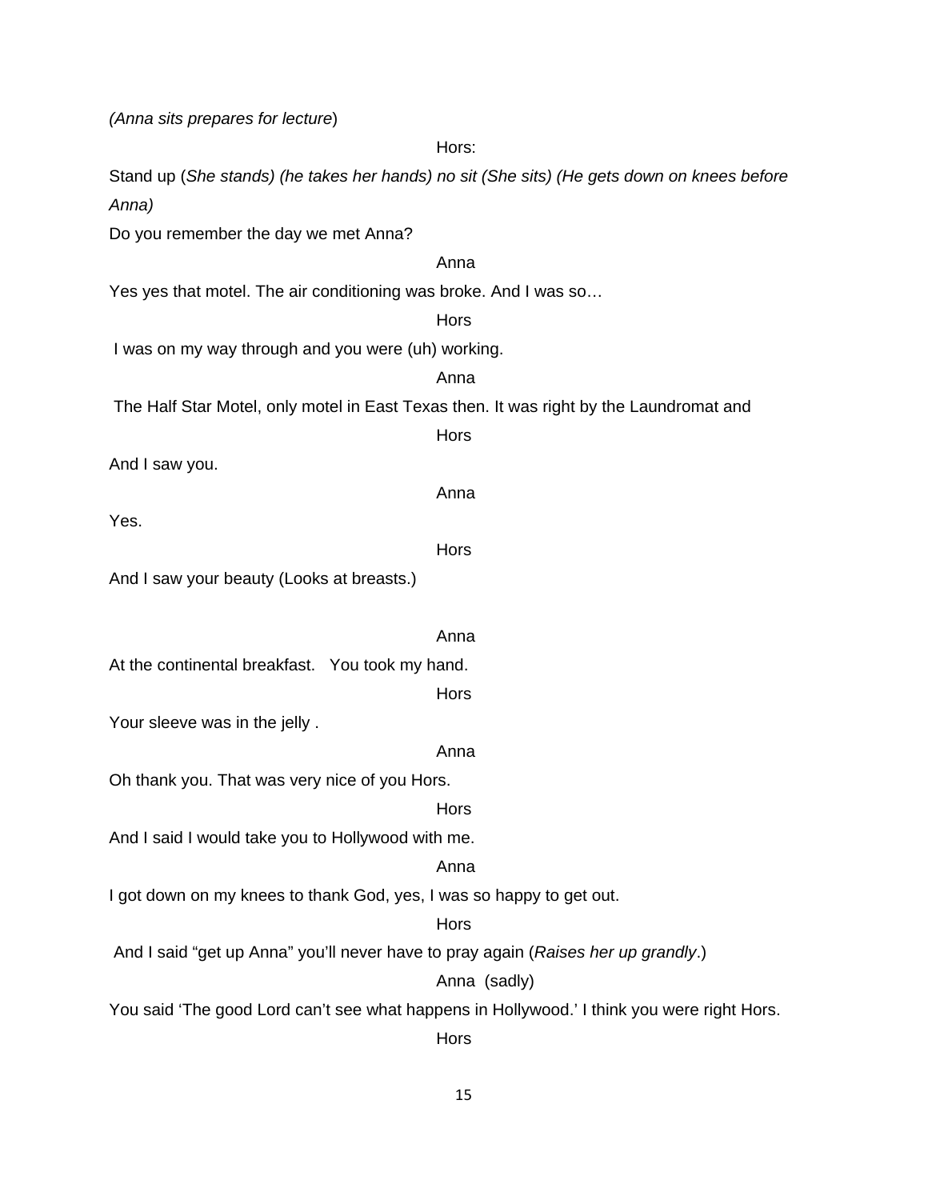*(Anna sits prepares for lecture*)

Hors:

Stand up (*She stands) (he takes her hands) no sit (She sits) (He gets down on knees before Anna)*

Do you remember the day we met Anna?

Anna

Yes yes that motel. The air conditioning was broke. And I was so…

Hors

I was on my way through and you were (uh) working.

Anna

The Half Star Motel, only motel in East Texas then. It was right by the Laundromat and

Hors

And I saw you.

Anna

Yes.

Hors

And I saw your beauty (Looks at breasts.)

Anna

At the continental breakfast. You took my hand.

Hors

Your sleeve was in the jelly .

Anna

Oh thank you. That was very nice of you Hors.

Hors

And I said I would take you to Hollywood with me.

Anna

I got down on my knees to thank God, yes, I was so happy to get out.

Hors

And I said "get up Anna" you'll never have to pray again (*Raises her up grandly*.)

Anna (sadly)

You said 'The good Lord can't see what happens in Hollywood.' I think you were right Hors.

Hors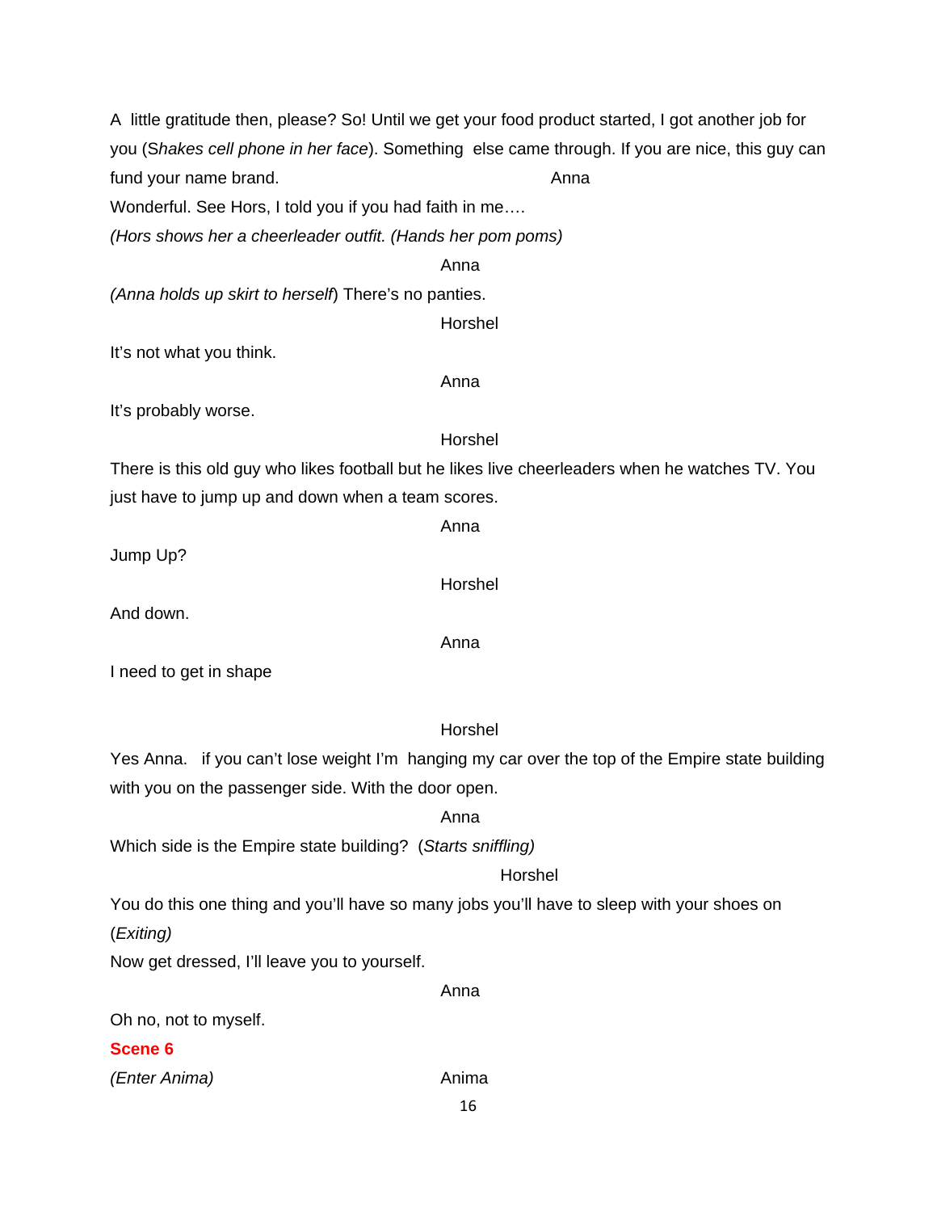A little gratitude then, please? So! Until we get your food product started, I got another job for you (*Shakes cell phone in her face*). Something else came through. If you are nice, this guy can fund your name brand.

Anna

Wonderful. See Hors, I told you if you had faith in me….

*(Hors shows her a cheerleader outfit. (Hands her pom poms)*

Anna

*(Anna holds up skirt to herself*) There's no panties.

Horshel

It's not what you think.

Anna

It's probably worse.

Horshel

There is this old guy who likes football but he likes live cheerleaders when he watches TV. You just have to jump up and down when a team scores.

Anna

Jump Up?

Horshel

And down.

Anna

I need to get in shape

Horshel

Yes Anna. if you can't lose weight I'm hanging my car over the top of the Empire state building with you on the passenger side. With the door open.

Anna

Which side is the Empire state building? (*Starts sniffling)*

Horshel

You do this one thing and you'll have so many jobs you'll have to sleep with your shoes on (*Exiting)*

Now get dressed, I'll leave you to yourself.

Anna

Oh no, not to myself.

**Scene 6**

*(Enter Anima)*

Anima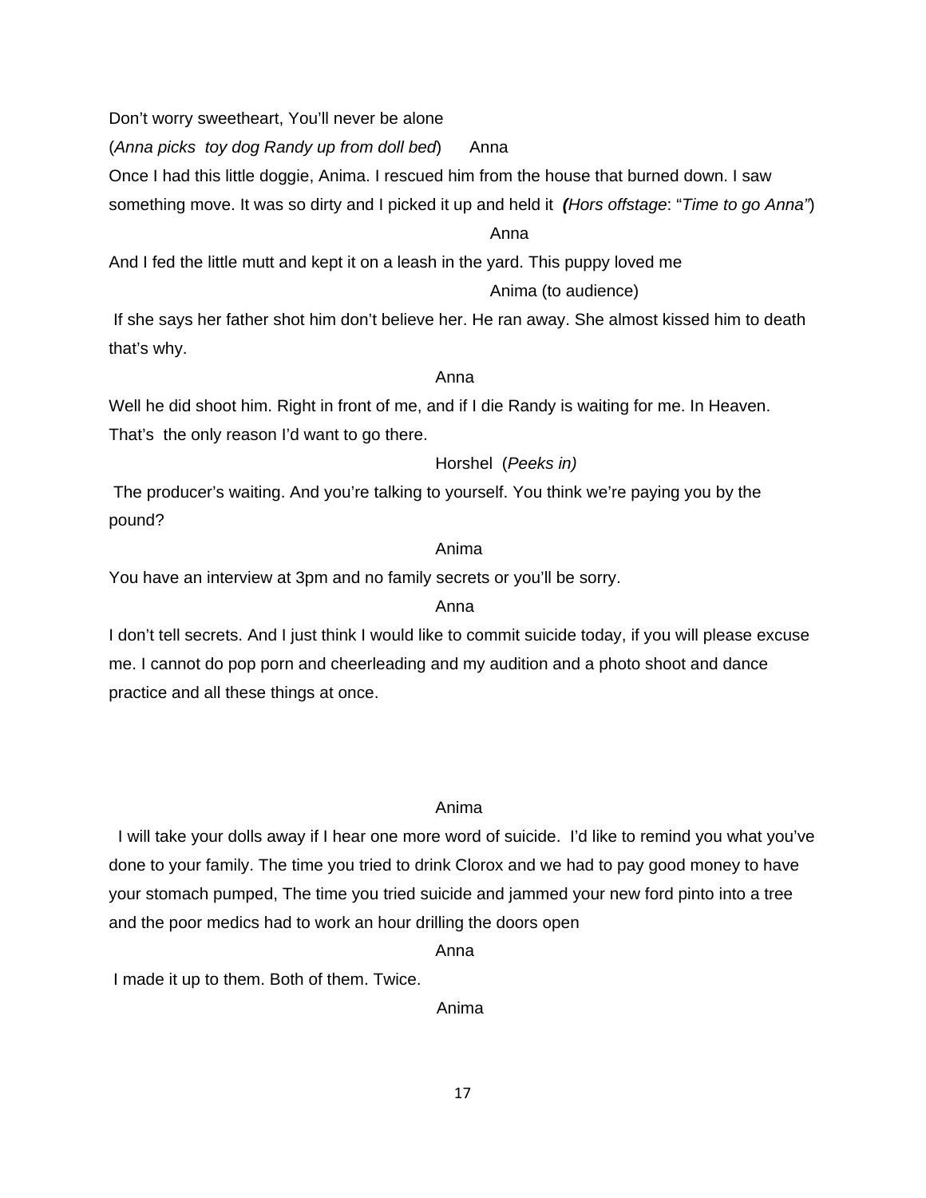Don't worry sweetheart, You'll never be alone

(*Anna picks toy dog Randy up from doll bed*) Anna

Once I had this little doggie, Anima. I rescued him from the house that burned down. I saw something move. It was so dirty and I picked it up and held it ***(****Hors offstage*: "*Time to go Anna"*)

Anna

And I fed the little mutt and kept it on a leash in the yard. This puppy loved me

Anima (to audience)

If she says her father shot him don't believe her. He ran away. She almost kissed him to death that's why.

Anna

Well he did shoot him. Right in front of me, and if I die Randy is waiting for me. In Heaven. That's the only reason I'd want to go there.

Horshel (*Peeks in)*

The producer's waiting. And you're talking to yourself. You think we're paying you by the pound?

Anima

You have an interview at 3pm and no family secrets or you'll be sorry.

Anna

I don't tell secrets. And I just think I would like to commit suicide today, if you will please excuse me. I cannot do pop porn and cheerleading and my audition and a photo shoot and dance practice and all these things at once.

Anima

I will take your dolls away if I hear one more word of suicide. I'd like to remind you what you've done to your family. The time you tried to drink Clorox and we had to pay good money to have your stomach pumped, The time you tried suicide and jammed your new ford pinto into a tree and the poor medics had to work an hour drilling the doors open

Anna

I made it up to them. Both of them. Twice.

Anima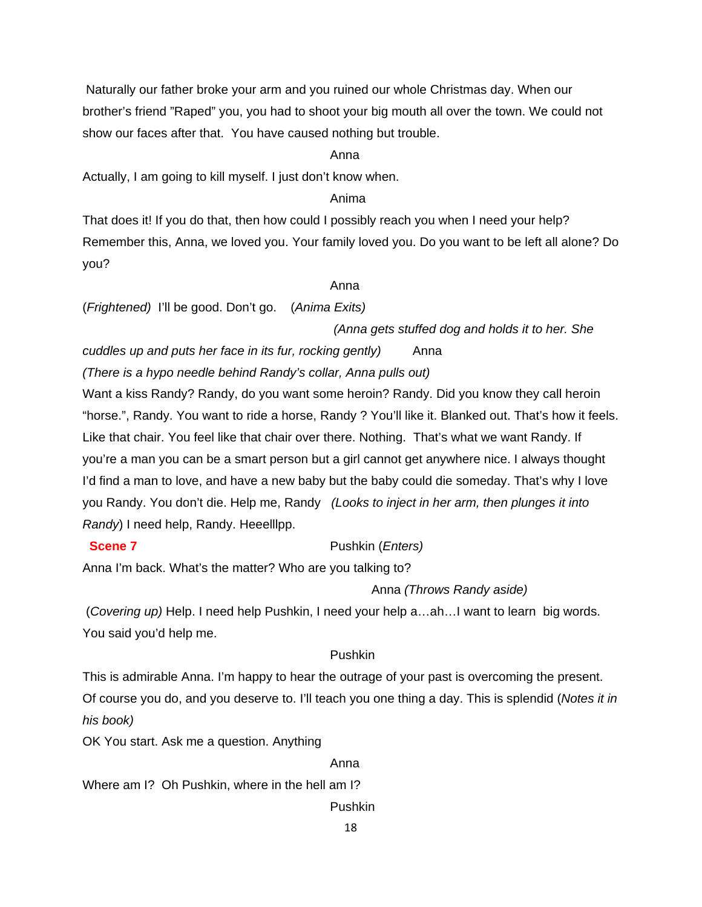Naturally our father broke your arm and you ruined our whole Christmas day. When our brother's friend "Raped" you, you had to shoot your big mouth all over the town. We could not show our faces after that. You have caused nothing but trouble.

Anna

Actually, I am going to kill myself. I just don't know when.

Anima

That does it! If you do that, then how could I possibly reach you when I need your help? Remember this, Anna, we loved you. Your family loved you. Do you want to be left all alone? Do you?

Anna

(*Frightened*) I'll be good. Don't go. (*Anima Exits)*

*(Anna gets stuffed dog and holds it to her. She cuddles up and puts her face in its fur, rocking gently)*

Anna

*(There is a hypo needle behind Randy's collar, Anna pulls out)*

Want a kiss Randy? Randy, do you want some heroin? Randy. Did you know they call heroin "horse.", Randy. You want to ride a horse, Randy ? You'll like it. Blanked out. That's how it feels. Like that chair. You feel like that chair over there. Nothing. That's what we want Randy. If you're a man you can be a smart person but a girl cannot get anywhere nice. I always thought I'd find a man to love, and have a new baby but the baby could die someday. That's why I love you Randy. You don't die. Help me, Randy *(Looks to inject in her arm, then plunges it into Randy*) I need help, Randy. Heeelllpp.

**Scene 7**

Pushkin (*Enters)*

Anna I'm back. What's the matter? Who are you talking to?

Anna *(Throws Randy aside)*

(*Covering up)* Help. I need help Pushkin, I need your help a…ah…I want to learn big words. You said you'd help me.

Pushkin

This is admirable Anna. I'm happy to hear the outrage of your past is overcoming the present. Of course you do, and you deserve to. I'll teach you one thing a day. This is splendid (*Notes it in his book)*

OK You start. Ask me a question. Anything

Anna

Where am I? Oh Pushkin, where in the hell am I?

Pushkin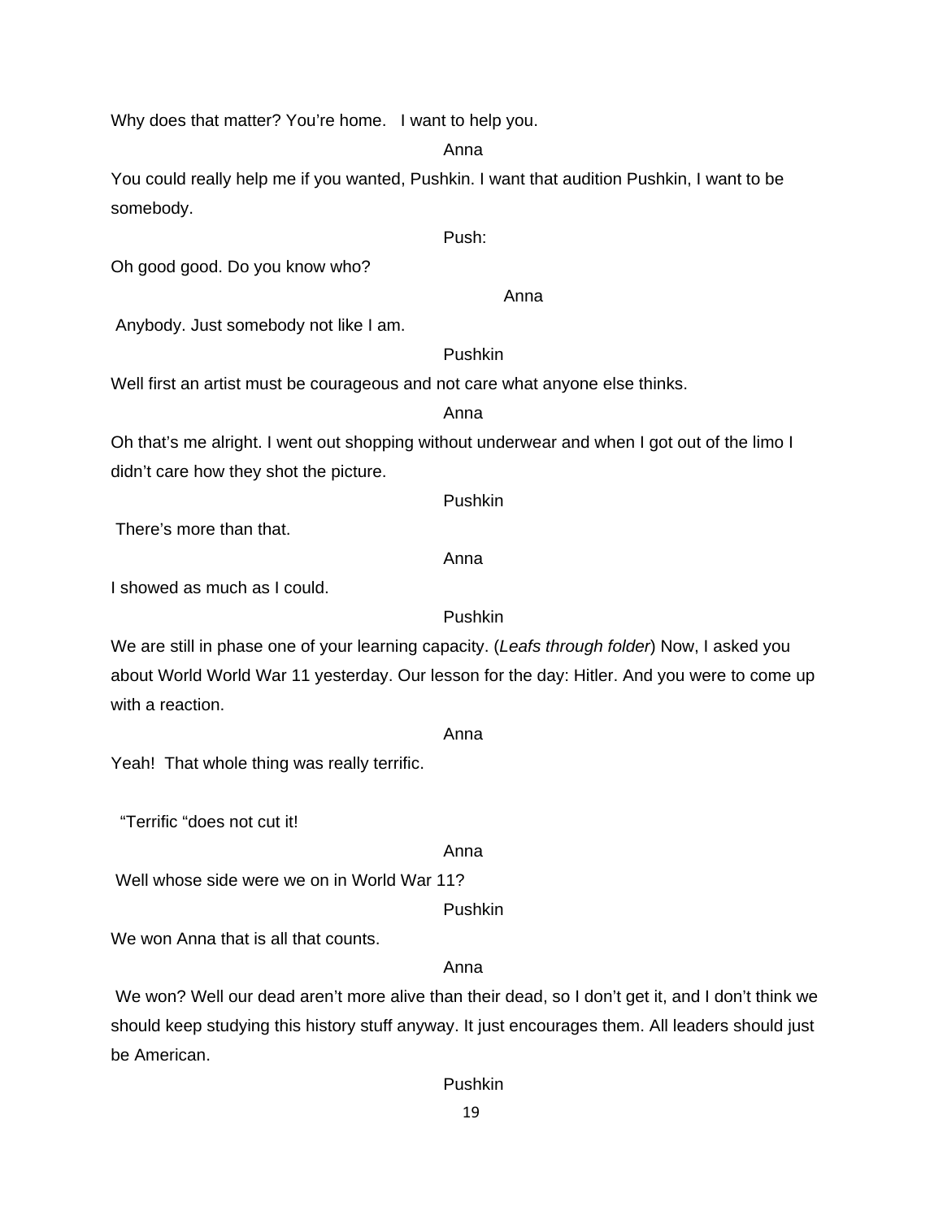Why does that matter? You're home.   I want to help you.

Anna

You could really help me if you wanted, Pushkin. I want that audition Pushkin, I want to be somebody.

Push:

Oh good good. Do you know who?

Anna

Anybody. Just somebody not like I am.

Pushkin

Well first an artist must be courageous and not care what anyone else thinks.

Anna

Oh that's me alright. I went out shopping without underwear and when I got out of the limo I didn't care how they shot the picture.

Pushkin

There's more than that.

Anna

I showed as much as I could.

Pushkin

We are still in phase one of your learning capacity. (*Leafs through folder*) Now, I asked you about World World War 11 yesterday. Our lesson for the day: Hitler. And you were to come up with a reaction.

Anna

Yeah!  That whole thing was really terrific.

"Terrific "does not cut it!

Anna

Well whose side were we on in World War 11?

Pushkin

We won Anna that is all that counts.

Anna

We won? Well our dead aren't more alive than their dead, so I don't get it, and I don't think we should keep studying this history stuff anyway. It just encourages them. All leaders should just be American.

Pushkin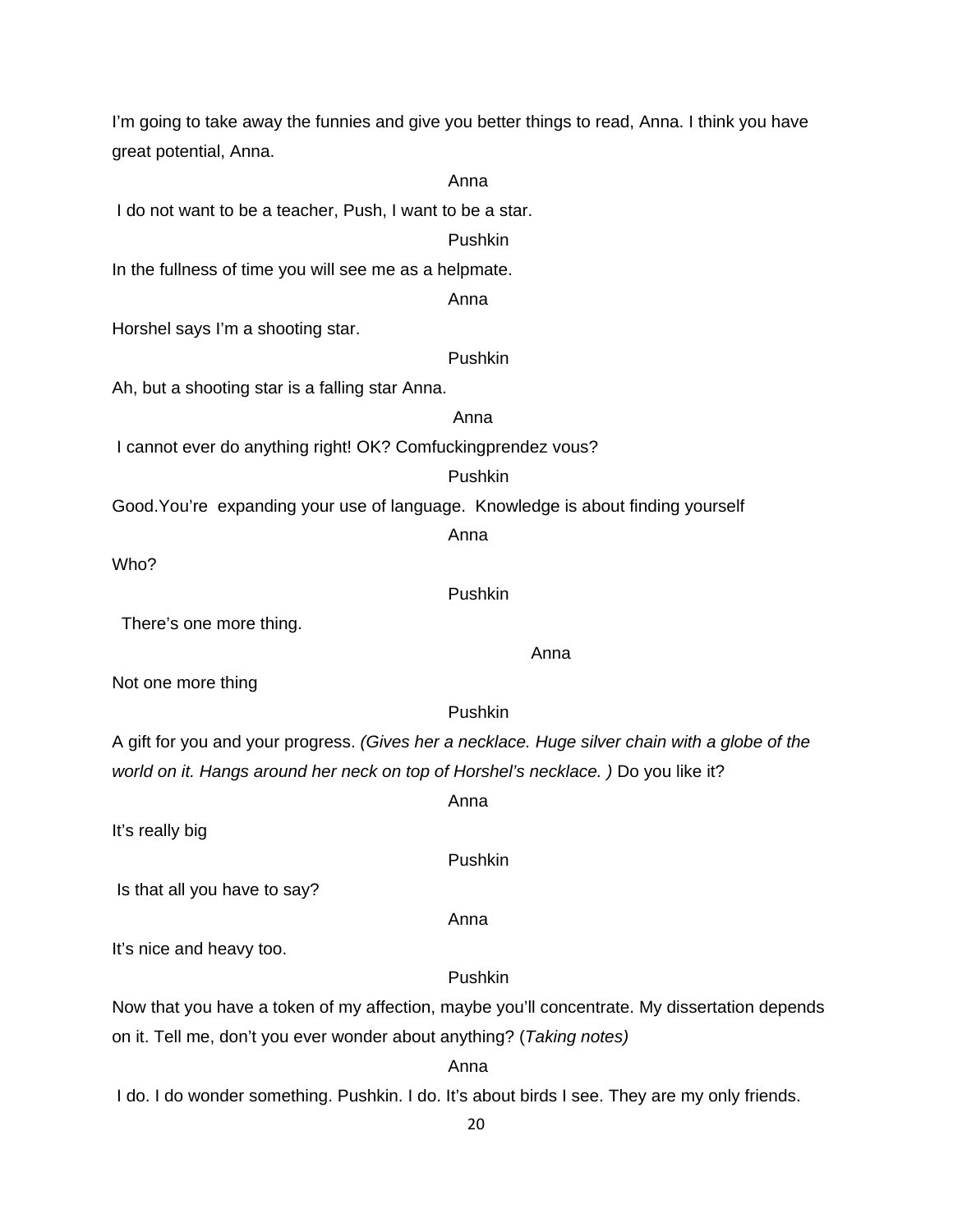I'm going to take away the funnies and give you better things to read, Anna. I think you have great potential, Anna.

Anna

I do not want to be a teacher, Push, I want to be a star.

Pushkin

In the fullness of time you will see me as a helpmate.

Anna

Horshel says I'm a shooting star.

Pushkin

Ah, but a shooting star is a falling star Anna.

Anna

I cannot ever do anything right! OK? Comfuckingprendez vous?

Pushkin

Good.You're expanding your use of language. Knowledge is about finding yourself

Anna

Who?

Pushkin

There's one more thing.

Anna

Not one more thing

Pushkin

A gift for you and your progress. *(Gives her a necklace. Huge silver chain with a globe of the world on it. Hangs around her neck on top of Horshel's necklace. )* Do you like it?

Anna

It's really big

Pushkin

Is that all you have to say?

Anna

It's nice and heavy too.

Pushkin

Now that you have a token of my affection, maybe you'll concentrate. My dissertation depends on it. Tell me, don't you ever wonder about anything? (*Taking notes)*

Anna

I do. I do wonder something. Pushkin. I do. It's about birds I see. They are my only friends.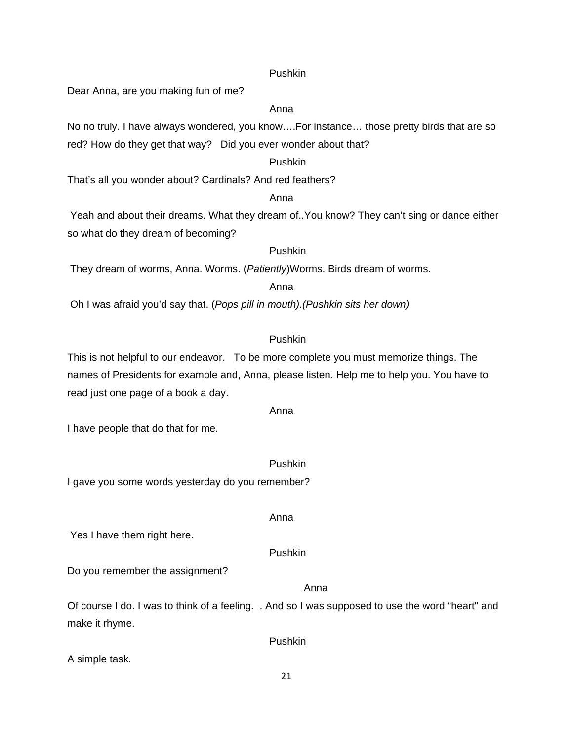Pushkin

Dear Anna, are you making fun of me?

Anna

No no truly. I have always wondered, you know….For instance… those pretty birds that are so red? How do they get that way?   Did you ever wonder about that?

Pushkin

That's all you wonder about? Cardinals? And red feathers?

Anna

Yeah and about their dreams. What they dream of..You know? They can't sing or dance either so what do they dream of becoming?

Pushkin

They dream of worms, Anna. Worms. (*Patiently*)Worms. Birds dream of worms.

Anna

Oh I was afraid you'd say that. (*Pops pill in mouth).(Pushkin sits her down)*

Pushkin

This is not helpful to our endeavor.   To be more complete you must memorize things. The names of Presidents for example and, Anna, please listen. Help me to help you. You have to read just one page of a book a day.

Anna

I have people that do that for me.

Pushkin

I gave you some words yesterday do you remember?

Anna

Yes I have them right here.

Pushkin

Do you remember the assignment?

Anna

Of course I do. I was to think of a feeling.  . And so I was supposed to use the word "heart" and make it rhyme.

Pushkin

A simple task.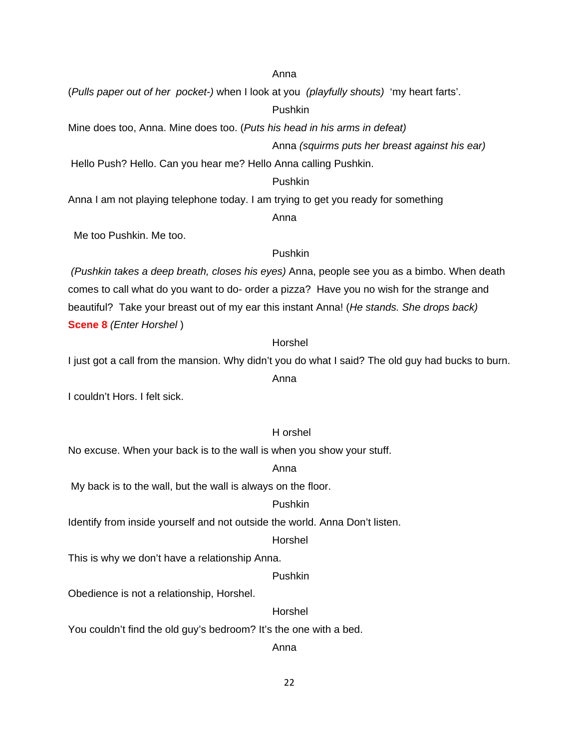Anna

(*Pulls paper out of her pocket-)* when I look at you *(playfully shouts)* 'my heart farts'.

Pushkin

Mine does too, Anna. Mine does too. (*Puts his head in his arms in defeat)*

Anna *(squirms puts her breast against his ear)*

Hello Push? Hello. Can you hear me? Hello Anna calling Pushkin.

Pushkin

Anna I am not playing telephone today. I am trying to get you ready for something

Anna

Me too Pushkin. Me too.

Pushkin

*(Pushkin takes a deep breath, closes his eyes)* Anna, people see you as a bimbo. When death comes to call what do you want to do- order a pizza? Have you no wish for the strange and beautiful? Take your breast out of my ear this instant Anna! (*He stands. She drops back)*

**Scene 8** *(Enter Horshel* )

Horshel

I just got a call from the mansion. Why didn't you do what I said? The old guy had bucks to burn.

Anna

I couldn't Hors. I felt sick.

H orshel

No excuse. When your back is to the wall is when you show your stuff.

Anna

My back is to the wall, but the wall is always on the floor.

Pushkin

Identify from inside yourself and not outside the world. Anna Don't listen.

Horshel

This is why we don't have a relationship Anna.

Pushkin

Obedience is not a relationship, Horshel.

Horshel

You couldn't find the old guy's bedroom? It's the one with a bed.

Anna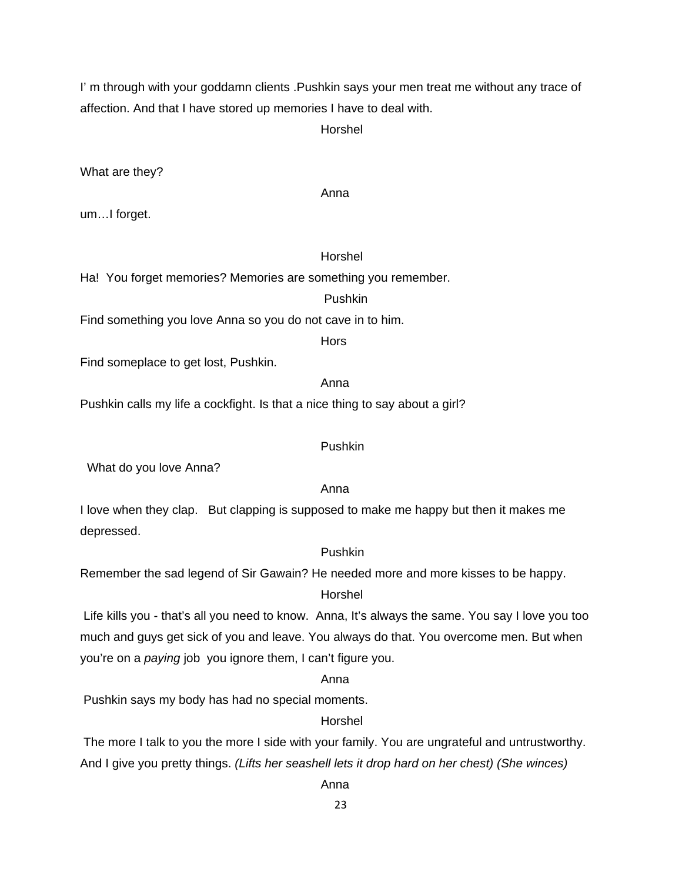I' m through with your goddamn clients .Pushkin says your men treat me without any trace of affection. And that I have stored up memories I have to deal with.

Horshel

What are they?

Anna

um…I forget.

Horshel

Ha!  You forget memories? Memories are something you remember.

Pushkin

Find something you love Anna so you do not cave in to him.

Hors

Find someplace to get lost, Pushkin.

Anna

Pushkin calls my life a cockfight. Is that a nice thing to say about a girl?

Pushkin

What do you love Anna?

Anna

I love when they clap.   But clapping is supposed to make me happy but then it makes me depressed.

Pushkin

Remember the sad legend of Sir Gawain? He needed more and more kisses to be happy.

Horshel

Life kills you - that's all you need to know.  Anna, It's always the same. You say I love you too much and guys get sick of you and leave. You always do that. You overcome men. But when you're on a *paying* job  you ignore them, I can't figure you.

Anna

Pushkin says my body has had no special moments.

Horshel

The more I talk to you the more I side with your family. You are ungrateful and untrustworthy. And I give you pretty things. *(Lifts her seashell lets it drop hard on her chest) (She winces)*

Anna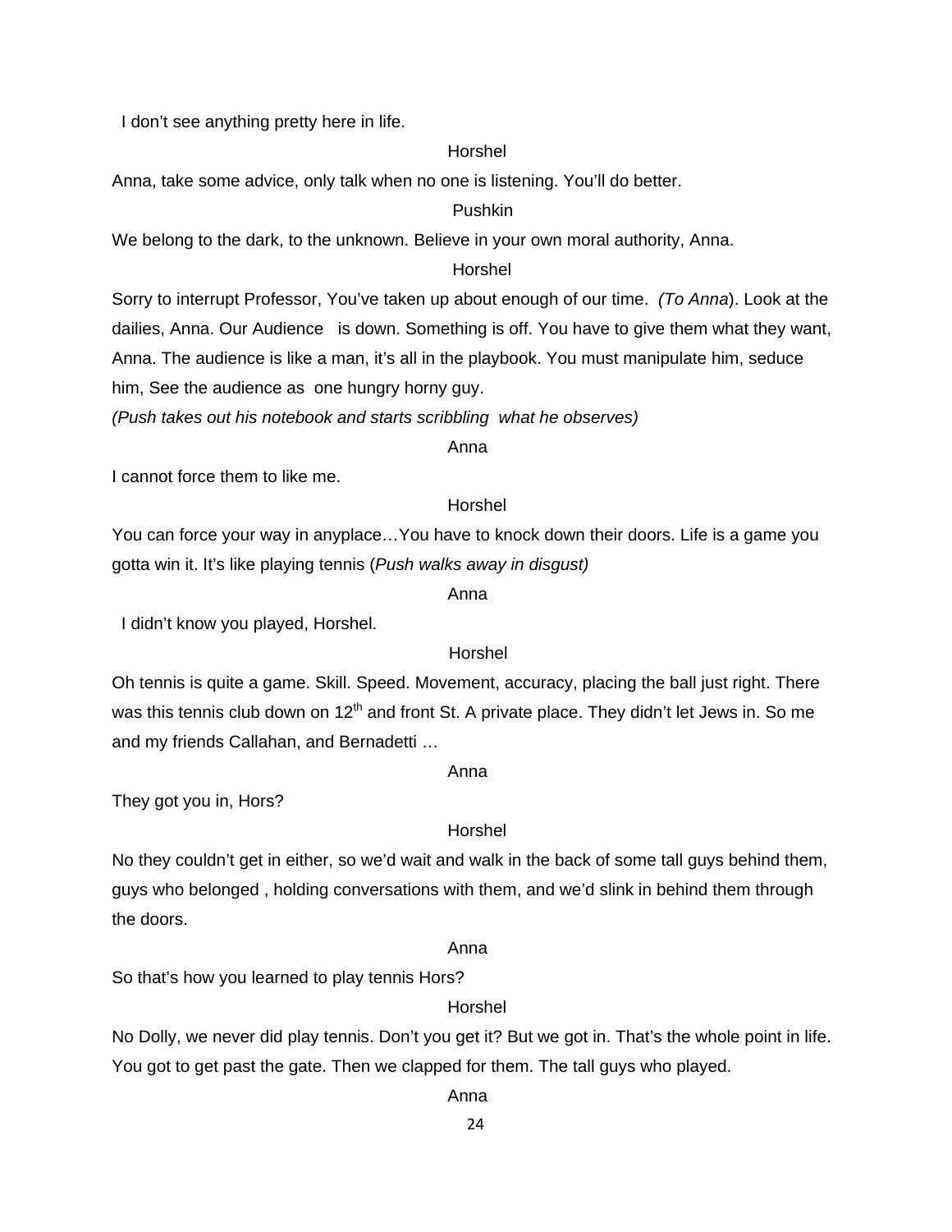I don't see anything pretty here in life.

Horshel

Anna, take some advice, only talk when no one is listening. You'll do better.

Pushkin

We belong to the dark, to the unknown. Believe in your own moral authority, Anna.

Horshel

Sorry to interrupt Professor, You've taken up about enough of our time. *(To Anna)*. Look at the dailies, Anna. Our Audience is down. Something is off. You have to give them what they want, Anna. The audience is like a man, it's all in the playbook. You must manipulate him, seduce him, See the audience as one hungry horny guy.

*(Push takes out his notebook and starts scribbling what he observes)*

Anna

I cannot force them to like me.

Horshel

You can force your way in anyplace…You have to knock down their doors. Life is a game you gotta win it. It's like playing tennis (*Push walks away in disgust)*

Anna

I didn't know you played, Horshel.

Horshel

Oh tennis is quite a game. Skill. Speed. Movement, accuracy, placing the ball just right. There was this tennis club down on 12th and front St. A private place. They didn't let Jews in. So me and my friends Callahan, and Bernadetti …

Anna

They got you in, Hors?

Horshel

No they couldn't get in either, so we'd wait and walk in the back of some tall guys behind them, guys who belonged , holding conversations with them, and we'd slink in behind them through the doors.

Anna

So that's how you learned to play tennis Hors?

Horshel

No Dolly, we never did play tennis. Don't you get it? But we got in. That's the whole point in life. You got to get past the gate. Then we clapped for them. The tall guys who played.

Anna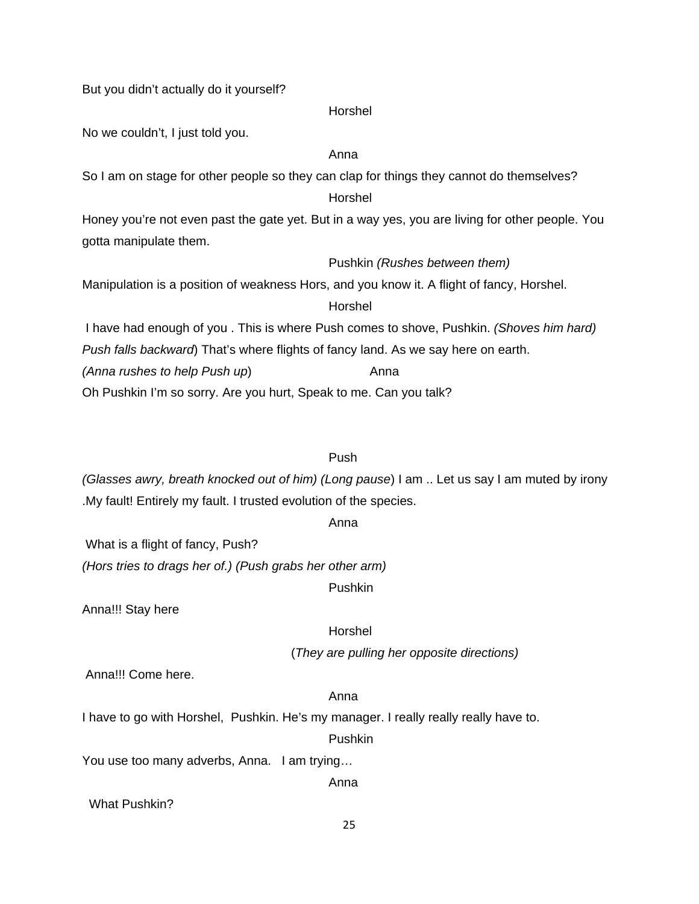But you didn’t actually do it yourself?

Horshel

No we couldn’t, I just told you.

Anna

So I am on stage for other people so they can clap for things they cannot do themselves?

Horshel

Honey you’re not even past the gate yet. But in a way yes, you are living for other people. You gotta manipulate them.

Pushkin *(Rushes between them)*

Manipulation is a position of weakness Hors, and you know it. A flight of fancy, Horshel.

Horshel

I have had enough of you . This is where Push comes to shove, Pushkin. *(Shoves him hard) Push falls backward*) That’s where flights of fancy land. As we say here on earth.

*(Anna rushes to help Push up*) Anna

Oh Pushkin I’m so sorry. Are you hurt, Speak to me. Can you talk?

Push

*(Glasses awry, breath knocked out of him) (Long pause*) I am .. Let us say I am muted by irony .My fault! Entirely my fault. I trusted evolution of the species.

Anna

What is a flight of fancy, Push?

*(Hors tries to drags her of.) (Push grabs her other arm)*

Pushkin

Anna!!! Stay here

Horshel

(*They are pulling her opposite directions)*

Anna!!! Come here.

Anna

I have to go with Horshel, Pushkin. He’s my manager. I really really really have to.

Pushkin

You use too many adverbs, Anna. I am trying…

Anna

What Pushkin?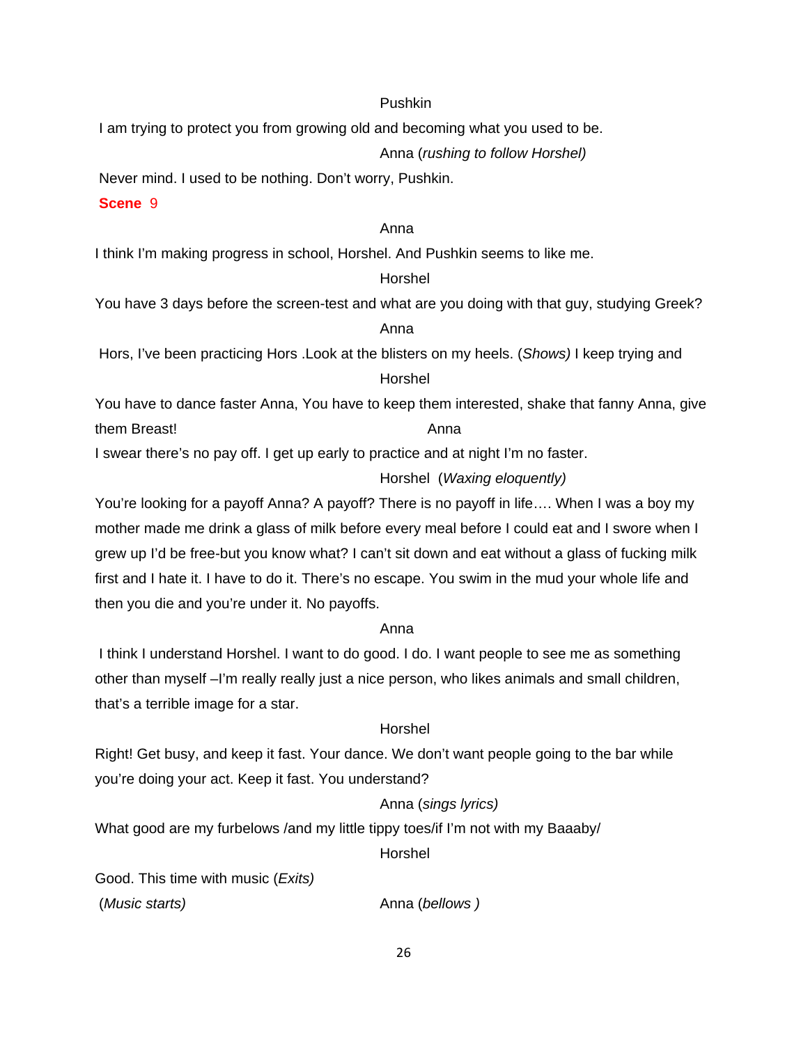Pushkin

I am trying to protect you from growing old and becoming what you used to be.

Anna (*rushing to follow Horshel)*

Never mind. I used to be nothing. Don't worry, Pushkin.

**Scene** 9

Anna

I think I'm making progress in school, Horshel. And Pushkin seems to like me.

Horshel

You have 3 days before the screen-test and what are you doing with that guy, studying Greek?

Anna

Hors, I've been practicing Hors .Look at the blisters on my heels. (*Shows)* I keep trying and

Horshel

You have to dance faster Anna, You have to keep them interested, shake that fanny Anna, give them Breast!

Anna

I swear there's no pay off. I get up early to practice and at night I'm no faster.

Horshel (*Waxing eloquently)*

You're looking for a payoff Anna? A payoff? There is no payoff in life…. When I was a boy my mother made me drink a glass of milk before every meal before I could eat and I swore when I grew up I'd be free-but you know what? I can't sit down and eat without a glass of fucking milk first and I hate it. I have to do it. There's no escape. You swim in the mud your whole life and then you die and you're under it. No payoffs.

Anna

I think I understand Horshel. I want to do good. I do. I want people to see me as something other than myself –I'm really really just a nice person, who likes animals and small children, that's a terrible image for a star.

Horshel

Right! Get busy, and keep it fast. Your dance. We don't want people going to the bar while you're doing your act. Keep it fast. You understand?

Anna (*sings lyrics)*

What good are my furbelows /and my little tippy toes/if I'm not with my Baaaby/

Horshel

Good. This time with music (*Exits)*

(*Music starts)*

Anna (*bellows )*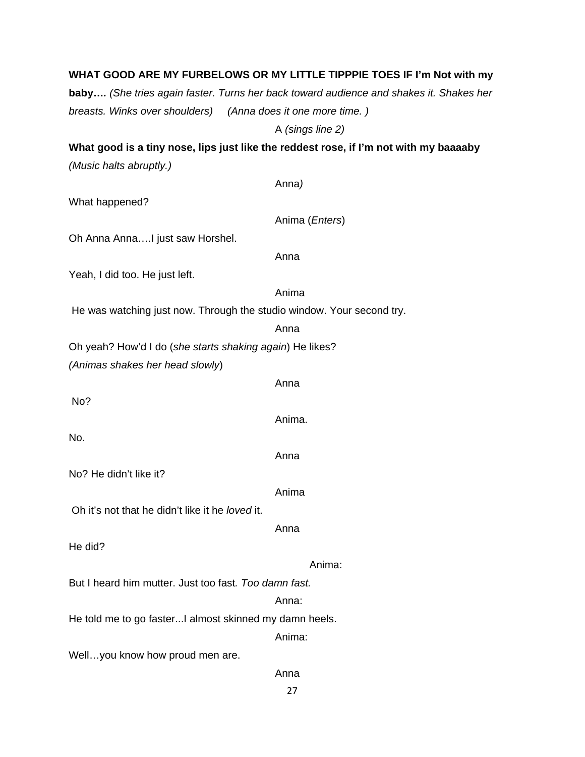**WHAT GOOD ARE MY FURBELOWS OR MY LITTLE TIPPPIE TOES IF I'm Not with my baby….** *(She tries again faster. Turns her back toward audience and shakes it. Shakes her breasts. Winks over shoulders)* *(Anna does it one more time. )*

A *(sings line 2)*

**What good is a tiny nose, lips just like the reddest rose, if I'm not with my baaaaby**
*(Music halts abruptly.)*

Anna*)*

What happened?

Anima (*Enters*)

Oh Anna Anna….I just saw Horshel.

Anna

Yeah, I did too. He just left.

Anima

He was watching just now. Through the studio window. Your second try.

Anna

Oh yeah? How'd I do (*she starts shaking again*) He likes?
*(Animas shakes her head slowly*)

Anna

No?

Anima.

No.

Anna

No? He didn't like it?

Anima

Oh it's not that he didn't like it he *loved* it.

Anna

He did?

Anima:

But I heard him mutter. Just too fast*. Too damn fast.*

Anna:

He told me to go faster...I almost skinned my damn heels.

Anima:

Well…you know how proud men are.

Anna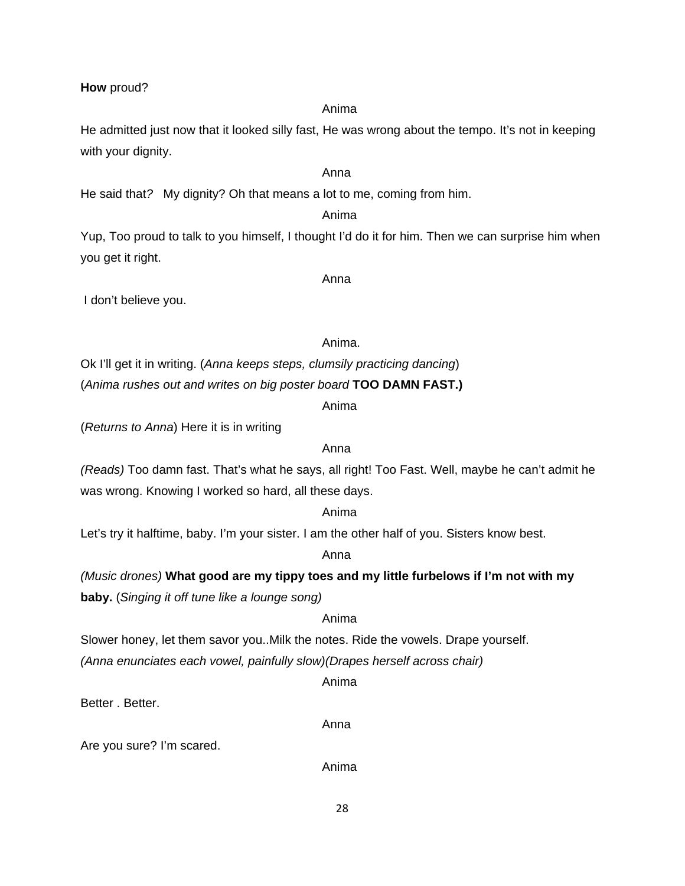**How** proud?

Anima

He admitted just now that it looked silly fast, He was wrong about the tempo. It's not in keeping with your dignity.

Anna

He said that? My dignity? Oh that means a lot to me, coming from him.

Anima

Yup, Too proud to talk to you himself, I thought I'd do it for him. Then we can surprise him when you get it right.

Anna

I don't believe you.

Anima.

Ok I'll get it in writing. (*Anna keeps steps, clumsily practicing dancing*)
(*Anima rushes out and writes on big poster board* **TOO DAMN FAST.)**

Anima

(*Returns to Anna*) Here it is in writing

Anna

*(Reads)* Too damn fast. That's what he says, all right! Too Fast. Well, maybe he can't admit he was wrong. Knowing I worked so hard, all these days.

Anima

Let's try it halftime, baby. I'm your sister. I am the other half of you. Sisters know best.

Anna

*(Music drones)* **What good are my tippy toes and my little furbelows if I'm not with my baby.** (*Singing it off tune like a lounge song)*

Anima

Slower honey, let them savor you..Milk the notes. Ride the vowels. Drape yourself.
*(Anna enunciates each vowel, painfully slow)(Drapes herself across chair)*

Anima

Better . Better.

Anna

Are you sure? I'm scared.

Anima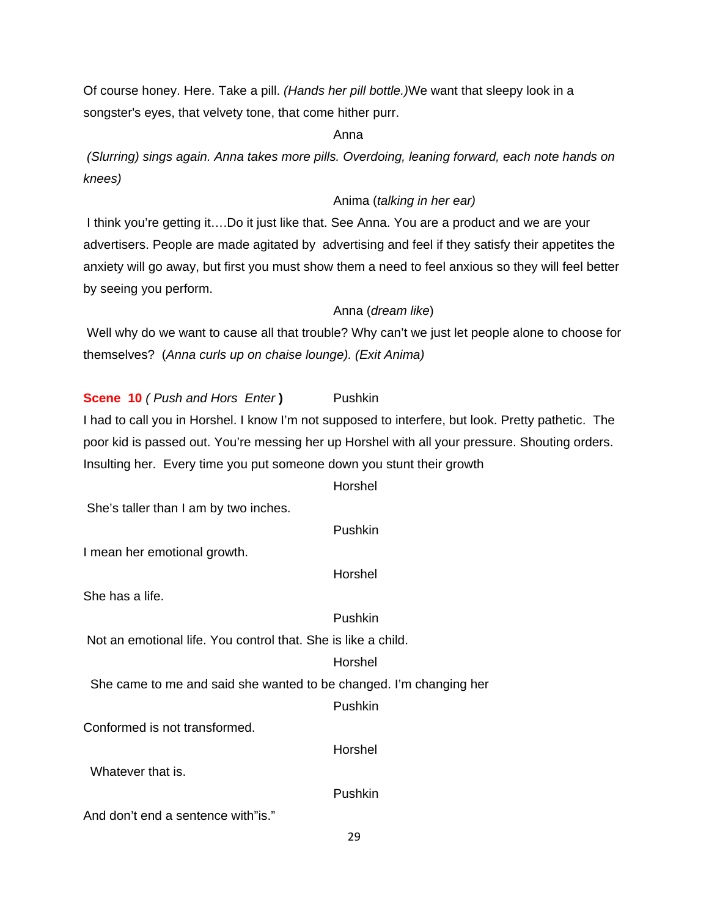Of course honey. Here. Take a pill. *(Hands her pill bottle.)*We want that sleepy look in a songster's eyes, that velvety tone, that come hither purr.

Anna

*(Slurring) sings again. Anna takes more pills. Overdoing, leaning forward, each note hands on knees)*

Anima (*talking in her ear)*

I think you're getting it….Do it just like that. See Anna. You are a product and we are your advertisers. People are made agitated by advertising and feel if they satisfy their appetites the anxiety will go away, but first you must show them a need to feel anxious so they will feel better by seeing you perform.

Anna (*dream like*)

Well why do we want to cause all that trouble? Why can't we just let people alone to choose for themselves? (*Anna curls up on chaise lounge). (Exit Anima)*

**Scene 10** *( Push and Hors Enter* **)** Pushkin

I had to call you in Horshel. I know I'm not supposed to interfere, but look. Pretty pathetic. The poor kid is passed out. You're messing her up Horshel with all your pressure. Shouting orders. Insulting her. Every time you put someone down you stunt their growth

Horshel

She's taller than I am by two inches.

Pushkin

I mean her emotional growth.

Horshel

She has a life.

Pushkin

Not an emotional life. You control that. She is like a child.

Horshel

She came to me and said she wanted to be changed. I'm changing her

Pushkin

Conformed is not transformed.

Horshel

Whatever that is.

Pushkin

And don't end a sentence with"is."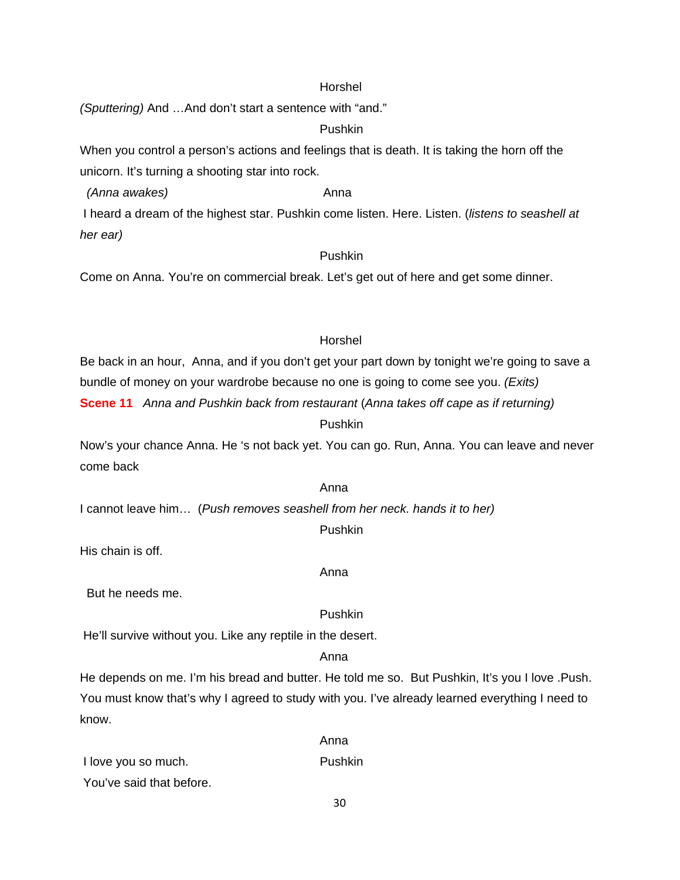Horshel

*(Sputtering)* And …And don't start a sentence with "and."

Pushkin

When you control a person's actions and feelings that is death. It is taking the horn off the unicorn. It's turning a shooting star into rock.

*(Anna awakes)* Anna

I heard a dream of the highest star. Pushkin come listen. Here. Listen. (*listens to seashell at her ear)*

Pushkin

Come on Anna. You're on commercial break. Let's get out of here and get some dinner.

Horshel

Be back in an hour, Anna, and if you don't get your part down by tonight we're going to save a bundle of money on your wardrobe because no one is going to come see you. *(Exits)*

**Scene 11** *Anna and Pushkin back from restaurant* (*Anna takes off cape as if returning)*

Pushkin

Now's your chance Anna. He 's not back yet. You can go. Run, Anna. You can leave and never come back

Anna

I cannot leave him… (*Push removes seashell from her neck. hands it to her)*

Pushkin

His chain is off.

Anna

But he needs me.

Pushkin

He'll survive without you. Like any reptile in the desert.

Anna

He depends on me. I'm his bread and butter. He told me so. But Pushkin, It's you I love .Push. You must know that's why I agreed to study with you. I've already learned everything I need to know.

Anna

I love you so much.

Pushkin

You've said that before.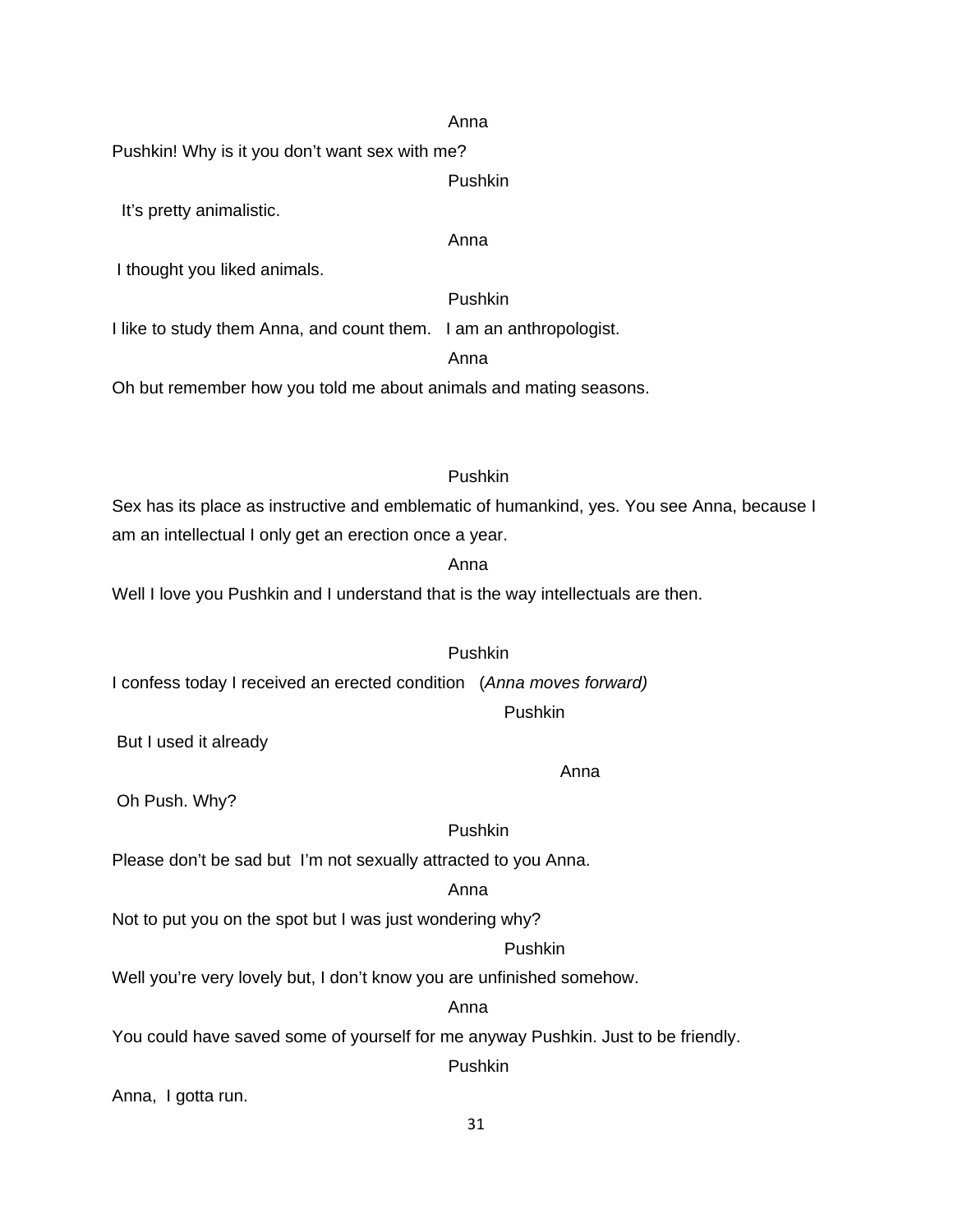Anna

Pushkin! Why is it you don't want sex with me?

Pushkin

It's pretty animalistic.

Anna

I thought you liked animals.

Pushkin

I like to study them Anna, and count them. I am an anthropologist.

Anna

Oh but remember how you told me about animals and mating seasons.

Pushkin

Sex has its place as instructive and emblematic of humankind, yes. You see Anna, because I am an intellectual I only get an erection once a year.

Anna

Well I love you Pushkin and I understand that is the way intellectuals are then.

Pushkin

I confess today I received an erected condition (*Anna moves forward)*

Pushkin

But I used it already

Anna

Oh Push. Why?

Pushkin

Please don't be sad but I'm not sexually attracted to you Anna.

Anna

Not to put you on the spot but I was just wondering why?

Pushkin

Well you're very lovely but, I don't know you are unfinished somehow.

Anna

You could have saved some of yourself for me anyway Pushkin. Just to be friendly.

Pushkin

Anna, I gotta run.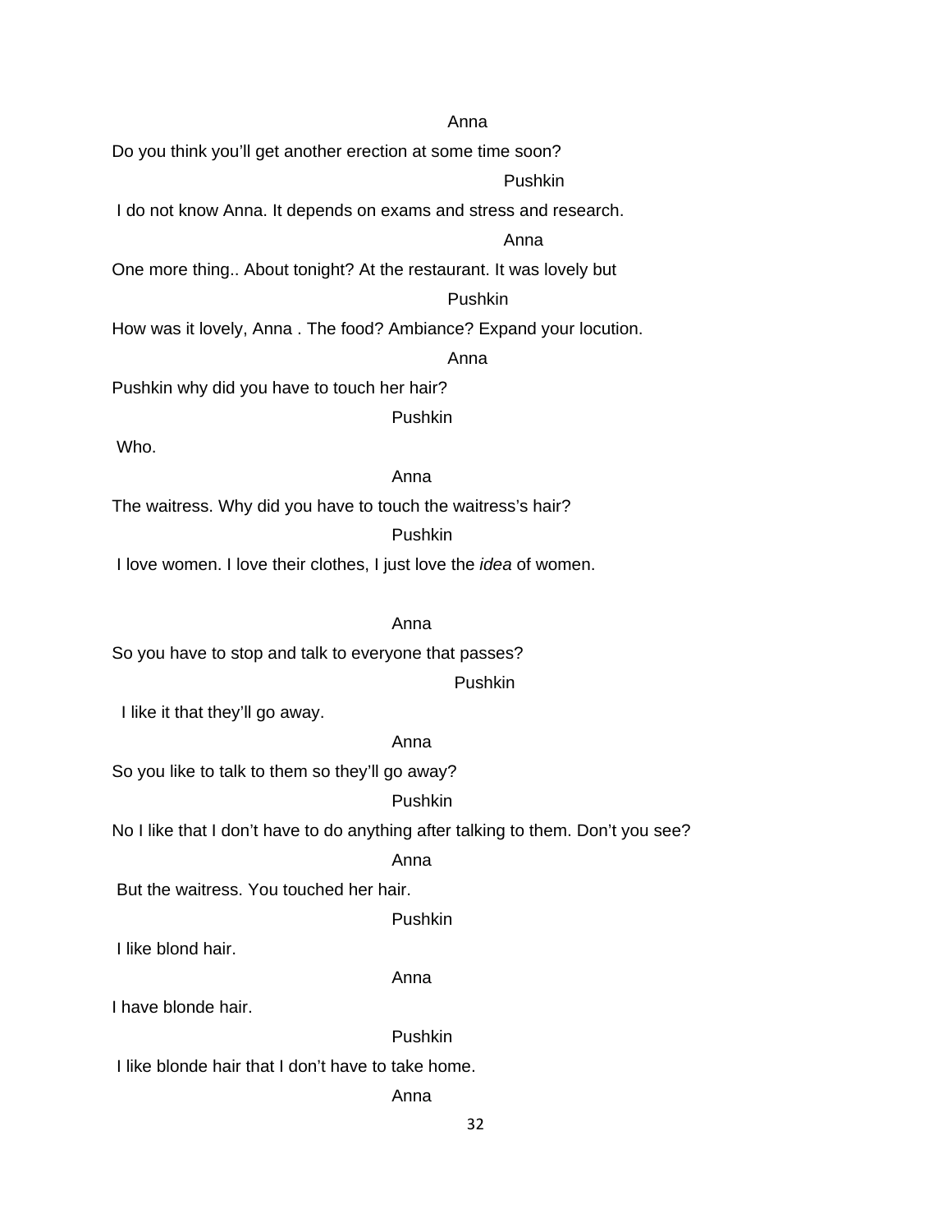Anna

Do you think you'll get another erection at some time soon?

Pushkin

I do not know Anna. It depends on exams and stress and research.

Anna

One more thing.. About tonight? At the restaurant. It was lovely but

Pushkin

How was it lovely, Anna . The food? Ambiance? Expand your locution.

Anna

Pushkin why did you have to touch her hair?

Pushkin

Who.

Anna

The waitress. Why did you have to touch the waitress's hair?

Pushkin

I love women. I love their clothes, I just love the *idea* of women.

Anna

So you have to stop and talk to everyone that passes?

Pushkin

I like it that they'll go away.

Anna

So you like to talk to them so they'll go away?

Pushkin

No I like that I don't have to do anything after talking to them. Don't you see?

Anna

But the waitress. You touched her hair.

Pushkin

I like blond hair.

Anna

I have blonde hair.

Pushkin

I like blonde hair that I don't have to take home.

Anna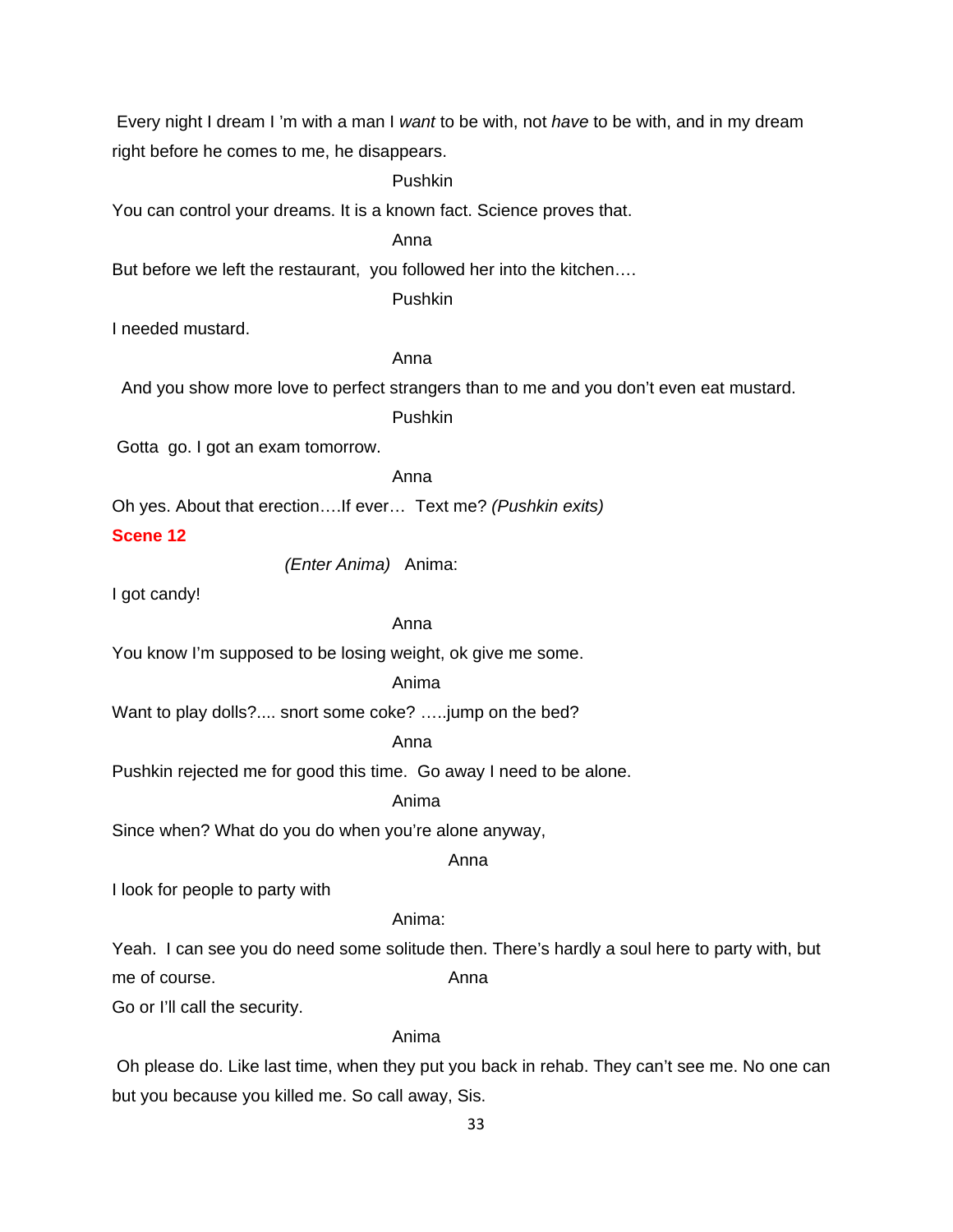Every night I dream I 'm with a man I *want* to be with, not *have* to be with, and in my dream right before he comes to me, he disappears.

Pushkin

You can control your dreams. It is a known fact. Science proves that.

Anna

But before we left the restaurant, you followed her into the kitchen….

Pushkin

I needed mustard.

Anna

And you show more love to perfect strangers than to me and you don't even eat mustard.

Pushkin

Gotta go. I got an exam tomorrow.

Anna

Oh yes. About that erection….If ever… Text me? *(Pushkin exits)*

**Scene 12**

*(Enter Anima)* Anima:

I got candy!

Anna

You know I'm supposed to be losing weight, ok give me some.

Anima

Want to play dolls?.... snort some coke? …..jump on the bed?

Anna

Pushkin rejected me for good this time. Go away I need to be alone.

Anima

Since when? What do you do when you're alone anyway,

Anna

I look for people to party with

Anima:

Yeah. I can see you do need some solitude then. There's hardly a soul here to party with, but me of course.

Anna

Go or I'll call the security.

Anima

Oh please do. Like last time, when they put you back in rehab. They can't see me. No one can but you because you killed me. So call away, Sis.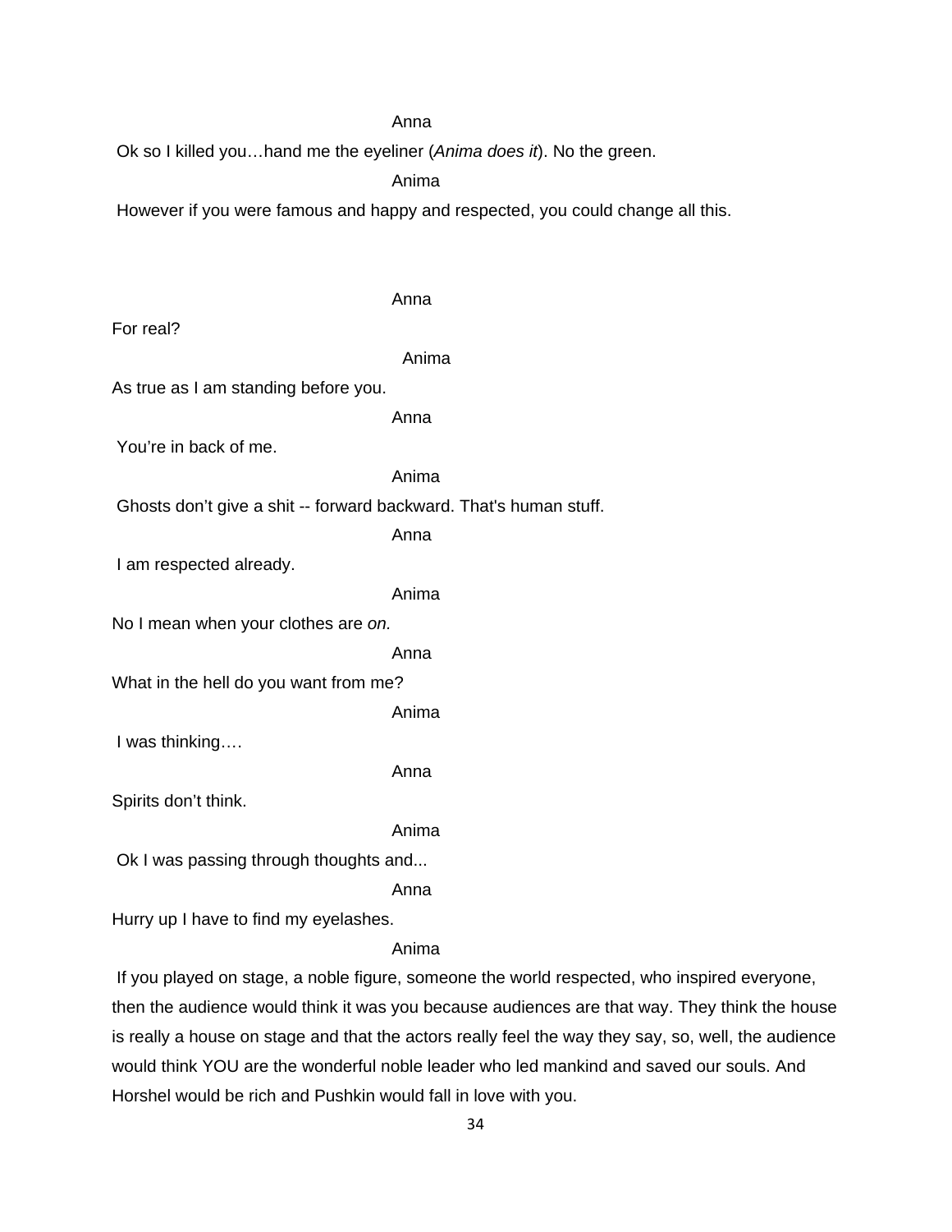Anna

Ok so I killed you…hand me the eyeliner (*Anima does it*). No the green.

Anima

However if you were famous and happy and respected, you could change all this.

Anna

For real?

Anima

As true as I am standing before you.

Anna

You're in back of me.

Anima

Ghosts don't give a shit -- forward backward. That's human stuff.

Anna

I am respected already.

Anima

No I mean when your clothes are *on.*

Anna

What in the hell do you want from me?

Anima

I was thinking….

Anna

Spirits don't think.

Anima

Ok I was passing through thoughts and...

Anna

Hurry up I have to find my eyelashes.

Anima

If you played on stage, a noble figure, someone the world respected, who inspired everyone, then the audience would think it was you because audiences are that way. They think the house is really a house on stage and that the actors really feel the way they say, so, well, the audience would think YOU are the wonderful noble leader who led mankind and saved our souls. And Horshel would be rich and Pushkin would fall in love with you.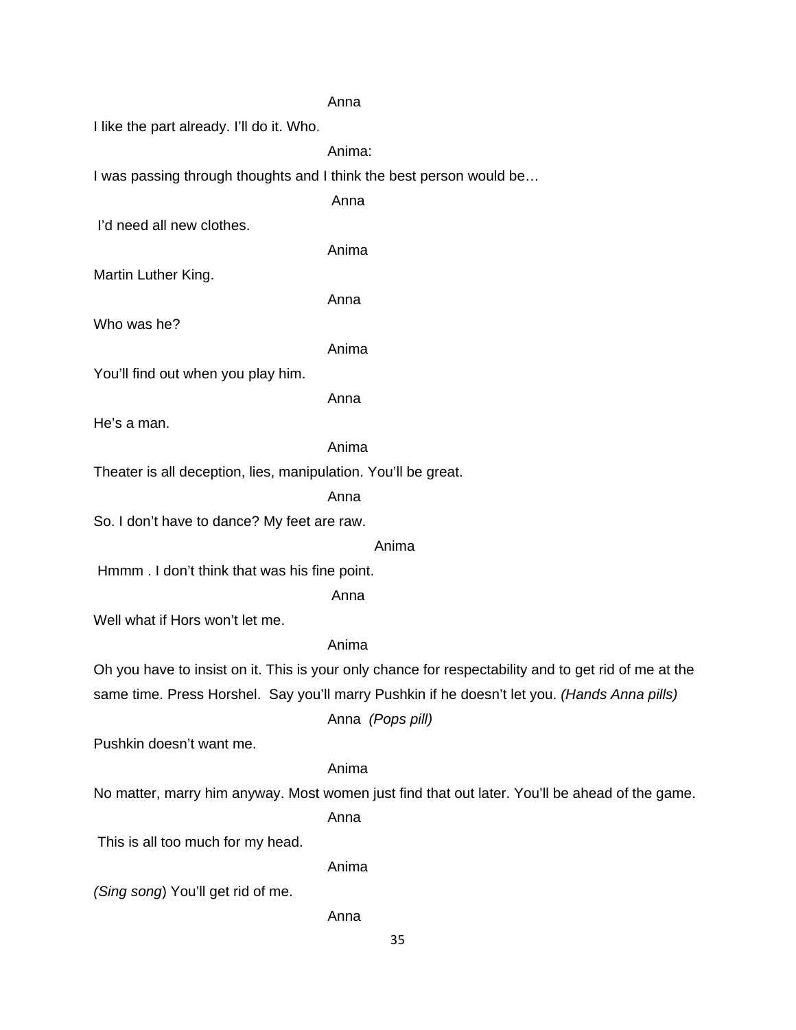Anna

I like the part already. I'll do it. Who.

Anima:

I was passing through thoughts and I think the best person would be…

Anna

I'd need all new clothes.

Anima

Martin Luther King.

Anna

Who was he?

Anima

You'll find out when you play him.

Anna

He's a man.

Anima

Theater is all deception, lies, manipulation. You'll be great.

Anna

So. I don't have to dance? My feet are raw.

Anima

Hmmm . I don't think that was his fine point.

Anna

Well what if Hors won't let me.

Anima

Oh you have to insist on it. This is your only chance for respectability and to get rid of me at the same time. Press Horshel. Say you'll marry Pushkin if he doesn't let you. *(Hands Anna pills)*

Anna *(Pops pill)*

Pushkin doesn't want me.

Anima

No matter, marry him anyway. Most women just find that out later. You'll be ahead of the game.

Anna

This is all too much for my head.

Anima

*(Sing song*) You'll get rid of me.

Anna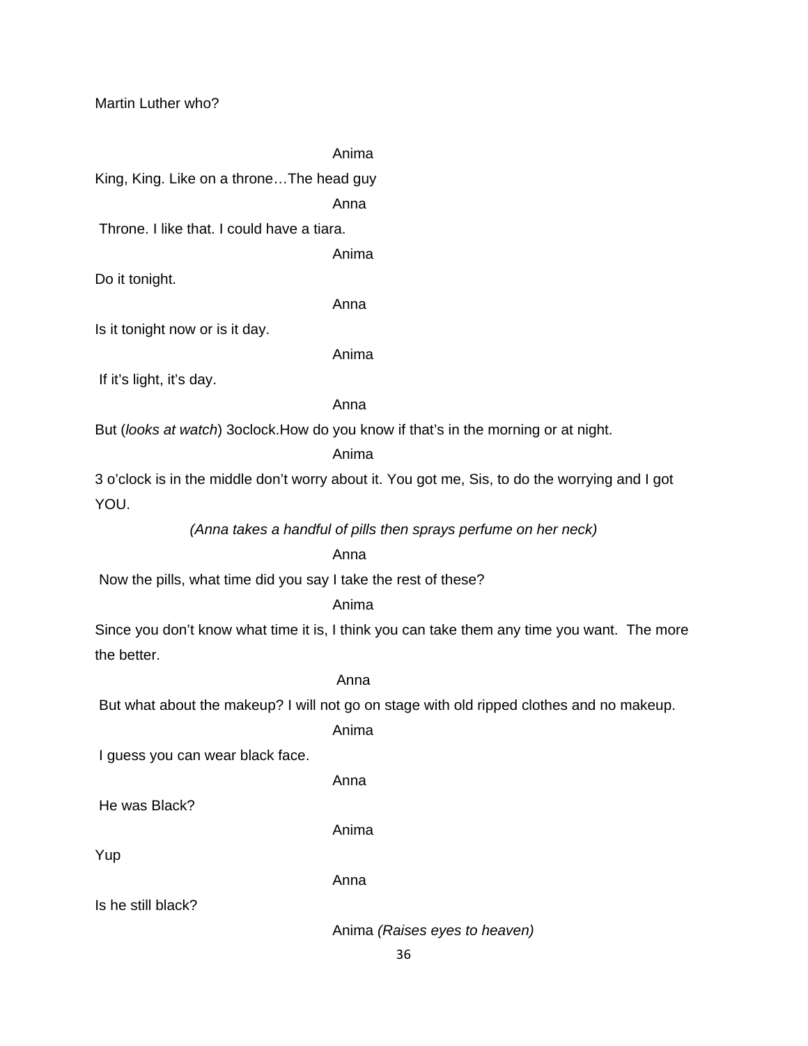Martin Luther who?

Anima

King, King. Like on a throne…The head guy

Anna

Throne. I like that. I could have a tiara.

Anima

Do it tonight.

Anna

Is it tonight now or is it day.

Anima

If it's light, it's day.

Anna

But (*looks at watch*) 3oclock.How do you know if that's in the morning or at night.

Anima

3 o'clock is in the middle don't worry about it. You got me, Sis, to do the worrying and I got YOU.

*(Anna takes a handful of pills then sprays perfume on her neck)*

Anna

Now the pills, what time did you say I take the rest of these?

Anima

Since you don't know what time it is, I think you can take them any time you want. The more the better.

Anna

But what about the makeup? I will not go on stage with old ripped clothes and no makeup.

Anima

I guess you can wear black face.

Anna

He was Black?

Anima

Yup

Anna

Is he still black?

Anima *(Raises eyes to heaven)*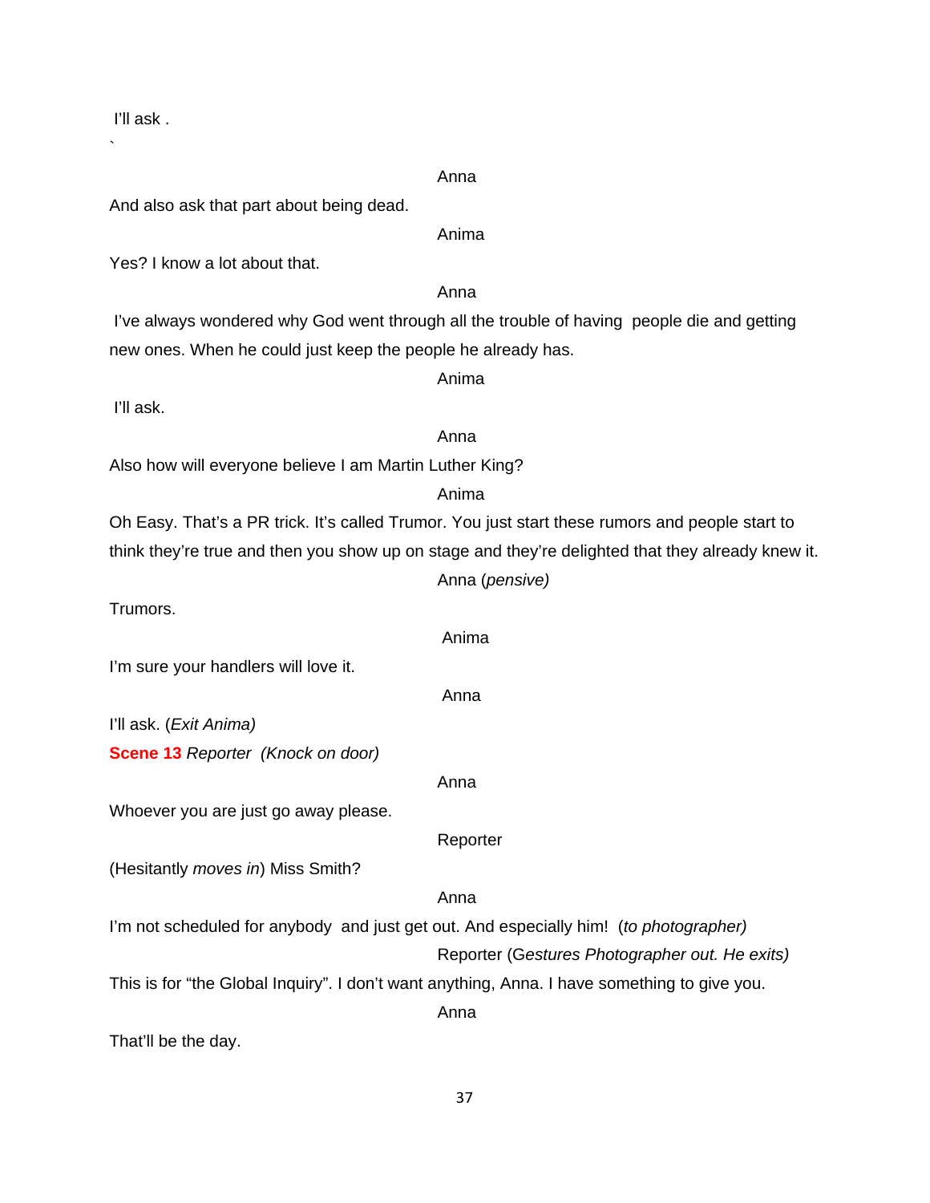I'll ask .

`

Anna

And also ask that part about being dead.

Anima

Yes? I know a lot about that.

Anna

I've always wondered why God went through all the trouble of having people die and getting new ones. When he could just keep the people he already has.

Anima

I'll ask.

Anna

Also how will everyone believe I am Martin Luther King?

Anima

Oh Easy. That's a PR trick. It's called Trumor. You just start these rumors and people start to think they're true and then you show up on stage and they're delighted that they already knew it.

Anna (*pensive)*

Trumors.

Anima

I'm sure your handlers will love it.

Anna

I'll ask. (*Exit Anima)*

**Scene 13** *Reporter (Knock on door)*

Anna

Whoever you are just go away please.

Reporter

(Hesitantly *moves in*) Miss Smith?

Anna

I'm not scheduled for anybody and just get out. And especially him! (*to photographer)*

Reporter (G*estures Photographer out. He exits)*

This is for "the Global Inquiry". I don't want anything, Anna. I have something to give you.

Anna

That'll be the day.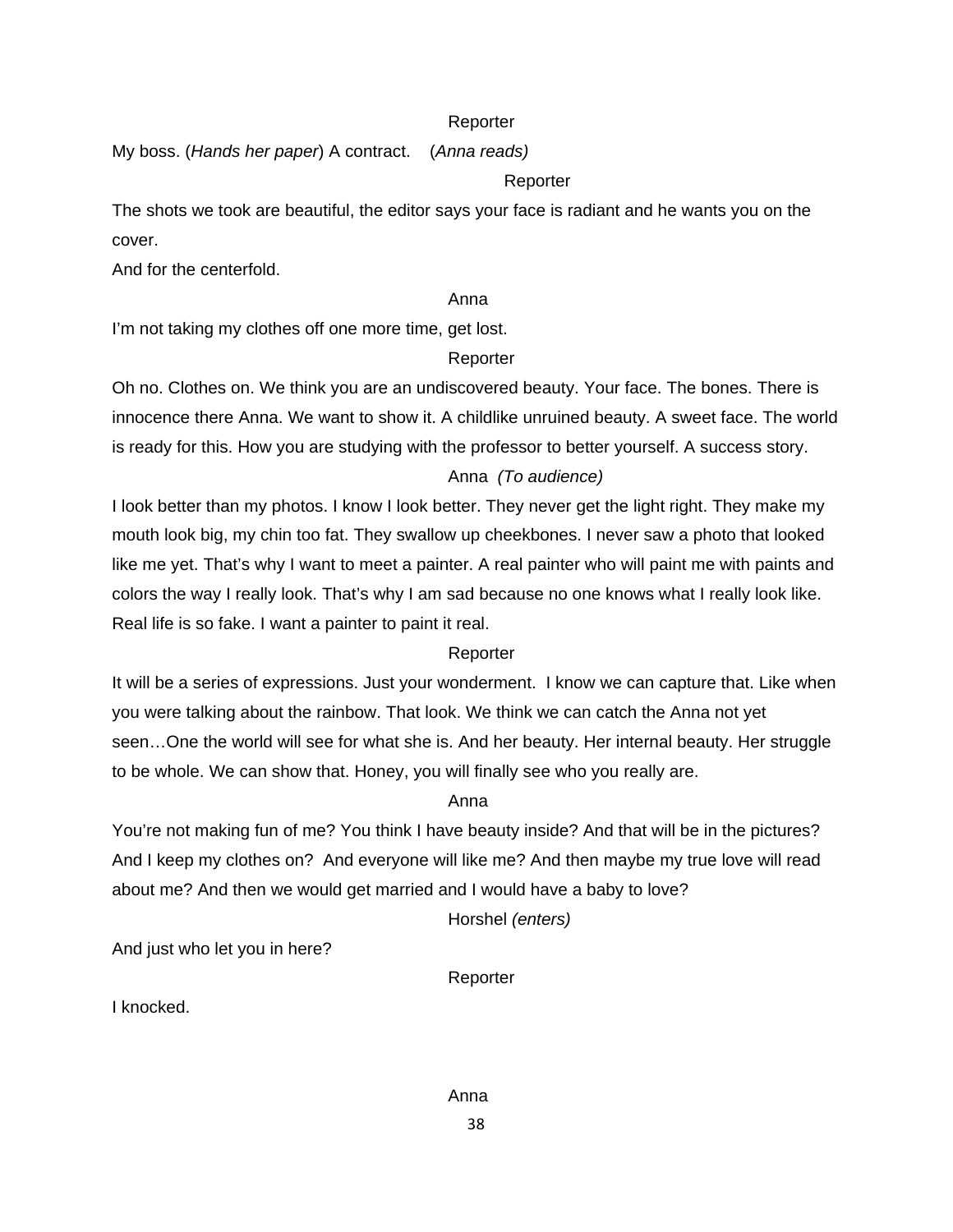Reporter

My boss. (*Hands her paper*) A contract. (*Anna reads)*

Reporter

The shots we took are beautiful, the editor says your face is radiant and he wants you on the cover.

And for the centerfold.

Anna

I'm not taking my clothes off one more time, get lost.

Reporter

Oh no. Clothes on. We think you are an undiscovered beauty. Your face. The bones. There is innocence there Anna. We want to show it. A childlike unruined beauty. A sweet face. The world is ready for this. How you are studying with the professor to better yourself. A success story.

Anna *(To audience)*

I look better than my photos. I know I look better. They never get the light right. They make my mouth look big, my chin too fat. They swallow up cheekbones. I never saw a photo that looked like me yet. That's why I want to meet a painter. A real painter who will paint me with paints and colors the way I really look. That's why I am sad because no one knows what I really look like. Real life is so fake. I want a painter to paint it real.

Reporter

It will be a series of expressions. Just your wonderment. I know we can capture that. Like when you were talking about the rainbow. That look. We think we can catch the Anna not yet seen…One the world will see for what she is. And her beauty. Her internal beauty. Her struggle to be whole. We can show that. Honey, you will finally see who you really are.

Anna

You're not making fun of me? You think I have beauty inside? And that will be in the pictures? And I keep my clothes on? And everyone will like me? And then maybe my true love will read about me? And then we would get married and I would have a baby to love?

Horshel *(enters)*

And just who let you in here?

Reporter

I knocked.

Anna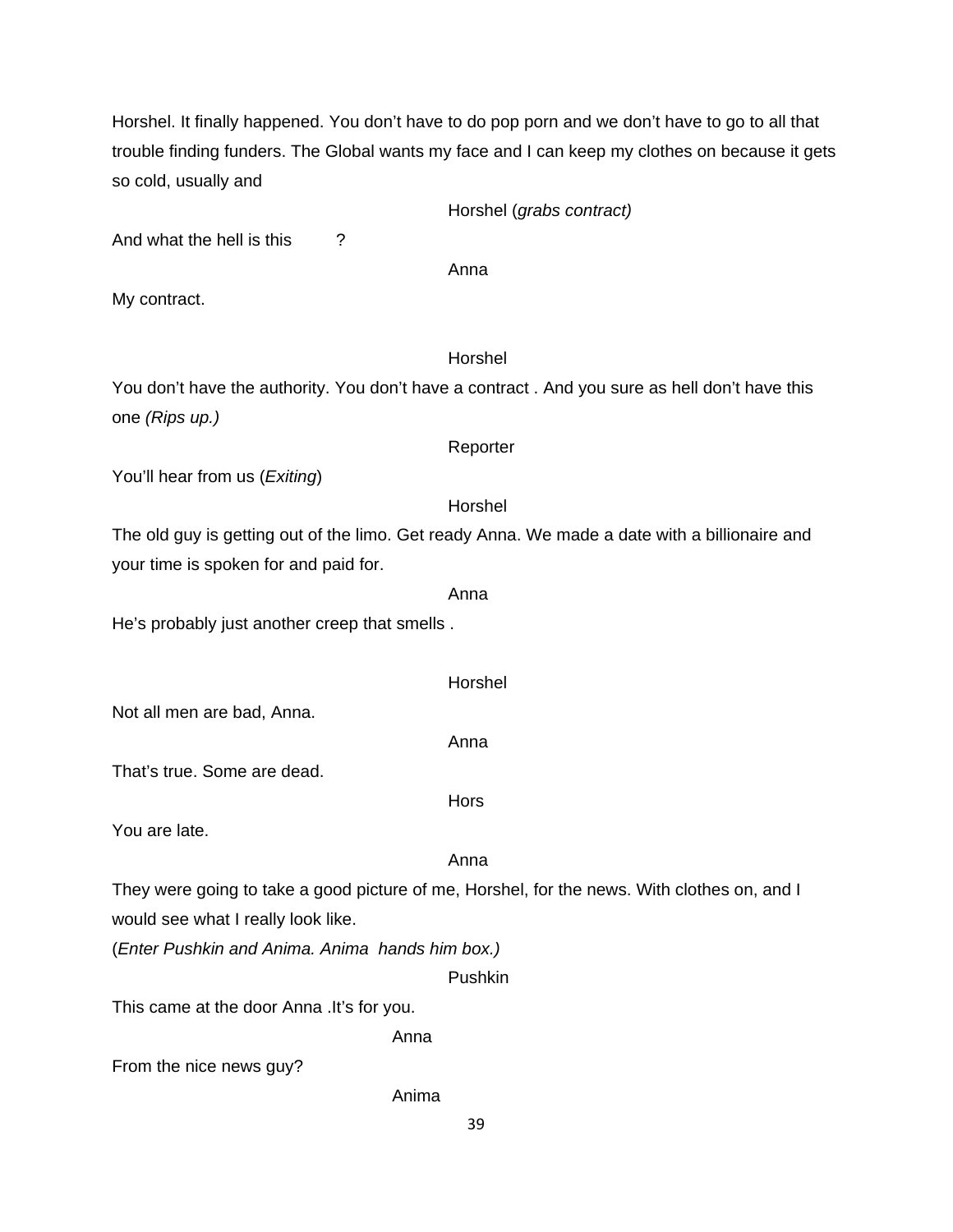Horshel. It finally happened. You don't have to do pop porn and we don't have to go to all that trouble finding funders. The Global wants my face and I can keep my clothes on because it gets so cold, usually and

Horshel (*grabs contract)*

And what the hell is this ?

Anna

My contract.

Horshel

You don't have the authority. You don't have a contract . And you sure as hell don't have this one *(Rips up.)*

Reporter

You'll hear from us (*Exiting*)

Horshel

The old guy is getting out of the limo. Get ready Anna. We made a date with a billionaire and your time is spoken for and paid for.

Anna

He's probably just another creep that smells .

Horshel

Not all men are bad, Anna.

Anna

That's true. Some are dead.

Hors

You are late.

Anna

They were going to take a good picture of me, Horshel, for the news. With clothes on, and I would see what I really look like.

(*Enter Pushkin and Anima. Anima hands him box.)*

Pushkin

This came at the door Anna .It's for you.

Anna

From the nice news guy?

Anima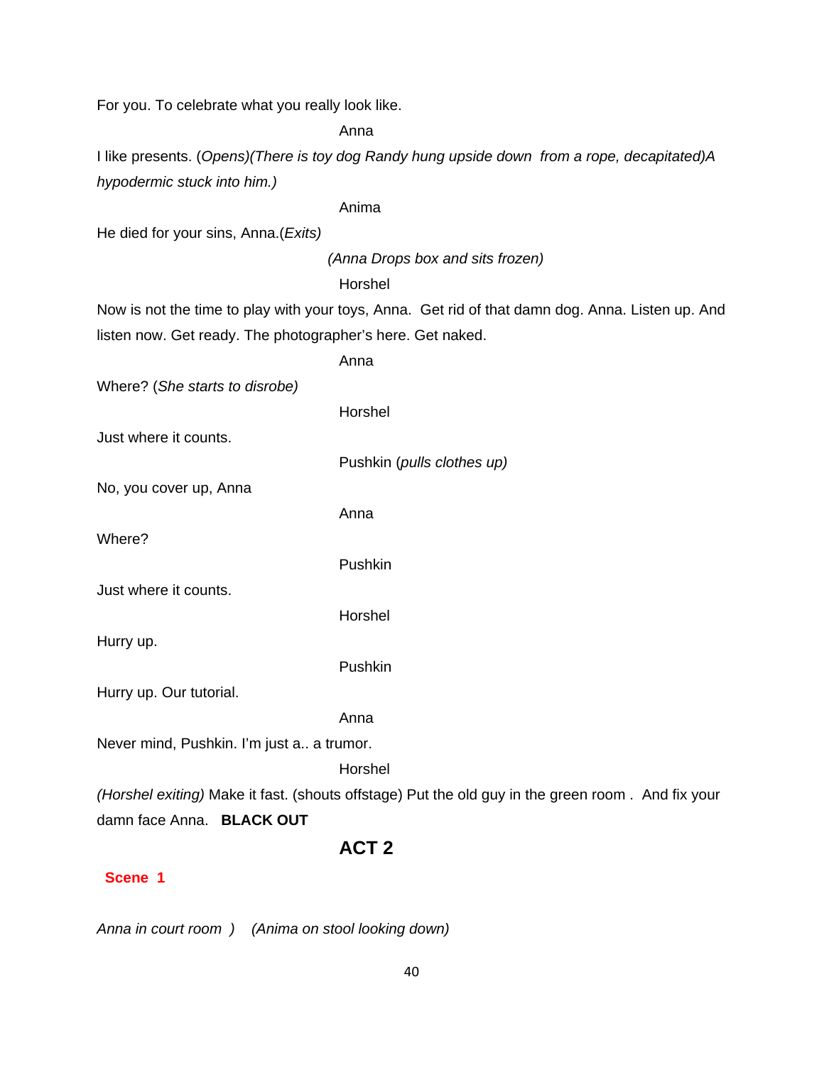For you. To celebrate what you really look like.

Anna

I like presents. (*Opens*)(*There is toy dog Randy hung upside down  from a rope, decapitated)A hypodermic stuck into him.)*

Anima

He died for your sins, Anna.(*Exits)*

*(Anna Drops box and sits frozen)*

Horshel

Now is not the time to play with your toys, Anna.  Get rid of that damn dog. Anna. Listen up. And listen now. Get ready. The photographer's here. Get naked.

Anna

Where? (*She starts to disrobe)*

Horshel

Just where it counts.

Pushkin (*pulls clothes up)*

No, you cover up, Anna

Anna

Where?

Pushkin

Just where it counts.

Horshel

Hurry up.

Pushkin

Hurry up. Our tutorial.

Anna

Never mind, Pushkin. I'm just a.. a trumor.

Horshel

*(Horshel exiting)* Make it fast. (shouts offstage) Put the old guy in the green room .  And fix your damn face Anna.   **BLACK OUT**

# ACT 2

## Scene 1

*Anna in court room  )    (Anima on stool looking down)*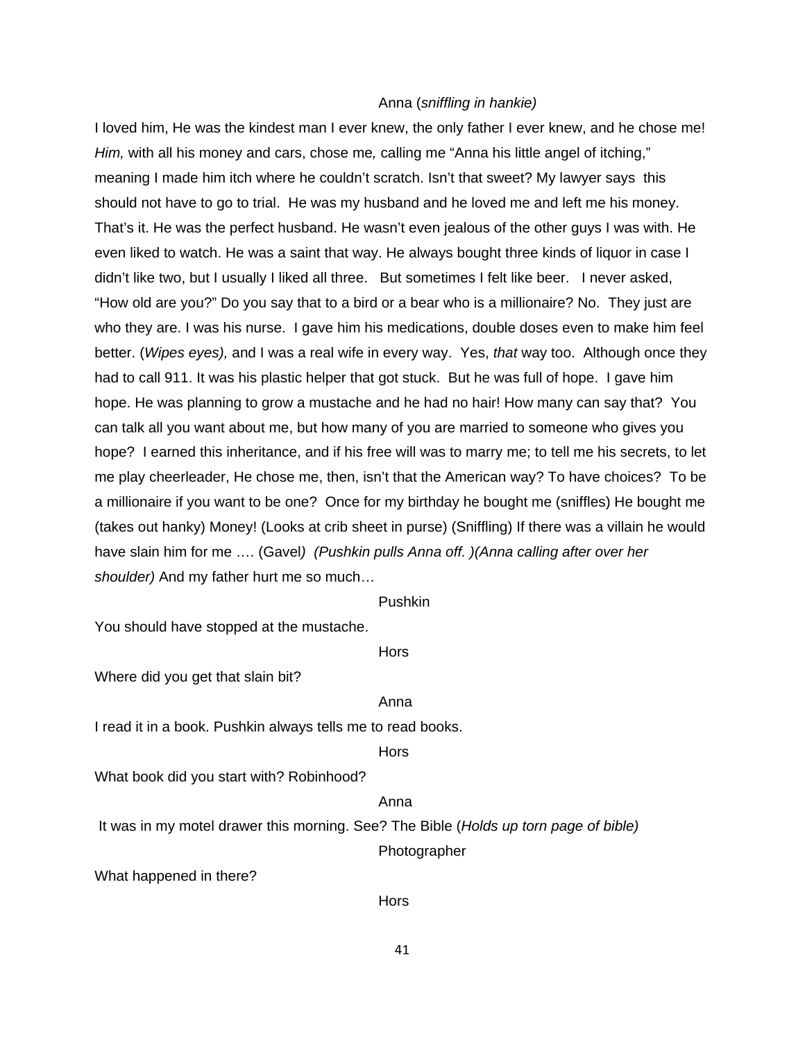Anna (*sniffling in hankie)*

I loved him, He was the kindest man I ever knew, the only father I ever knew, and he chose me! *Him,* with all his money and cars, chose me*,* calling me “Anna his little angel of itching,” meaning I made him itch where he couldn’t scratch. Isn’t that sweet? My lawyer says this should not have to go to trial. He was my husband and he loved me and left me his money. That’s it. He was the perfect husband. He wasn’t even jealous of the other guys I was with. He even liked to watch. He was a saint that way. He always bought three kinds of liquor in case I didn’t like two, but I usually I liked all three. But sometimes I felt like beer. I never asked, “How old are you?” Do you say that to a bird or a bear who is a millionaire? No. They just are who they are. I was his nurse. I gave him his medications, double doses even to make him feel better. (*Wipes eyes),* and I was a real wife in every way. Yes, *that* way too. Although once they had to call 911. It was his plastic helper that got stuck. But he was full of hope. I gave him hope. He was planning to grow a mustache and he had no hair! How many can say that? You can talk all you want about me, but how many of you are married to someone who gives you hope? I earned this inheritance, and if his free will was to marry me; to tell me his secrets, to let me play cheerleader, He chose me, then, isn’t that the American way? To have choices? To be a millionaire if you want to be one? Once for my birthday he bought me (sniffles) He bought me (takes out hanky) Money! (Looks at crib sheet in purse) (Sniffling) If there was a villain he would have slain him for me …. (Gavel*) (Pushkin pulls Anna off. )(Anna calling after over her shoulder)* And my father hurt me so much…

Pushkin

You should have stopped at the mustache.

Hors

Where did you get that slain bit?

Anna

I read it in a book. Pushkin always tells me to read books.

Hors

What book did you start with? Robinhood?

Anna

It was in my motel drawer this morning. See? The Bible (*Holds up torn page of bible)*

Photographer

What happened in there?

Hors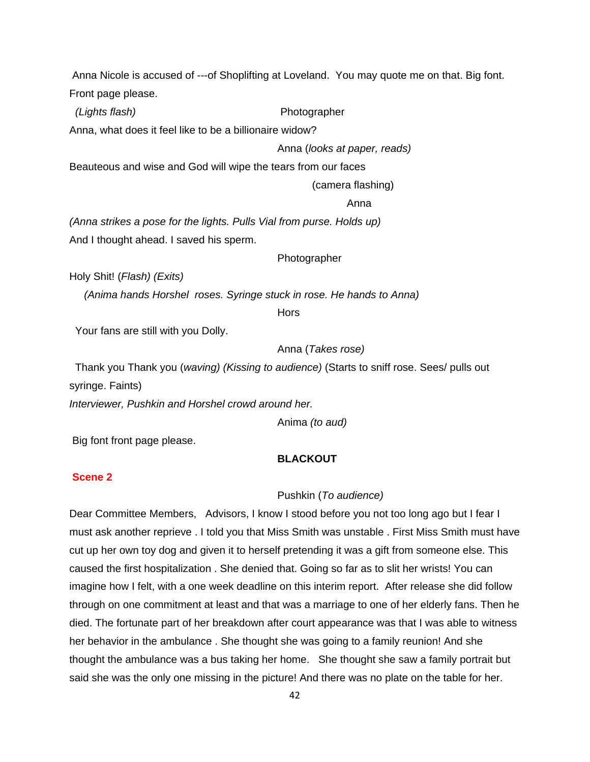Anna Nicole is accused of ---of Shoplifting at Loveland.  You may quote me on that. Big font. Front page please.

*(Lights flash)* Photographer

Anna, what does it feel like to be a billionaire widow?

Anna (*looks at paper, reads)*

Beauteous and wise and God will wipe the tears from our faces

(camera flashing)

Anna

*(Anna strikes a pose for the lights. Pulls Vial from purse. Holds up)*

And I thought ahead. I saved his sperm.

Photographer

Holy Shit! (*Flash) (Exits)*

*(Anima hands Horshel  roses. Syringe stuck in rose. He hands to Anna)*

Hors

Your fans are still with you Dolly.

Anna (*Takes rose)*

Thank you Thank you (*waving) (Kissing to audience)* (Starts to sniff rose. Sees/ pulls out syringe. Faints)

*Interviewer, Pushkin and Horshel crowd around her.*

Anima *(to aud)*

Big font front page please.

**BLACKOUT**

**Scene 2**

Pushkin (*To audience)*

Dear Committee Members,   Advisors, I know I stood before you not too long ago but I fear I must ask another reprieve . I told you that Miss Smith was unstable . First Miss Smith must have cut up her own toy dog and given it to herself pretending it was a gift from someone else. This caused the first hospitalization . She denied that. Going so far as to slit her wrists! You can imagine how I felt, with a one week deadline on this interim report.  After release she did follow through on one commitment at least and that was a marriage to one of her elderly fans. Then he died. The fortunate part of her breakdown after court appearance was that I was able to witness her behavior in the ambulance . She thought she was going to a family reunion! And she thought the ambulance was a bus taking her home.   She thought she saw a family portrait but said she was the only one missing in the picture! And there was no plate on the table for her.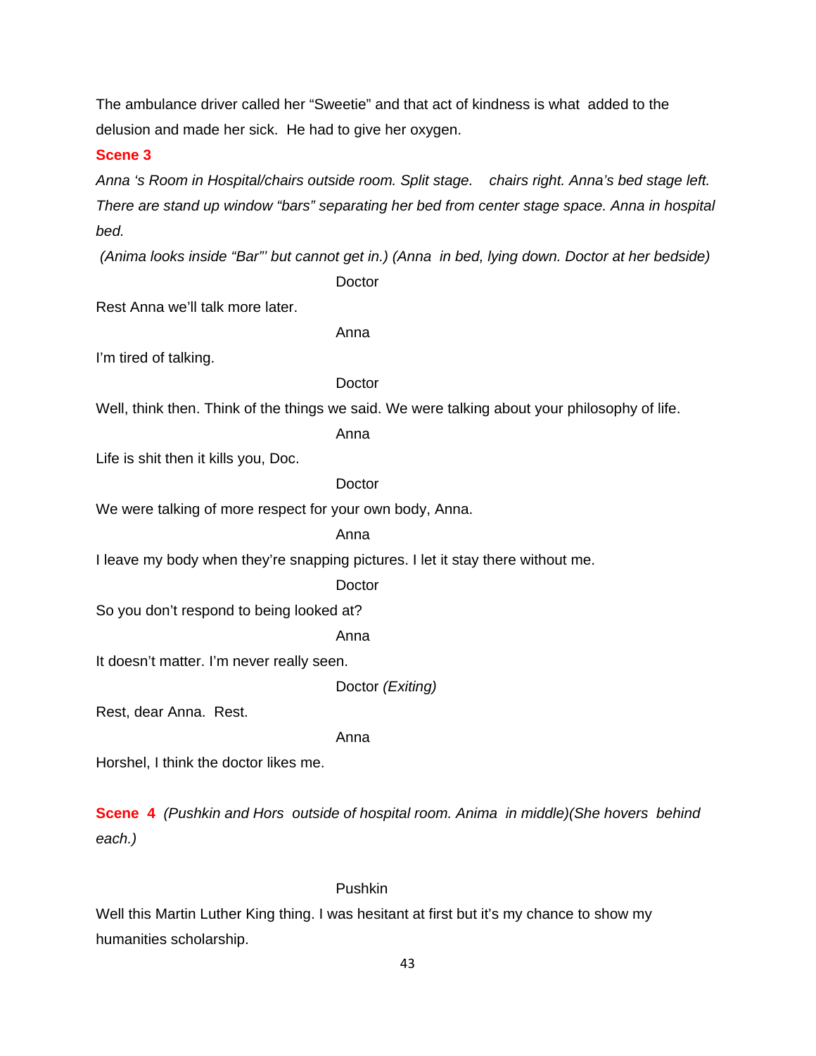The ambulance driver called her "Sweetie" and that act of kindness is what added to the delusion and made her sick. He had to give her oxygen.

**Scene 3**

*Anna 's Room in Hospital/chairs outside room. Split stage. chairs right. Anna's bed stage left. There are stand up window "bars" separating her bed from center stage space. Anna in hospital bed.*

*(Anima looks inside "Bar"' but cannot get in.) (Anna in bed, lying down. Doctor at her bedside)*

Doctor

Rest Anna we'll talk more later.

Anna

I'm tired of talking.

Doctor

Well, think then. Think of the things we said. We were talking about your philosophy of life.

Anna

Life is shit then it kills you, Doc.

Doctor

We were talking of more respect for your own body, Anna.

Anna

I leave my body when they're snapping pictures. I let it stay there without me.

Doctor

So you don't respond to being looked at?

Anna

It doesn't matter. I'm never really seen.

Doctor *(Exiting)*

Rest, dear Anna. Rest.

Anna

Horshel, I think the doctor likes me.

**Scene 4** *(Pushkin and Hors outside of hospital room. Anima in middle)(She hovers behind each.)*

Pushkin

Well this Martin Luther King thing. I was hesitant at first but it's my chance to show my humanities scholarship.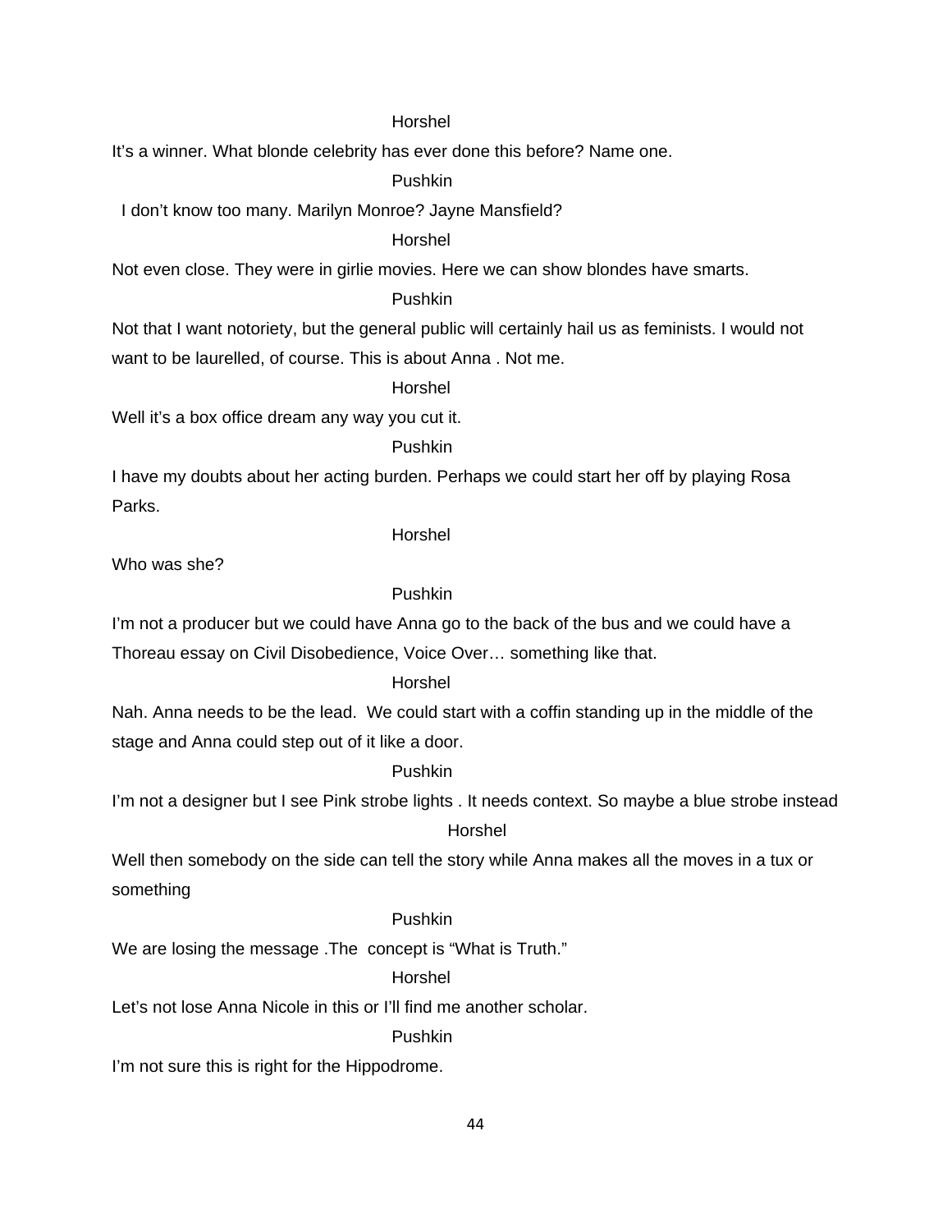Horshel

It's a winner. What blonde celebrity has ever done this before? Name one.

Pushkin

I don't know too many. Marilyn Monroe? Jayne Mansfield?

Horshel

Not even close. They were in girlie movies. Here we can show blondes have smarts.

Pushkin

Not that I want notoriety, but the general public will certainly hail us as feminists. I would not want to be laurelled, of course. This is about Anna . Not me.

Horshel

Well it's a box office dream any way you cut it.

Pushkin

I have my doubts about her acting burden. Perhaps we could start her off by playing Rosa Parks.

Horshel

Who was she?

Pushkin

I'm not a producer but we could have Anna go to the back of the bus and we could have a Thoreau essay on Civil Disobedience, Voice Over… something like that.

Horshel

Nah. Anna needs to be the lead. We could start with a coffin standing up in the middle of the stage and Anna could step out of it like a door.

Pushkin

I'm not a designer but I see Pink strobe lights . It needs context. So maybe a blue strobe instead

Horshel

Well then somebody on the side can tell the story while Anna makes all the moves in a tux or something

Pushkin

We are losing the message .The concept is "What is Truth."

Horshel

Let's not lose Anna Nicole in this or I'll find me another scholar.

Pushkin

I'm not sure this is right for the Hippodrome.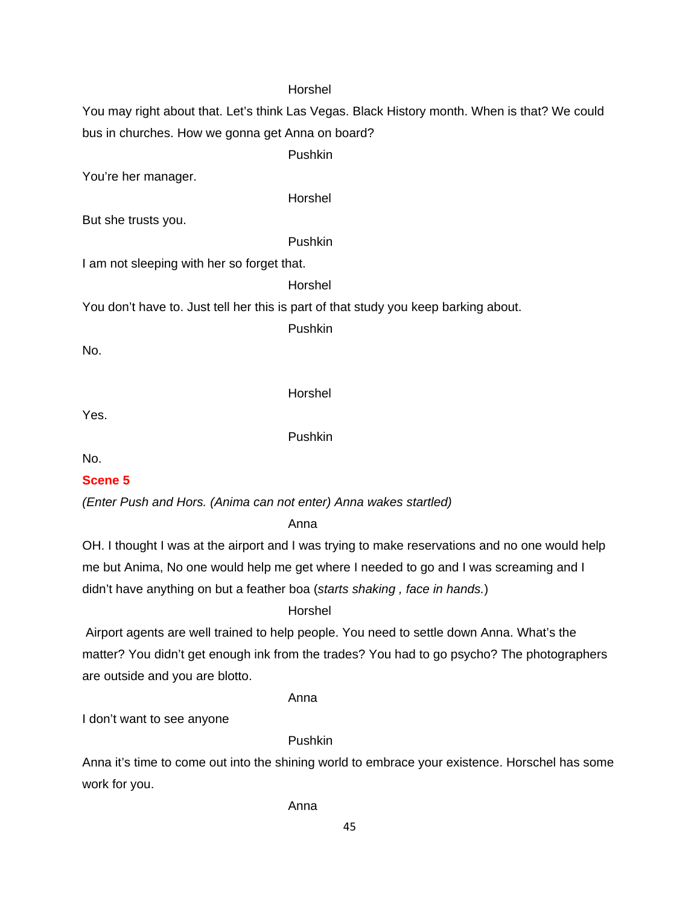Horshel

You may right about that. Let's think Las Vegas. Black History month. When is that? We could bus in churches. How we gonna get Anna on board?

Pushkin

You're her manager.

Horshel

But she trusts you.

Pushkin

I am not sleeping with her so forget that.

Horshel

You don't have to. Just tell her this is part of that study you keep barking about.

Pushkin

No.

Horshel

Yes.

Pushkin

No.

**Scene 5**

*(Enter Push and Hors. (Anima can not enter) Anna wakes startled)*

Anna

OH. I thought I was at the airport and I was trying to make reservations and no one would help me but Anima, No one would help me get where I needed to go and I was screaming and I didn't have anything on but a feather boa (*starts shaking , face in hands.*)

Horshel

Airport agents are well trained to help people. You need to settle down Anna. What's the matter? You didn't get enough ink from the trades? You had to go psycho? The photographers are outside and you are blotto.

Anna

I don't want to see anyone

Pushkin

Anna it's time to come out into the shining world to embrace your existence. Horschel has some work for you.

Anna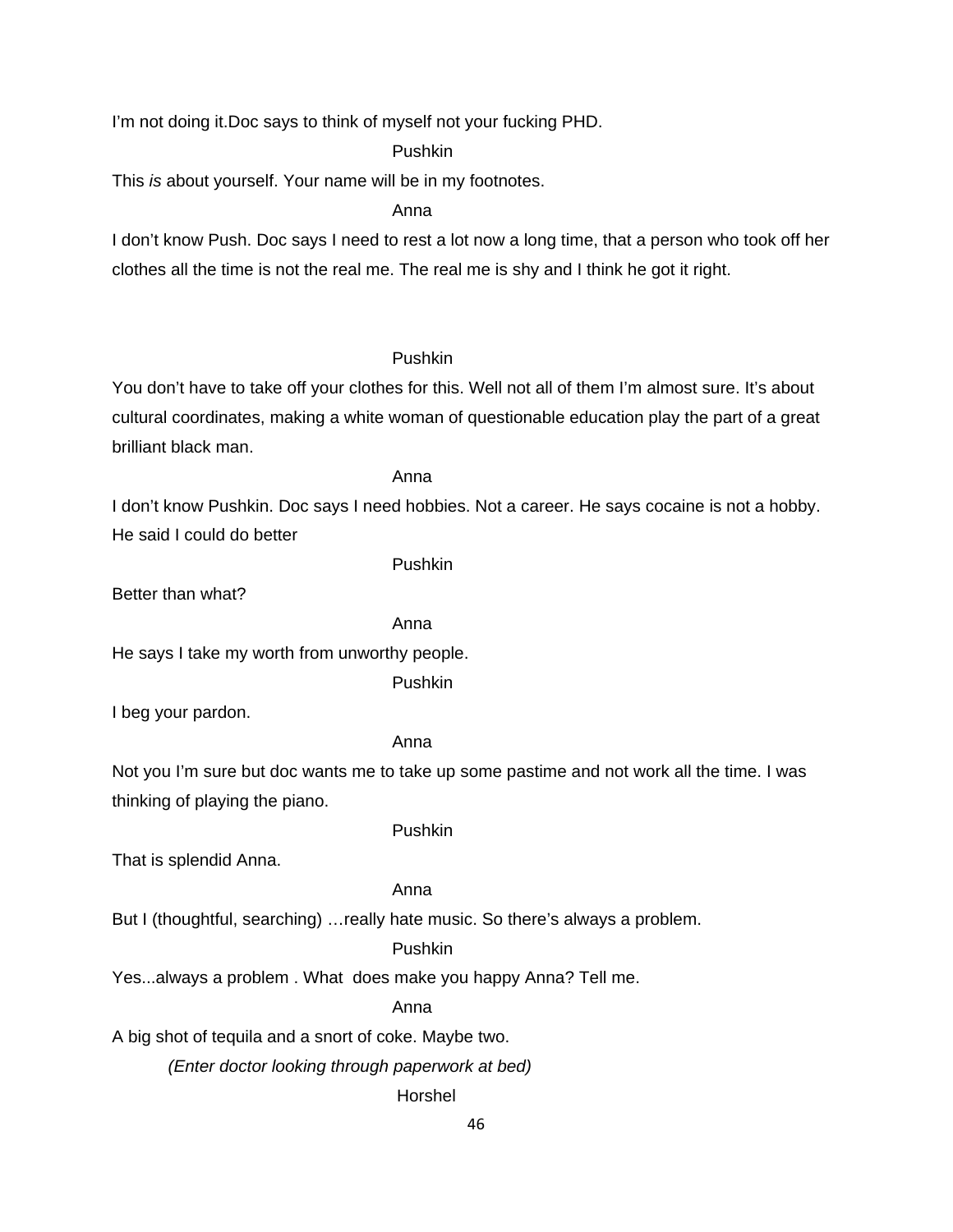I'm not doing it.Doc says to think of myself not your fucking PHD.

Pushkin

This *is* about yourself. Your name will be in my footnotes.

Anna

I don't know Push. Doc says I need to rest a lot now a long time, that a person who took off her clothes all the time is not the real me. The real me is shy and I think he got it right.

Pushkin

You don't have to take off your clothes for this. Well not all of them I'm almost sure. It's about cultural coordinates, making a white woman of questionable education play the part of a great brilliant black man.

Anna

I don't know Pushkin. Doc says I need hobbies. Not a career. He says cocaine is not a hobby. He said I could do better

Pushkin

Better than what?

Anna

He says I take my worth from unworthy people.

Pushkin

I beg your pardon.

Anna

Not you I'm sure but doc wants me to take up some pastime and not work all the time. I was thinking of playing the piano.

Pushkin

That is splendid Anna.

Anna

But I (thoughtful, searching) …really hate music. So there's always a problem.

Pushkin

Yes...always a problem . What  does make you happy Anna? Tell me.

Anna

A big shot of tequila and a snort of coke. Maybe two.

*(Enter doctor looking through paperwork at bed)*

Horshel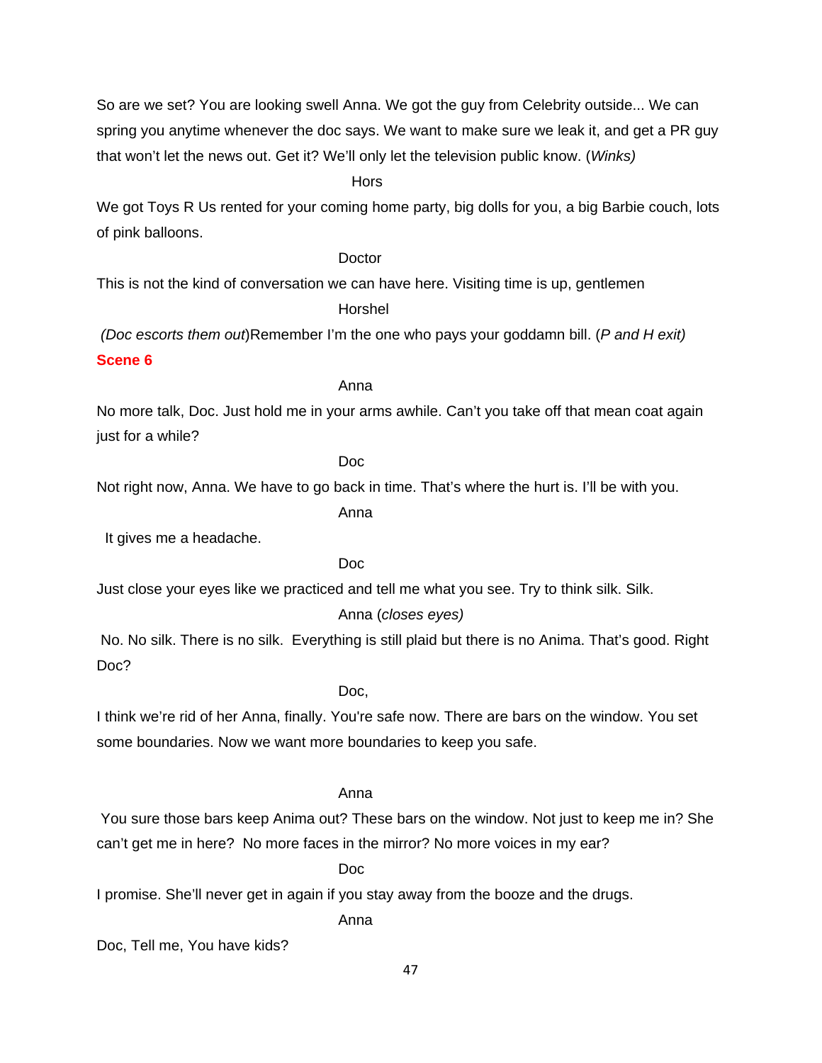So are we set? You are looking swell Anna. We got the guy from Celebrity outside... We can spring you anytime whenever the doc says. We want to make sure we leak it, and get a PR guy that won't let the news out. Get it? We'll only let the television public know. (*Winks)*

Hors

We got Toys R Us rented for your coming home party, big dolls for you, a big Barbie couch, lots of pink balloons.

Doctor

This is not the kind of conversation we can have here. Visiting time is up, gentlemen

Horshel

*(Doc escorts them out*)Remember I'm the one who pays your goddamn bill. (*P and H exit)*

**Scene 6**

Anna

No more talk, Doc. Just hold me in your arms awhile. Can't you take off that mean coat again just for a while?

Doc

Not right now, Anna. We have to go back in time. That's where the hurt is. I'll be with you.

Anna

It gives me a headache.

Doc

Just close your eyes like we practiced and tell me what you see. Try to think silk. Silk.

Anna (*closes eyes)*

No. No silk. There is no silk. Everything is still plaid but there is no Anima. That's good. Right Doc?

Doc,

I think we're rid of her Anna, finally. You're safe now. There are bars on the window. You set some boundaries. Now we want more boundaries to keep you safe.

Anna

You sure those bars keep Anima out? These bars on the window. Not just to keep me in? She can't get me in here? No more faces in the mirror? No more voices in my ear?

Doc

I promise. She'll never get in again if you stay away from the booze and the drugs.

Anna

Doc, Tell me, You have kids?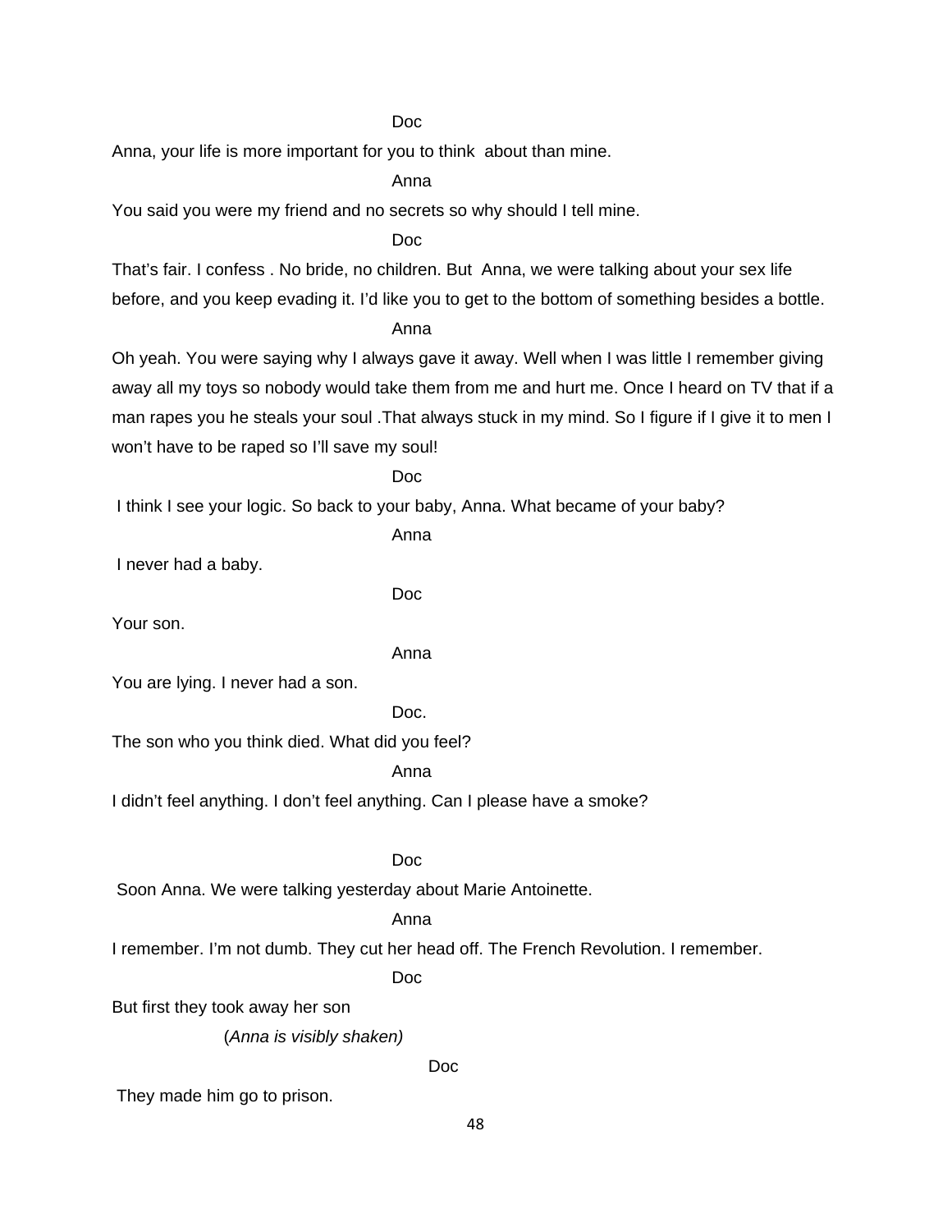Doc

Anna, your life is more important for you to think  about than mine.

Anna

You said you were my friend and no secrets so why should I tell mine.

Doc

That's fair. I confess . No bride, no children. But  Anna, we were talking about your sex life before, and you keep evading it. I'd like you to get to the bottom of something besides a bottle.

Anna

Oh yeah. You were saying why I always gave it away. Well when I was little I remember giving away all my toys so nobody would take them from me and hurt me. Once I heard on TV that if a man rapes you he steals your soul .That always stuck in my mind. So I figure if I give it to men I won't have to be raped so I'll save my soul!

Doc

I think I see your logic. So back to your baby, Anna. What became of your baby?

Anna

I never had a baby.

Doc

Your son.

Anna

You are lying. I never had a son.

Doc.

The son who you think died. What did you feel?

Anna

I didn't feel anything. I don't feel anything. Can I please have a smoke?

Doc

Soon Anna. We were talking yesterday about Marie Antoinette.

Anna

I remember. I'm not dumb. They cut her head off. The French Revolution. I remember.

Doc

But first they took away her son

(*Anna is visibly shaken)*

Doc

They made him go to prison.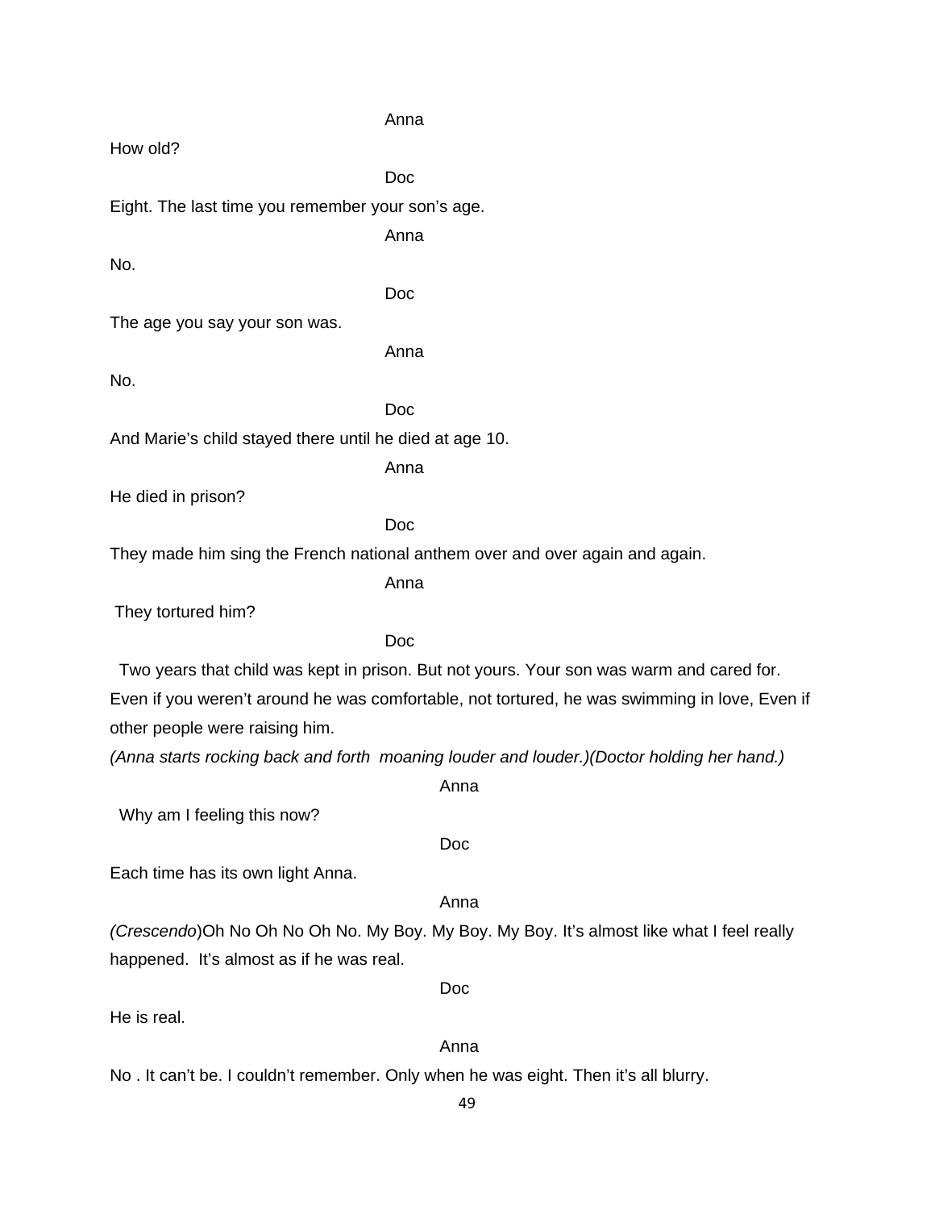Anna

How old?

Doc

Eight. The last time you remember your son's age.

Anna

No.

Doc

The age you say your son was.

Anna

No.

Doc

And Marie's child stayed there until he died at age 10.

Anna

He died in prison?

Doc

They made him sing the French national anthem over and over again and again.

Anna

They tortured him?

Doc

Two years that child was kept in prison. But not yours. Your son was warm and cared for. Even if you weren't around he was comfortable, not tortured, he was swimming in love, Even if other people were raising him.

*(Anna starts rocking back and forth moaning louder and louder.)(Doctor holding her hand.)*

Anna

Why am I feeling this now?

Doc

Each time has its own light Anna.

Anna

*(Crescendo)*Oh No Oh No Oh No. My Boy. My Boy. My Boy. It's almost like what I feel really happened. It's almost as if he was real.

Doc

He is real.

Anna

No . It can't be. I couldn't remember. Only when he was eight. Then it's all blurry.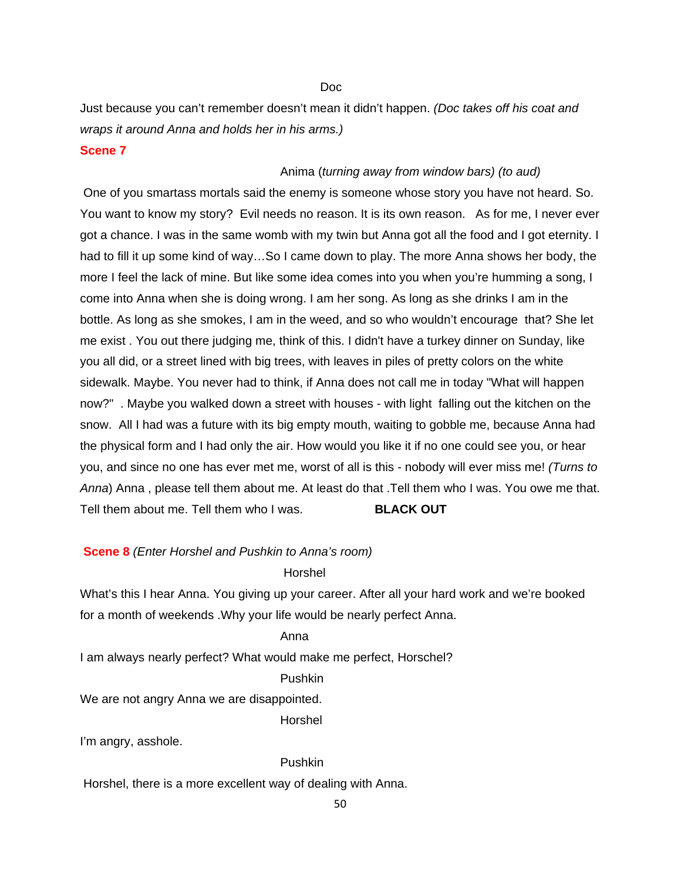Doc

Just because you can't remember doesn't mean it didn't happen. *(Doc takes off his coat and wraps it around Anna and holds her in his arms.)*

**Scene 7**

Anima (*turning away from window bars) (to aud)*

One of you smartass mortals said the enemy is someone whose story you have not heard. So. You want to know my story? Evil needs no reason. It is its own reason. As for me, I never ever got a chance. I was in the same womb with my twin but Anna got all the food and I got eternity. I had to fill it up some kind of way…So I came down to play. The more Anna shows her body, the more I feel the lack of mine. But like some idea comes into you when you're humming a song, I come into Anna when she is doing wrong. I am her song. As long as she drinks I am in the bottle. As long as she smokes, I am in the weed, and so who wouldn't encourage that? She let me exist . You out there judging me, think of this. I didn't have a turkey dinner on Sunday, like you all did, or a street lined with big trees, with leaves in piles of pretty colors on the white sidewalk. Maybe. You never had to think, if Anna does not call me in today "What will happen now?" . Maybe you walked down a street with houses - with light falling out the kitchen on the snow. All I had was a future with its big empty mouth, waiting to gobble me, because Anna had the physical form and I had only the air. How would you like it if no one could see you, or hear you, and since no one has ever met me, worst of all is this - nobody will ever miss me! *(Turns to Anna*) Anna , please tell them about me. At least do that .Tell them who I was. You owe me that. Tell them about me. Tell them who I was. **BLACK OUT**

**Scene 8** *(Enter Horshel and Pushkin to Anna's room)*

Horshel

What's this I hear Anna. You giving up your career. After all your hard work and we're booked for a month of weekends .Why your life would be nearly perfect Anna.

Anna

I am always nearly perfect? What would make me perfect, Horschel?

Pushkin

We are not angry Anna we are disappointed.

Horshel

I'm angry, asshole.

Pushkin

Horshel, there is a more excellent way of dealing with Anna.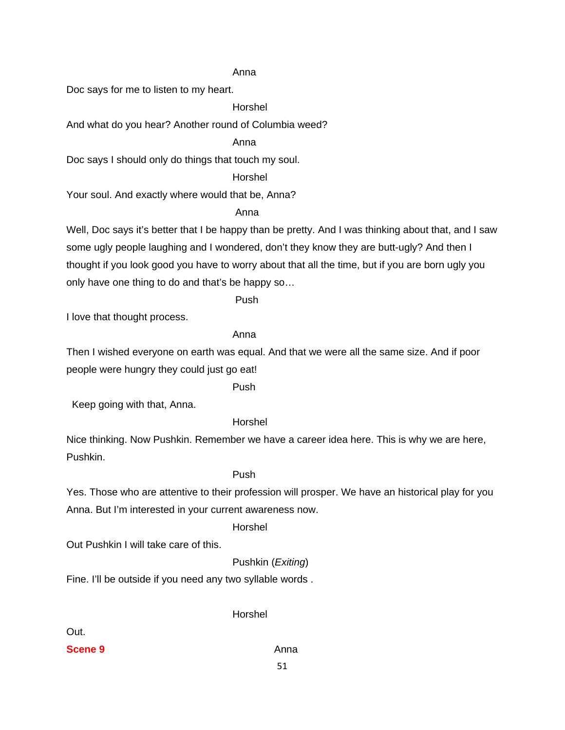Anna

Doc says for me to listen to my heart.

Horshel

And what do you hear? Another round of Columbia weed?

Anna

Doc says I should only do things that touch my soul.

Horshel

Your soul. And exactly where would that be, Anna?

Anna

Well, Doc says it's better that I be happy than be pretty. And I was thinking about that, and I saw some ugly people laughing and I wondered, don't they know they are butt-ugly? And then I thought if you look good you have to worry about that all the time, but if you are born ugly you only have one thing to do and that's be happy so…

Push

I love that thought process.

Anna

Then I wished everyone on earth was equal. And that we were all the same size. And if poor people were hungry they could just go eat!

Push

Keep going with that, Anna.

Horshel

Nice thinking. Now Pushkin. Remember we have a career idea here. This is why we are here, Pushkin.

Push

Yes. Those who are attentive to their profession will prosper. We have an historical play for you Anna. But I'm interested in your current awareness now.

Horshel

Out Pushkin I will take care of this.

Pushkin (*Exiting*)

Fine. I'll be outside if you need any two syllable words .

Horshel

Out.

**Scene 9**

Anna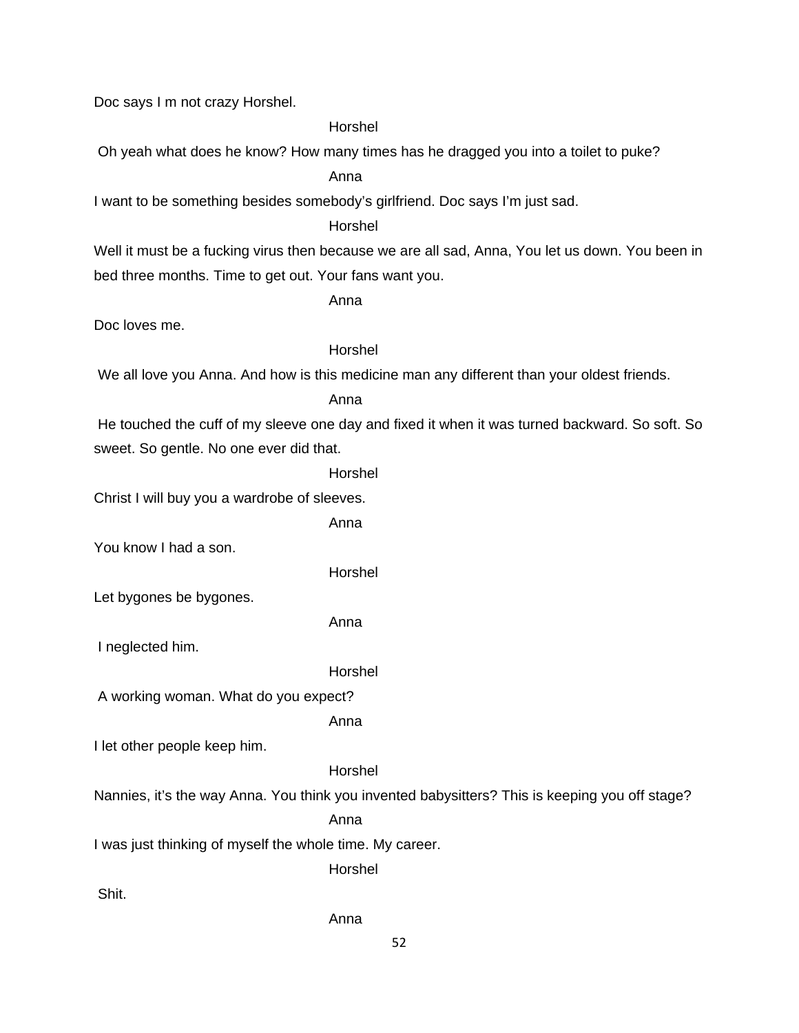Doc says I m not crazy Horshel.

Horshel

Oh yeah what does he know? How many times has he dragged you into a toilet to puke?

Anna

I want to be something besides somebody's girlfriend. Doc says I'm just sad.

Horshel

Well it must be a fucking virus then because we are all sad, Anna, You let us down. You been in bed three months. Time to get out. Your fans want you.

Anna

Doc loves me.

Horshel

We all love you Anna. And how is this medicine man any different than your oldest friends.

Anna

He touched the cuff of my sleeve one day and fixed it when it was turned backward. So soft. So sweet. So gentle. No one ever did that.

Horshel

Christ I will buy you a wardrobe of sleeves.

Anna

You know I had a son.

Horshel

Let bygones be bygones.

Anna

I neglected him.

Horshel

A working woman. What do you expect?

Anna

I let other people keep him.

Horshel

Nannies, it's the way Anna. You think you invented babysitters? This is keeping you off stage?

Anna

I was just thinking of myself the whole time. My career.

Horshel

Shit.

Anna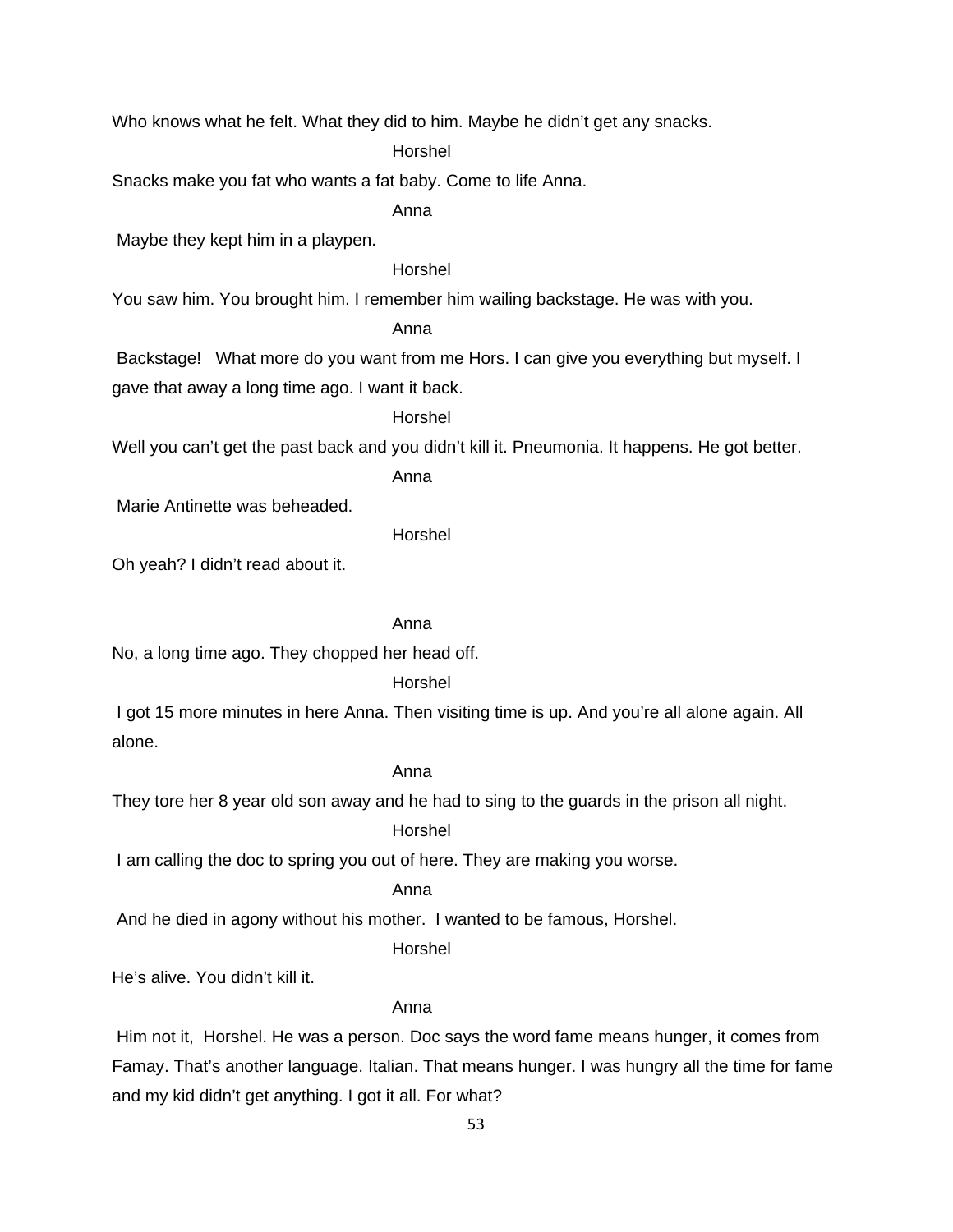Who knows what he felt. What they did to him. Maybe he didn't get any snacks.

Horshel

Snacks make you fat who wants a fat baby. Come to life Anna.

Anna

Maybe they kept him in a playpen.

Horshel

You saw him. You brought him. I remember him wailing backstage. He was with you.

Anna

Backstage! What more do you want from me Hors. I can give you everything but myself. I gave that away a long time ago. I want it back.

Horshel

Well you can't get the past back and you didn't kill it. Pneumonia. It happens. He got better.

Anna

Marie Antinette was beheaded.

Horshel

Oh yeah? I didn't read about it.

Anna

No, a long time ago. They chopped her head off.

Horshel

I got 15 more minutes in here Anna. Then visiting time is up. And you're all alone again. All alone.

Anna

They tore her 8 year old son away and he had to sing to the guards in the prison all night.

Horshel

I am calling the doc to spring you out of here. They are making you worse.

Anna

And he died in agony without his mother. I wanted to be famous, Horshel.

Horshel

He's alive. You didn't kill it.

Anna

Him not it, Horshel. He was a person. Doc says the word fame means hunger, it comes from Famay. That's another language. Italian. That means hunger. I was hungry all the time for fame and my kid didn't get anything. I got it all. For what?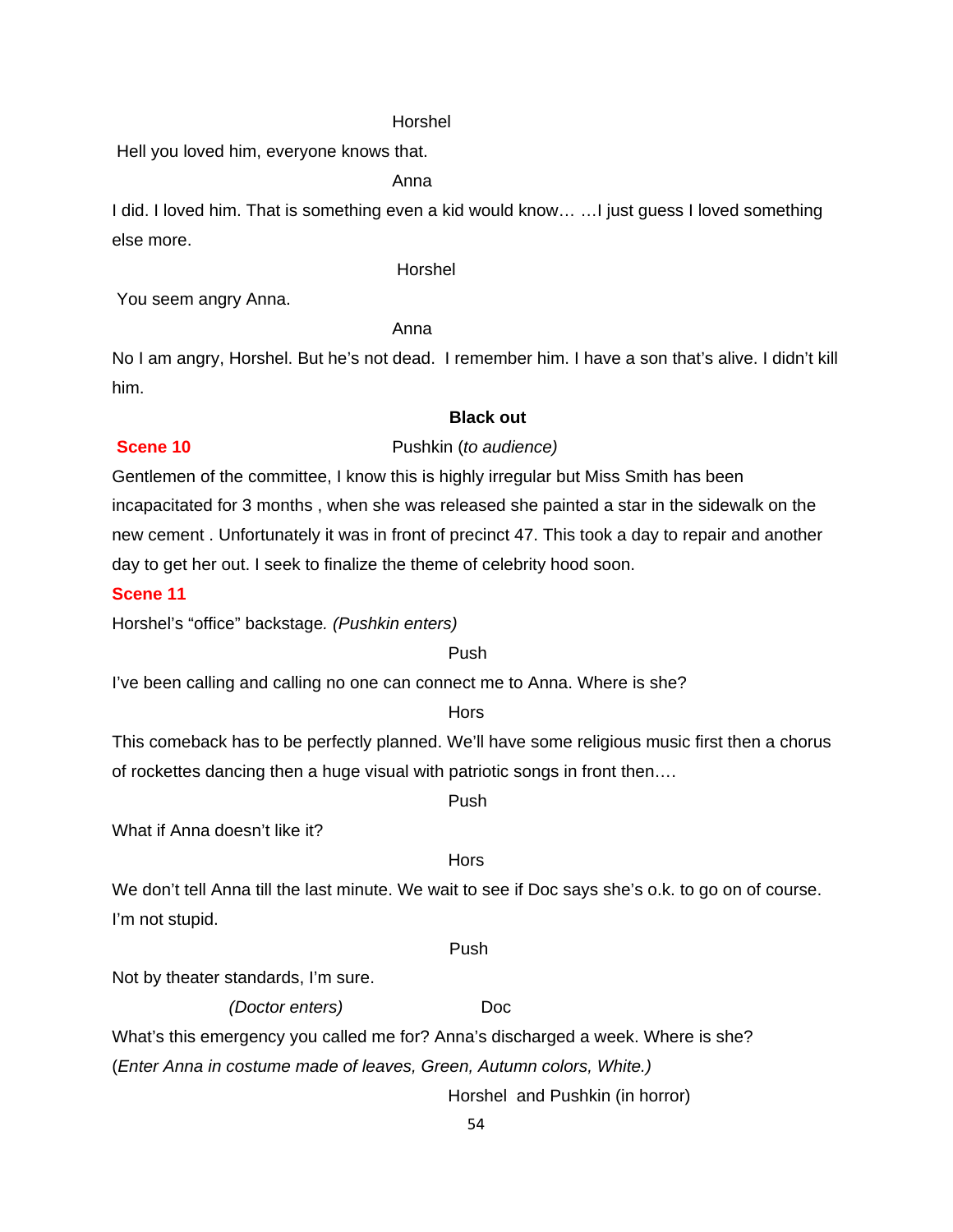Horshel

Hell you loved him, everyone knows that.

Anna

I did. I loved him. That is something even a kid would know… …I just guess I loved something else more.

Horshel

You seem angry Anna.

Anna

No I am angry, Horshel. But he's not dead. I remember him. I have a son that's alive. I didn't kill him.

**Black out**

**Scene 10**

Pushkin (*to audience)*

Gentlemen of the committee, I know this is highly irregular but Miss Smith has been incapacitated for 3 months , when she was released she painted a star in the sidewalk on the new cement . Unfortunately it was in front of precinct 47. This took a day to repair and another day to get her out. I seek to finalize the theme of celebrity hood soon.

**Scene 11**

Horshel's "office" backstage*. (Pushkin enters)*

Push

I've been calling and calling no one can connect me to Anna. Where is she?

Hors

This comeback has to be perfectly planned. We'll have some religious music first then a chorus of rockettes dancing then a huge visual with patriotic songs in front then….

Push

What if Anna doesn't like it?

Hors

We don't tell Anna till the last minute. We wait to see if Doc says she's o.k. to go on of course. I'm not stupid.

Push

Not by theater standards, I'm sure.

*(Doctor enters)* Doc

What's this emergency you called me for? Anna's discharged a week. Where is she?

(*Enter Anna in costume made of leaves, Green, Autumn colors, White.)*

Horshel and Pushkin (in horror)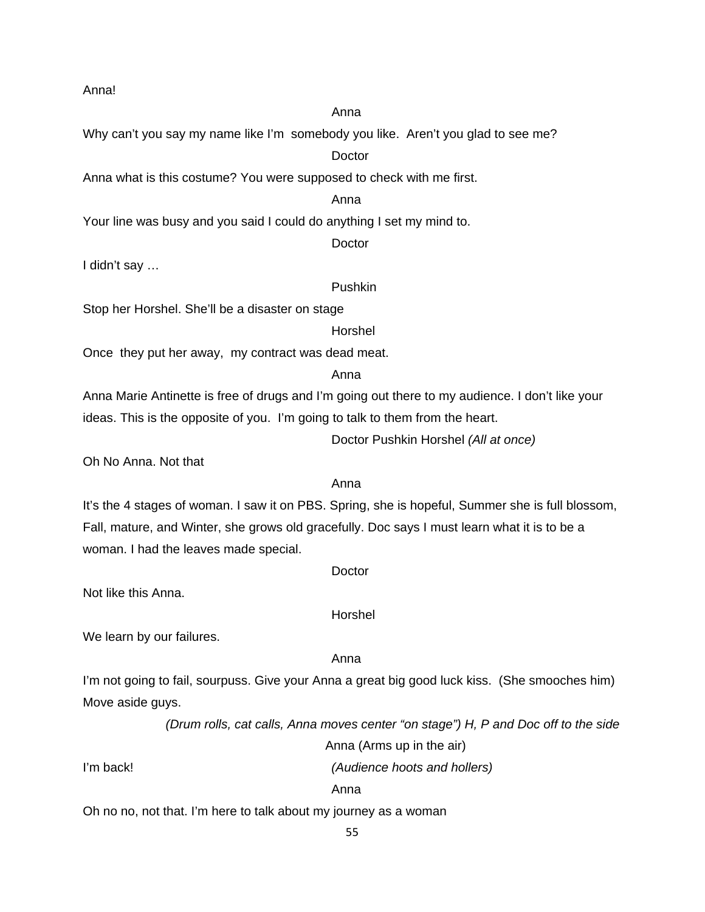Anna!

Anna

Why can't you say my name like I'm  somebody you like.  Aren't you glad to see me?

Doctor

Anna what is this costume? You were supposed to check with me first.

Anna

Your line was busy and you said I could do anything I set my mind to.

Doctor

I didn't say …

Pushkin

Stop her Horshel. She'll be a disaster on stage

Horshel

Once  they put her away,  my contract was dead meat.

Anna

Anna Marie Antinette is free of drugs and I'm going out there to my audience. I don't like your ideas. This is the opposite of you.  I'm going to talk to them from the heart.

Doctor Pushkin Horshel *(All at once)*

Oh No Anna. Not that

Anna

It's the 4 stages of woman. I saw it on PBS. Spring, she is hopeful, Summer she is full blossom, Fall, mature, and Winter, she grows old gracefully. Doc says I must learn what it is to be a woman. I had the leaves made special.

Doctor

Not like this Anna.

Horshel

We learn by our failures.

Anna

I'm not going to fail, sourpuss. Give your Anna a great big good luck kiss.  (She smooches him) Move aside guys.

*(Drum rolls, cat calls, Anna moves center "on stage") H, P and Doc off to the side*

Anna (Arms up in the air)

I'm back! *(Audience hoots and hollers)*

Anna

Oh no no, not that. I'm here to talk about my journey as a woman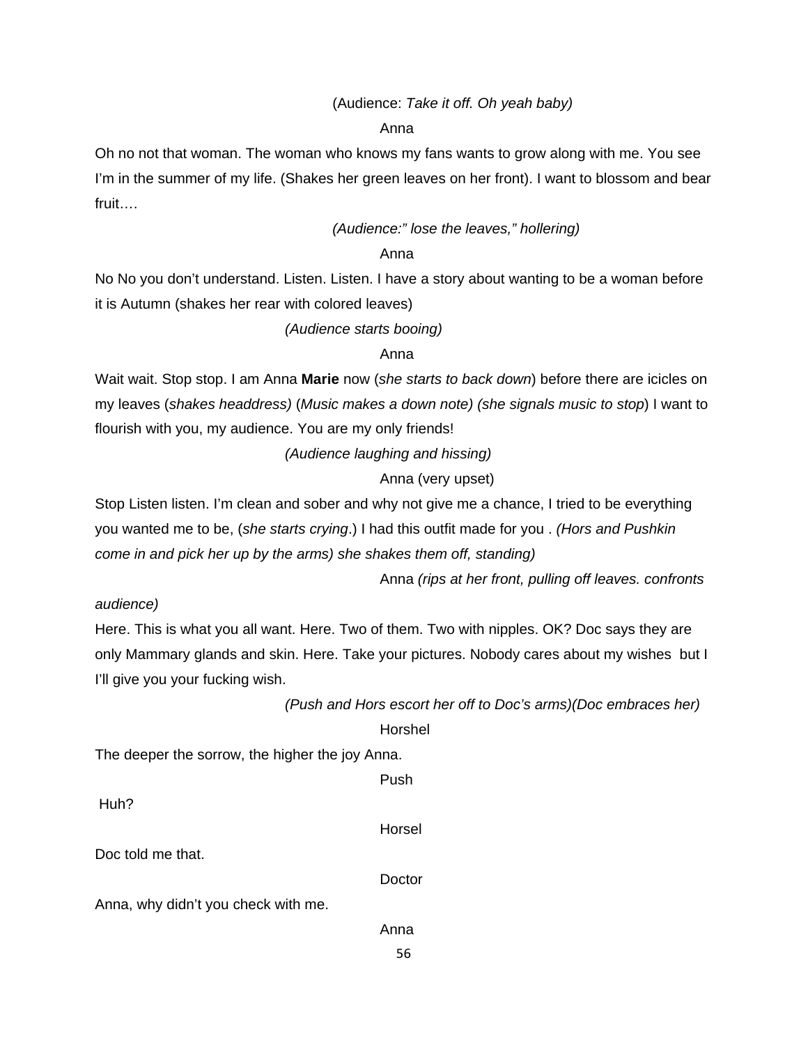(Audience: *Take it off. Oh yeah baby)*

Anna

Oh no not that woman. The woman who knows my fans wants to grow along with me. You see I'm in the summer of my life. (Shakes her green leaves on her front). I want to blossom and bear fruit….

*(Audience:" lose the leaves," hollering)*

Anna

No No you don't understand. Listen. Listen. I have a story about wanting to be a woman before it is Autumn (shakes her rear with colored leaves)

*(Audience starts booing)*

Anna

Wait wait. Stop stop. I am Anna **Marie** now (*she starts to back down*) before there are icicles on my leaves (*shakes headdress)* (*Music makes a down note) (she signals music to stop*) I want to flourish with you, my audience. You are my only friends!

*(Audience laughing and hissing)*

Anna (very upset)

Stop Listen listen. I'm clean and sober and why not give me a chance, I tried to be everything you wanted me to be, (*she starts crying*.) I had this outfit made for you . *(Hors and Pushkin come in and pick her up by the arms) she shakes them off, standing)*

Anna *(rips at her front, pulling off leaves. confronts audience)*

Here. This is what you all want. Here. Two of them. Two with nipples. OK? Doc says they are only Mammary glands and skin. Here. Take your pictures. Nobody cares about my wishes but I I'll give you your fucking wish.

*(Push and Hors escort her off to Doc's arms)(Doc embraces her)*

Horshel

The deeper the sorrow, the higher the joy Anna.

Push

Huh?

Horsel

Doc told me that.

Doctor

Anna, why didn't you check with me.

Anna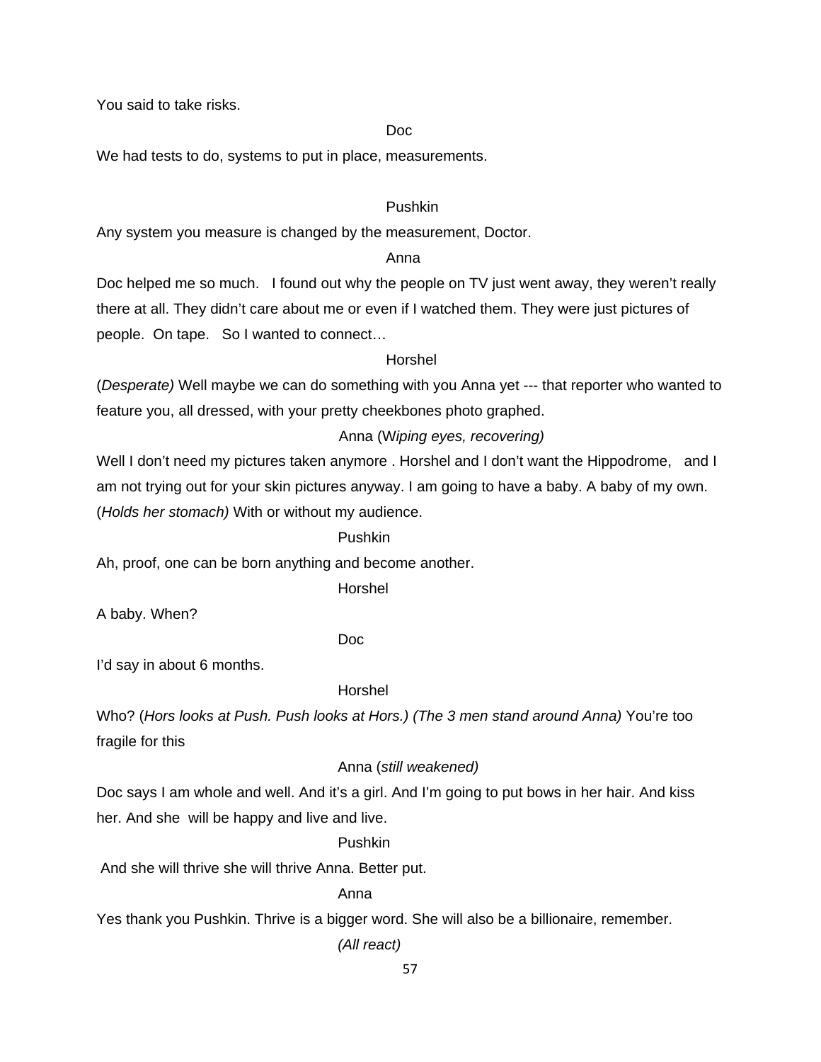You said to take risks.

Doc

We had tests to do, systems to put in place, measurements.

Pushkin

Any system you measure is changed by the measurement, Doctor.

Anna

Doc helped me so much.   I found out why the people on TV just went away, they weren't really there at all. They didn't care about me or even if I watched them. They were just pictures of people.  On tape.   So I wanted to connect…

Horshel

(*Desperate)* Well maybe we can do something with you Anna yet --- that reporter who wanted to feature you, all dressed, with your pretty cheekbones photo graphed.

Anna (W*iping eyes, recovering)*

Well I don't need my pictures taken anymore . Horshel and I don't want the Hippodrome,   and I am not trying out for your skin pictures anyway. I am going to have a baby. A baby of my own. (*Holds her stomach)* With or without my audience.

Pushkin

Ah, proof, one can be born anything and become another.

Horshel

A baby. When?

Doc

I'd say in about 6 months.

Horshel

Who? (*Hors looks at Push. Push looks at Hors.) (The 3 men stand around Anna)* You're too fragile for this

Anna (*still weakened)*

Doc says I am whole and well. And it's a girl. And I'm going to put bows in her hair. And kiss her. And she  will be happy and live and live.

Pushkin

And she will thrive she will thrive Anna. Better put.

Anna

Yes thank you Pushkin. Thrive is a bigger word. She will also be a billionaire, remember.

*(All react)*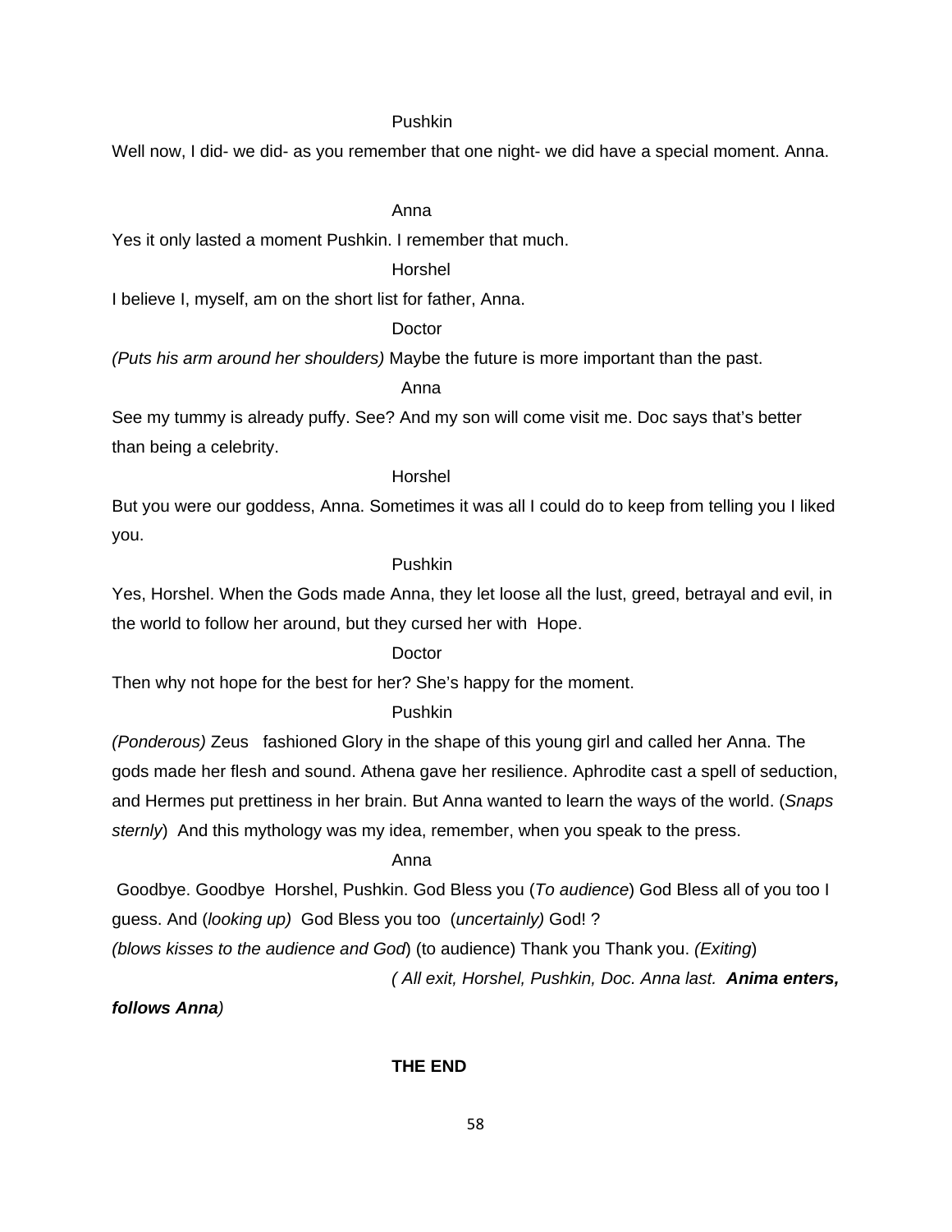Pushkin

Well now, I did- we did- as you remember that one night- we did have a special moment. Anna.

Anna

Yes it only lasted a moment Pushkin. I remember that much.

Horshel

I believe I, myself, am on the short list for father, Anna.

Doctor

*(Puts his arm around her shoulders)* Maybe the future is more important than the past.

Anna

See my tummy is already puffy. See? And my son will come visit me. Doc says that's better than being a celebrity.

Horshel

But you were our goddess, Anna. Sometimes it was all I could do to keep from telling you I liked you.

Pushkin

Yes, Horshel. When the Gods made Anna, they let loose all the lust, greed, betrayal and evil, in the world to follow her around, but they cursed her with Hope.

Doctor

Then why not hope for the best for her? She's happy for the moment.

Pushkin

*(Ponderous)* Zeus fashioned Glory in the shape of this young girl and called her Anna. The gods made her flesh and sound. Athena gave her resilience. Aphrodite cast a spell of seduction, and Hermes put prettiness in her brain. But Anna wanted to learn the ways of the world. (*Snaps sternly*) And this mythology was my idea, remember, when you speak to the press.

Anna

Goodbye. Goodbye Horshel, Pushkin. God Bless you (*To audience*) God Bless all of you too I guess. And (*looking up)* God Bless you too (*uncertainly)* God! ?
*(blows kisses to the audience and God*) (to audience) Thank you Thank you. *(Exiting*)

*( All exit, Horshel, Pushkin, Doc. Anna last.* ***Anima enters, follows Anna****)*

**THE END**